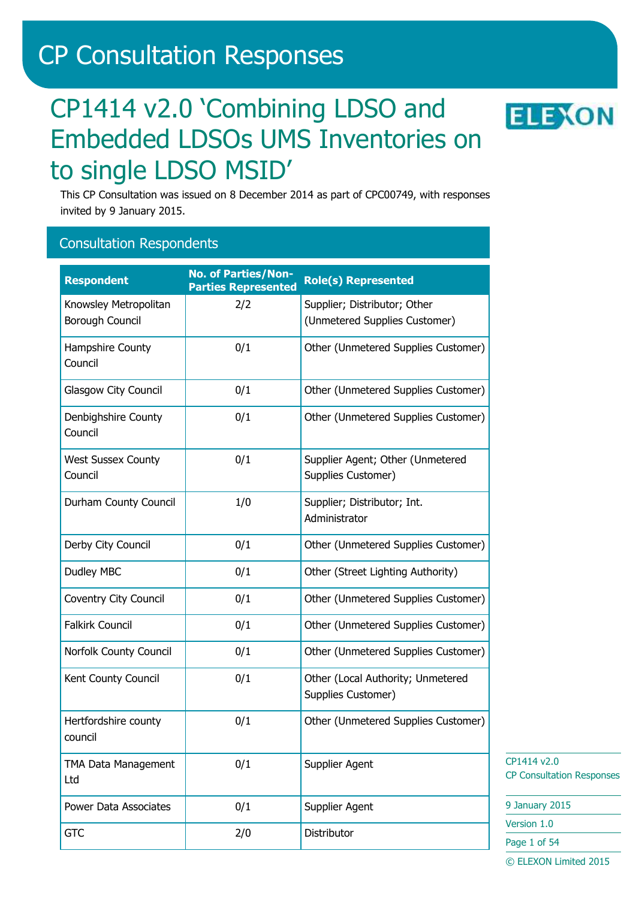# CP Consultation Responses

## CP1414 v2.0 'Combining LDSO and Embedded LDSOs UMS Inventories on to single LDSO MSID'

This CP Consultation was issued on 8 December 2014 as part of CPC00749, with responses invited by 9 January 2015.

### Consultation Respondents

| Respondent | No. of Parties/Non-Parties Represented | Role(s) Represented |
|---|---|---|
| Knowsley Metropolitan Borough Council | 2/2 | Supplier; Distributor; Other (Unmetered Supplies Customer) |
| Hampshire County Council | 0/1 | Other (Unmetered Supplies Customer) |
| Glasgow City Council | 0/1 | Other (Unmetered Supplies Customer) |
| Denbighshire County Council | 0/1 | Other (Unmetered Supplies Customer) |
| West Sussex County Council | 0/1 | Supplier Agent; Other (Unmetered Supplies Customer) |
| Durham County Council | 1/0 | Supplier; Distributor; Int. Administrator |
| Derby City Council | 0/1 | Other (Unmetered Supplies Customer) |
| Dudley MBC | 0/1 | Other (Street Lighting Authority) |
| Coventry City Council | 0/1 | Other (Unmetered Supplies Customer) |
| Falkirk Council | 0/1 | Other (Unmetered Supplies Customer) |
| Norfolk County Council | 0/1 | Other (Unmetered Supplies Customer) |
| Kent County Council | 0/1 | Other (Local Authority; Unmetered Supplies Customer) |
| Hertfordshire county council | 0/1 | Other (Unmetered Supplies Customer) |
| TMA Data Management Ltd | 0/1 | Supplier Agent |
| Power Data Associates | 0/1 | Supplier Agent |
| GTC | 2/0 | Distributor |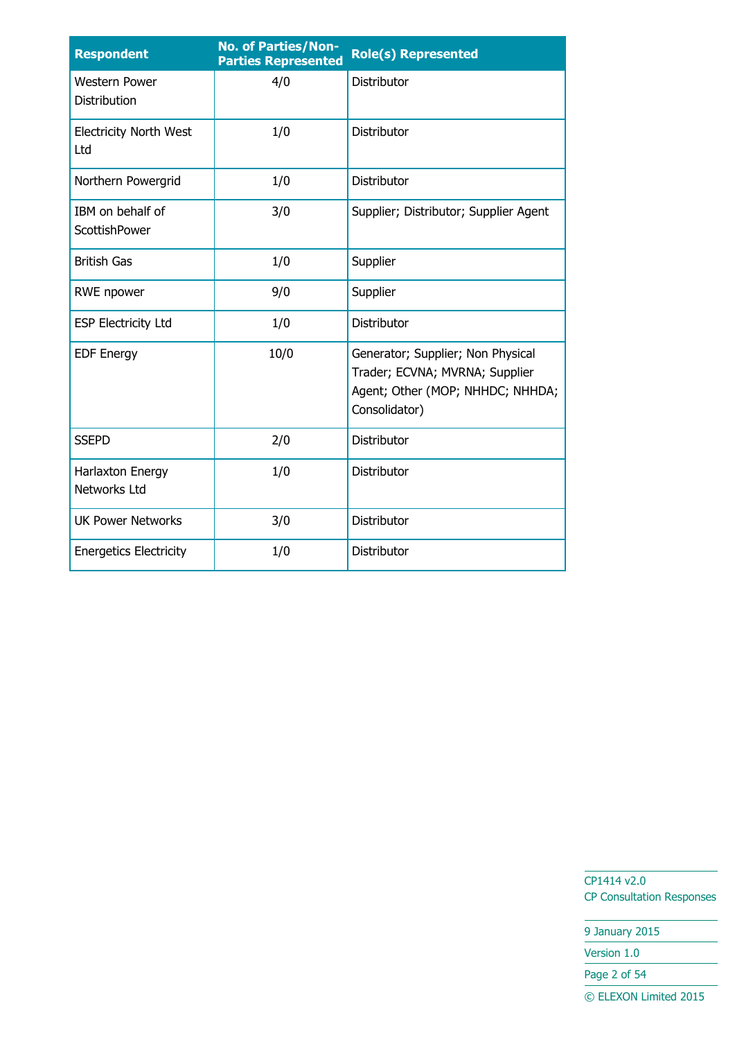| Respondent | No. of Parties/Non-Parties Represented | Role(s) Represented |
|---|---|---|
| Western Power Distribution | 4/0 | Distributor |
| Electricity North West Ltd | 1/0 | Distributor |
| Northern Powergrid | 1/0 | Distributor |
| IBM on behalf of ScottishPower | 3/0 | Supplier; Distributor; Supplier Agent |
| British Gas | 1/0 | Supplier |
| RWE npower | 9/0 | Supplier |
| ESP Electricity Ltd | 1/0 | Distributor |
| EDF Energy | 10/0 | Generator; Supplier; Non Physical Trader; ECVNA; MVRNA; Supplier Agent; Other (MOP; NHHDC; NHHDA; Consolidator) |
| SSEPD | 2/0 | Distributor |
| Harlaxton Energy Networks Ltd | 1/0 | Distributor |
| UK Power Networks | 3/0 | Distributor |
| Energetics Electricity | 1/0 | Distributor |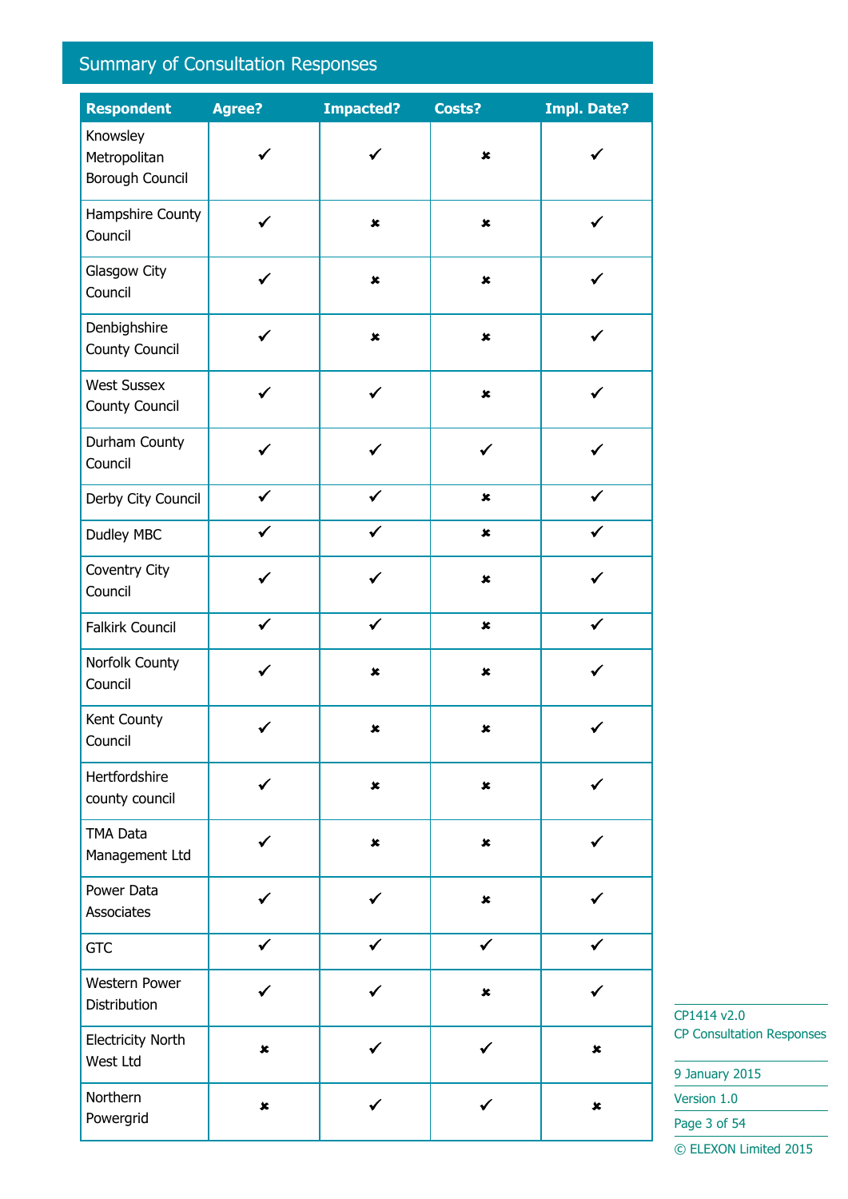## Summary of Consultation Responses

| Respondent | Agree? | Impacted? | Costs? | Impl. Date? |
|---|---|---|---|---|
| Knowsley Metropolitan Borough Council | ✔ | ✔ | ✘ | ✔ |
| Hampshire County Council | ✔ | ✘ | ✘ | ✔ |
| Glasgow City Council | ✔ | ✘ | ✘ | ✔ |
| Denbighshire County Council | ✔ | ✘ | ✘ | ✔ |
| West Sussex County Council | ✔ | ✔ | ✘ | ✔ |
| Durham County Council | ✔ | ✔ | ✔ | ✔ |
| Derby City Council | ✔ | ✔ | ✘ | ✔ |
| Dudley MBC | ✔ | ✔ | ✘ | ✔ |
| Coventry City Council | ✔ | ✔ | ✘ | ✔ |
| Falkirk Council | ✔ | ✔ | ✘ | ✔ |
| Norfolk County Council | ✔ | ✘ | ✘ | ✔ |
| Kent County Council | ✔ | ✘ | ✘ | ✔ |
| Hertfordshire county council | ✔ | ✘ | ✘ | ✔ |
| TMA Data Management Ltd | ✔ | ✘ | ✘ | ✔ |
| Power Data Associates | ✔ | ✔ | ✘ | ✔ |
| GTC | ✔ | ✔ | ✔ | ✔ |
| Western Power Distribution | ✔ | ✔ | ✘ | ✔ |
| Electricity North West Ltd | ✘ | ✔ | ✔ | ✘ |
| Northern Powergrid | ✘ | ✔ | ✔ | ✘ |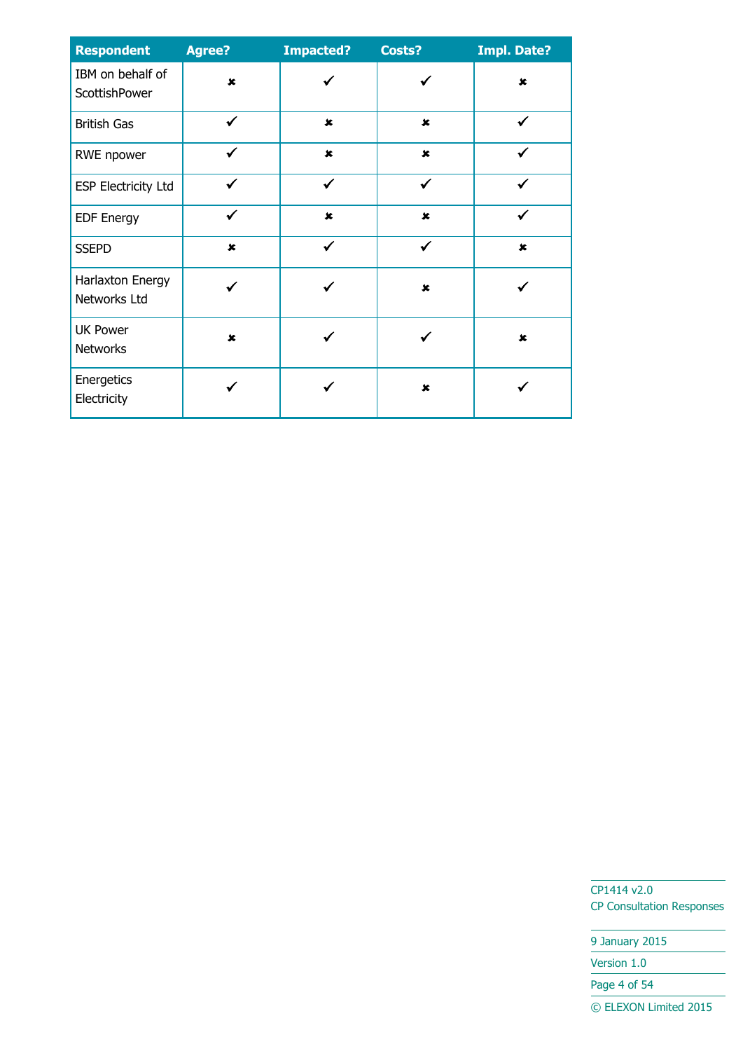| Respondent | Agree? | Impacted? | Costs? | Impl. Date? |
|---|---|---|---|---|
| IBM on behalf of ScottishPower | ✘ | ✔ | ✔ | ✘ |
| British Gas | ✔ | ✘ | ✘ | ✔ |
| RWE npower | ✔ | ✘ | ✘ | ✔ |
| ESP Electricity Ltd | ✔ | ✔ | ✔ | ✔ |
| EDF Energy | ✔ | ✘ | ✘ | ✔ |
| SSEPD | ✘ | ✔ | ✔ | ✘ |
| Harlaxton Energy Networks Ltd | ✔ | ✔ | ✘ | ✔ |
| UK Power Networks | ✘ | ✔ | ✔ | ✘ |
| Energetics Electricity | ✔ | ✔ | ✘ | ✔ |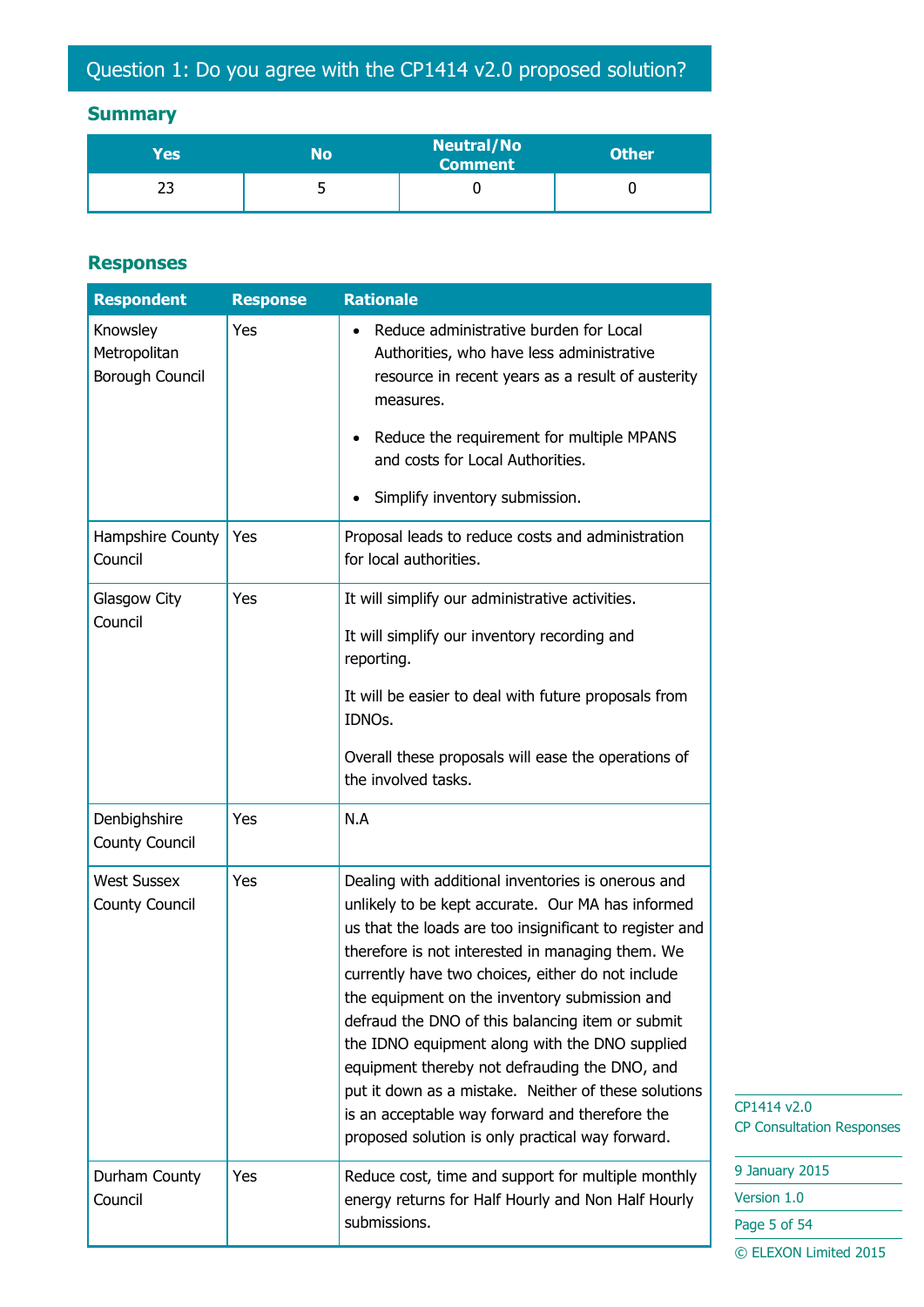## Question 1: Do you agree with the CP1414 v2.0 proposed solution?

### Summary

| Yes | No | Neutral/No Comment | Other |
|---|---|---|---|
| 23 | 5 | 0 | 0 |

### Responses

| Respondent | Response | Rationale |
|---|---|---|
| Knowsley Metropolitan Borough Council | Yes | • Reduce administrative burden for Local Authorities, who have less administrative resource in recent years as a result of austerity measures.<br>• Reduce the requirement for multiple MPANS and costs for Local Authorities.<br>• Simplify inventory submission. |
| Hampshire County Council | Yes | Proposal leads to reduce costs and administration for local authorities. |
| Glasgow City Council | Yes | It will simplify our administrative activities.<br>It will simplify our inventory recording and reporting.<br>It will be easier to deal with future proposals from IDNOs.<br>Overall these proposals will ease the operations of the involved tasks. |
| Denbighshire County Council | Yes | N.A |
| West Sussex County Council | Yes | Dealing with additional inventories is onerous and unlikely to be kept accurate. Our MA has informed us that the loads are too insignificant to register and therefore is not interested in managing them. We currently have two choices, either do not include the equipment on the inventory submission and defraud the DNO of this balancing item or submit the IDNO equipment along with the DNO supplied equipment thereby not defrauding the DNO, and put it down as a mistake. Neither of these solutions is an acceptable way forward and therefore the proposed solution is only practical way forward. |
| Durham County Council | Yes | Reduce cost, time and support for multiple monthly energy returns for Half Hourly and Non Half Hourly submissions. |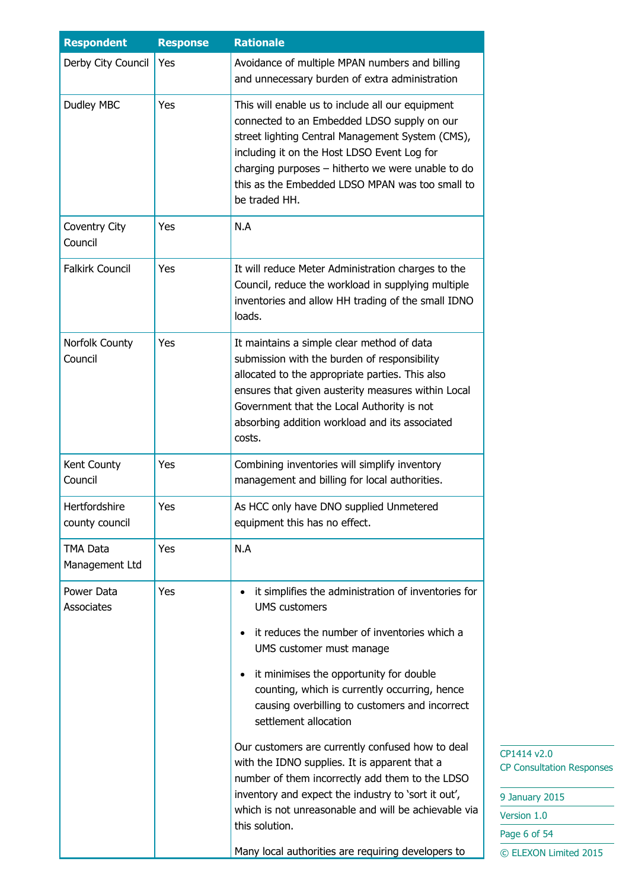| Respondent | Response | Rationale |
| --- | --- | --- |
| Derby City Council | Yes | Avoidance of multiple MPAN numbers and billing and unnecessary burden of extra administration |
| Dudley MBC | Yes | This will enable us to include all our equipment connected to an Embedded LDSO supply on our street lighting Central Management System (CMS), including it on the Host LDSO Event Log for charging purposes – hitherto we were unable to do this as the Embedded LDSO MPAN was too small to be traded HH. |
| Coventry City Council | Yes | N.A |
| Falkirk Council | Yes | It will reduce Meter Administration charges to the Council, reduce the workload in supplying multiple inventories and allow HH trading of the small IDNO loads. |
| Norfolk County Council | Yes | It maintains a simple clear method of data submission with the burden of responsibility allocated to the appropriate parties. This also ensures that given austerity measures within Local Government that the Local Authority is not absorbing addition workload and its associated costs. |
| Kent County Council | Yes | Combining inventories will simplify inventory management and billing for local authorities. |
| Hertfordshire county council | Yes | As HCC only have DNO supplied Unmetered equipment this has no effect. |
| TMA Data Management Ltd | Yes | N.A |
| Power Data Associates | Yes | • it simplifies the administration of inventories for UMS customers<br>• it reduces the number of inventories which a UMS customer must manage<br>• it minimises the opportunity for double counting, which is currently occurring, hence causing overbilling to customers and incorrect settlement allocation<br><br>Our customers are currently confused how to deal with the IDNO supplies. It is apparent that a number of them incorrectly add them to the LDSO inventory and expect the industry to 'sort it out', which is not unreasonable and will be achievable via this solution.<br><br>Many local authorities are requiring developers to |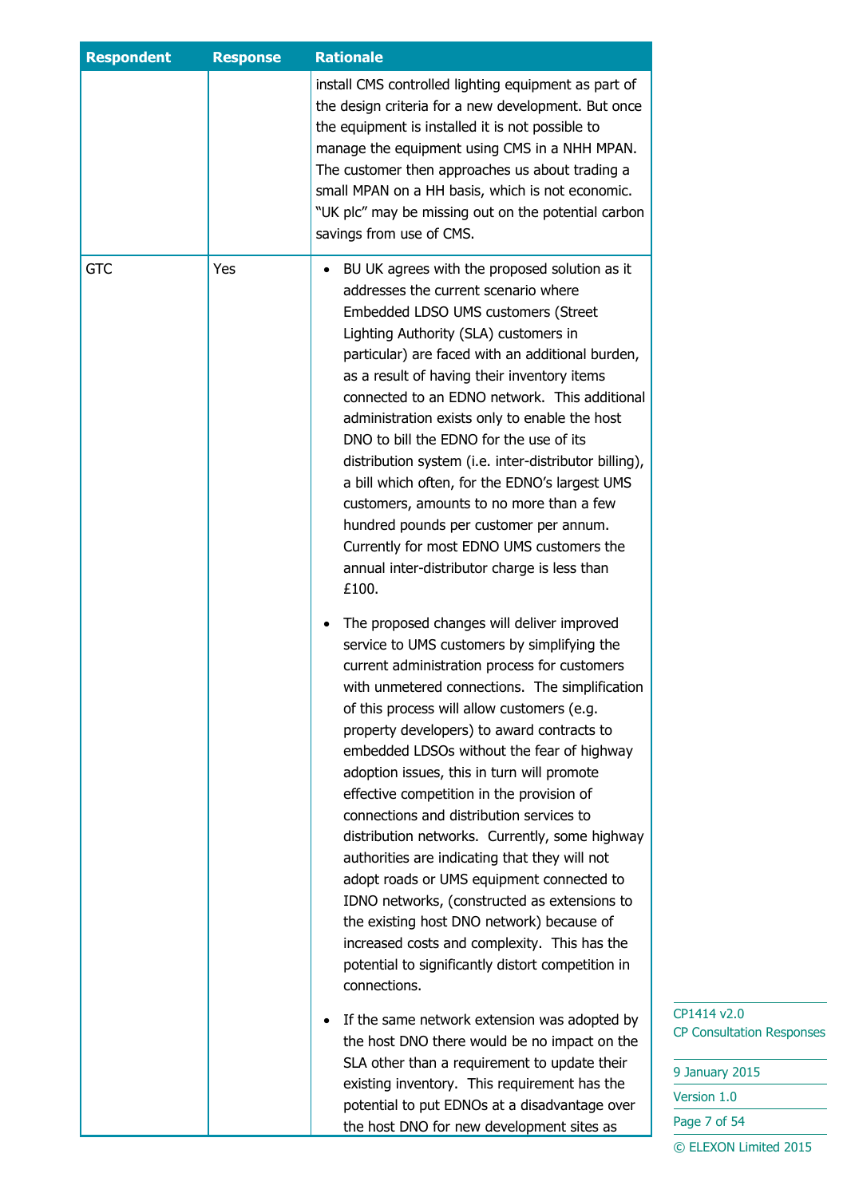| Respondent | Response | Rationale |
|---|---|---|
| | | install CMS controlled lighting equipment as part of the design criteria for a new development. But once the equipment is installed it is not possible to manage the equipment using CMS in a NHH MPAN. The customer then approaches us about trading a small MPAN on a HH basis, which is not economic. "UK plc" may be missing out on the potential carbon savings from use of CMS. |
| GTC | Yes | • BU UK agrees with the proposed solution as it addresses the current scenario where Embedded LDSO UMS customers (Street Lighting Authority (SLA) customers in particular) are faced with an additional burden, as a result of having their inventory items connected to an EDNO network. This additional administration exists only to enable the host DNO to bill the EDNO for the use of its distribution system (i.e. inter-distributor billing), a bill which often, for the EDNO's largest UMS customers, amounts to no more than a few hundred pounds per customer per annum. Currently for most EDNO UMS customers the annual inter-distributor charge is less than £100.<br><br>• The proposed changes will deliver improved service to UMS customers by simplifying the current administration process for customers with unmetered connections. The simplification of this process will allow customers (e.g. property developers) to award contracts to embedded LDSOs without the fear of highway adoption issues, this in turn will promote effective competition in the provision of connections and distribution services to distribution networks. Currently, some highway authorities are indicating that they will not adopt roads or UMS equipment connected to IDNO networks, (constructed as extensions to the existing host DNO network) because of increased costs and complexity. This has the potential to significantly distort competition in connections.<br><br>• If the same network extension was adopted by the host DNO there would be no impact on the SLA other than a requirement to update their existing inventory. This requirement has the potential to put EDNOs at a disadvantage over the host DNO for new development sites as |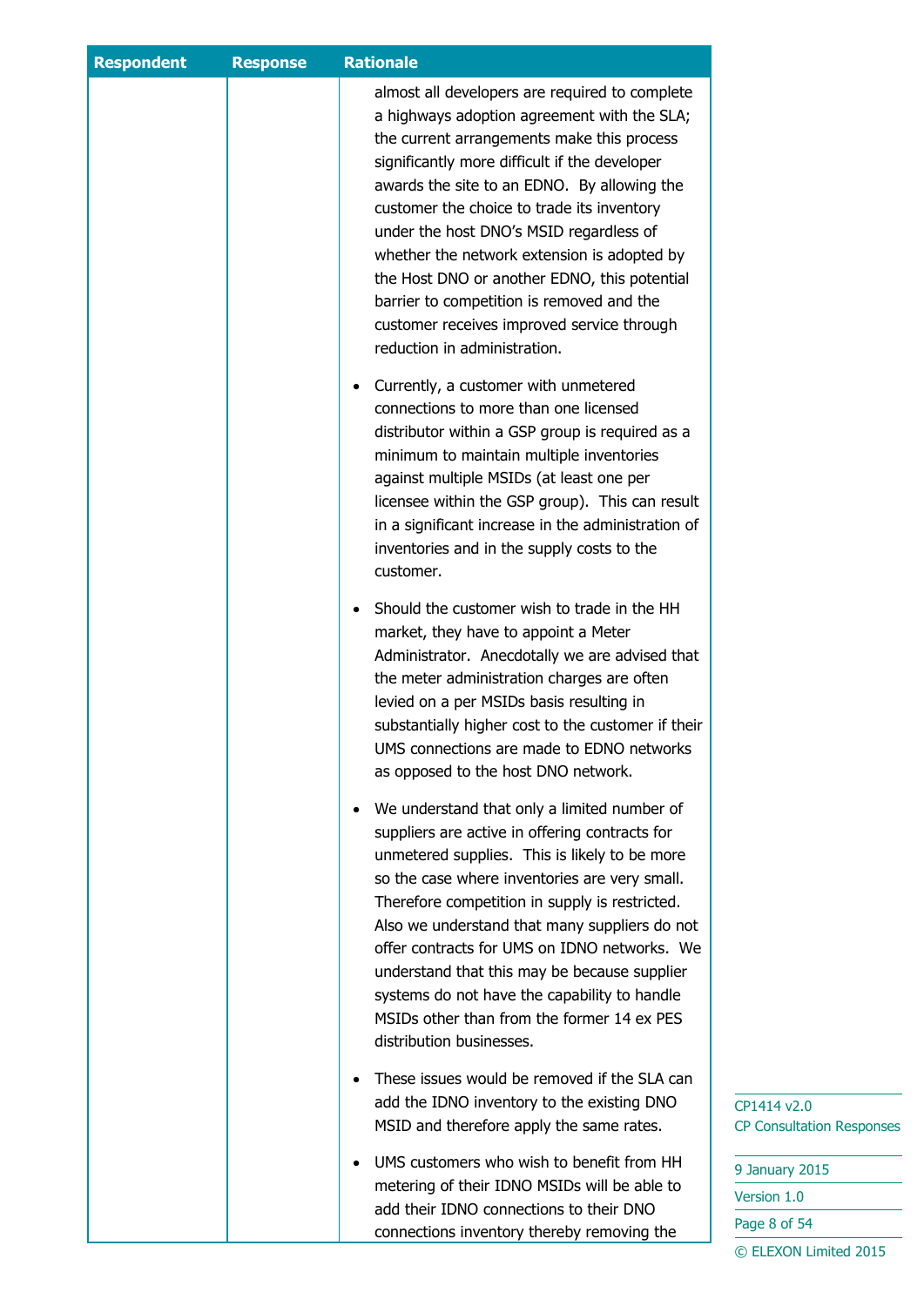| Respondent | Response | Rationale |
|---|---|---|
| | | almost all developers are required to complete a highways adoption agreement with the SLA; the current arrangements make this process significantly more difficult if the developer awards the site to an EDNO. By allowing the customer the choice to trade its inventory under the host DNO's MSID regardless of whether the network extension is adopted by the Host DNO or another EDNO, this potential barrier to competition is removed and the customer receives improved service through reduction in administration.<br><br>• Currently, a customer with unmetered connections to more than one licensed distributor within a GSP group is required as a minimum to maintain multiple inventories against multiple MSIDs (at least one per licensee within the GSP group). This can result in a significant increase in the administration of inventories and in the supply costs to the customer.<br><br>• Should the customer wish to trade in the HH market, they have to appoint a Meter Administrator. Anecdotally we are advised that the meter administration charges are often levied on a per MSIDs basis resulting in substantially higher cost to the customer if their UMS connections are made to EDNO networks as opposed to the host DNO network.<br><br>• We understand that only a limited number of suppliers are active in offering contracts for unmetered supplies. This is likely to be more so the case where inventories are very small. Therefore competition in supply is restricted. Also we understand that many suppliers do not offer contracts for UMS on IDNO networks. We understand that this may be because supplier systems do not have the capability to handle MSIDs other than from the former 14 ex PES distribution businesses.<br><br>• These issues would be removed if the SLA can add the IDNO inventory to the existing DNO MSID and therefore apply the same rates.<br><br>• UMS customers who wish to benefit from HH metering of their IDNO MSIDs will be able to add their IDNO connections to their DNO connections inventory thereby removing the |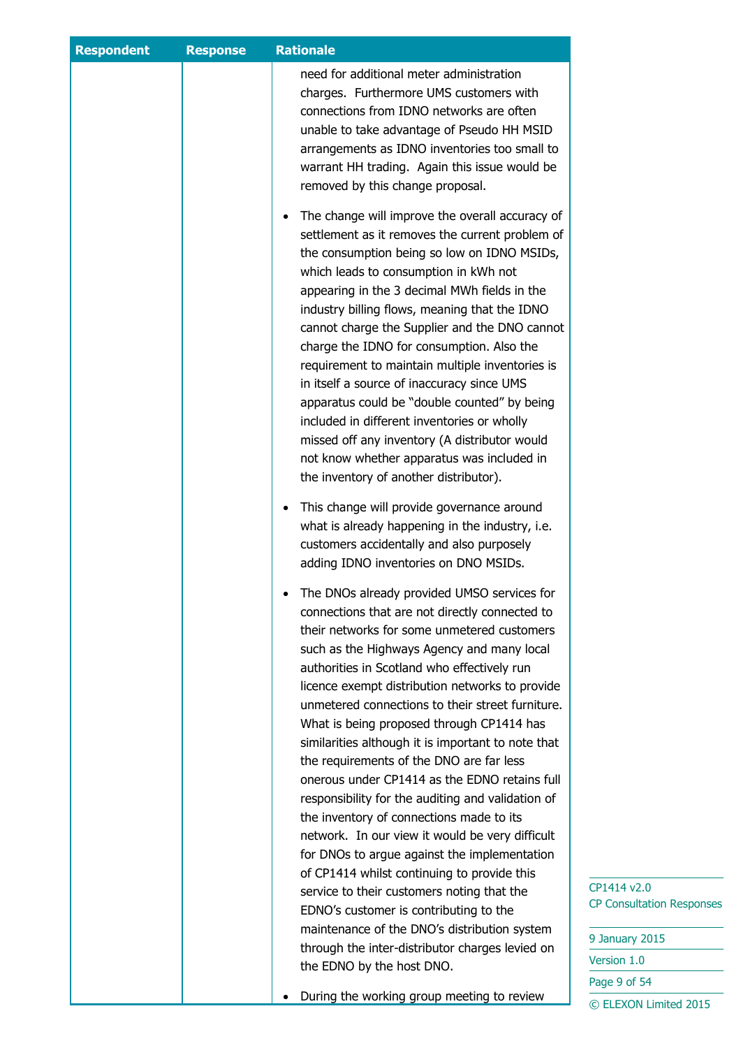| Respondent | Response | Rationale |
| --- | --- | --- |
| | | need for additional meter administration charges. Furthermore UMS customers with connections from IDNO networks are often unable to take advantage of Pseudo HH MSID arrangements as IDNO inventories too small to warrant HH trading. Again this issue would be removed by this change proposal.<br><br>• The change will improve the overall accuracy of settlement as it removes the current problem of the consumption being so low on IDNO MSIDs, which leads to consumption in kWh not appearing in the 3 decimal MWh fields in the industry billing flows, meaning that the IDNO cannot charge the Supplier and the DNO cannot charge the IDNO for consumption. Also the requirement to maintain multiple inventories is in itself a source of inaccuracy since UMS apparatus could be "double counted" by being included in different inventories or wholly missed off any inventory (A distributor would not know whether apparatus was included in the inventory of another distributor).<br><br>• This change will provide governance around what is already happening in the industry, i.e. customers accidentally and also purposely adding IDNO inventories on DNO MSIDs.<br><br>• The DNOs already provided UMSO services for connections that are not directly connected to their networks for some unmetered customers such as the Highways Agency and many local authorities in Scotland who effectively run licence exempt distribution networks to provide unmetered connections to their street furniture. What is being proposed through CP1414 has similarities although it is important to note that the requirements of the DNO are far less onerous under CP1414 as the EDNO retains full responsibility for the auditing and validation of the inventory of connections made to its network. In our view it would be very difficult for DNOs to argue against the implementation of CP1414 whilst continuing to provide this service to their customers noting that the EDNO's customer is contributing to the maintenance of the DNO's distribution system through the inter-distributor charges levied on the EDNO by the host DNO.<br><br>• During the working group meeting to review |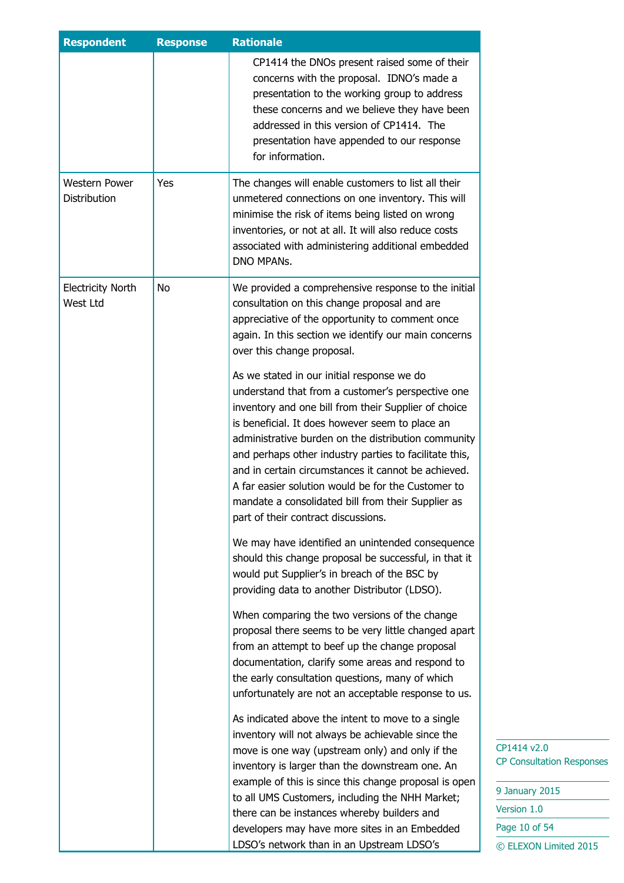| Respondent | Response | Rationale |
|---|---|---|
| | | CP1414 the DNOs present raised some of their concerns with the proposal. IDNO's made a presentation to the working group to address these concerns and we believe they have been addressed in this version of CP1414. The presentation have appended to our response for information. |
| Western Power Distribution | Yes | The changes will enable customers to list all their unmetered connections on one inventory. This will minimise the risk of items being listed on wrong inventories, or not at all. It will also reduce costs associated with administering additional embedded DNO MPANs. |
| Electricity North West Ltd | No | We provided a comprehensive response to the initial consultation on this change proposal and are appreciative of the opportunity to comment once again. In this section we identify our main concerns over this change proposal.<br><br>As we stated in our initial response we do understand that from a customer's perspective one inventory and one bill from their Supplier of choice is beneficial. It does however seem to place an administrative burden on the distribution community and perhaps other industry parties to facilitate this, and in certain circumstances it cannot be achieved. A far easier solution would be for the Customer to mandate a consolidated bill from their Supplier as part of their contract discussions.<br><br>We may have identified an unintended consequence should this change proposal be successful, in that it would put Supplier's in breach of the BSC by providing data to another Distributor (LDSO).<br><br>When comparing the two versions of the change proposal there seems to be very little changed apart from an attempt to beef up the change proposal documentation, clarify some areas and respond to the early consultation questions, many of which unfortunately are not an acceptable response to us.<br><br>As indicated above the intent to move to a single inventory will not always be achievable since the move is one way (upstream only) and only if the inventory is larger than the downstream one. An example of this is since this change proposal is open to all UMS Customers, including the NHH Market; there can be instances whereby builders and developers may have more sites in an Embedded LDSO's network than in an Upstream LDSO's |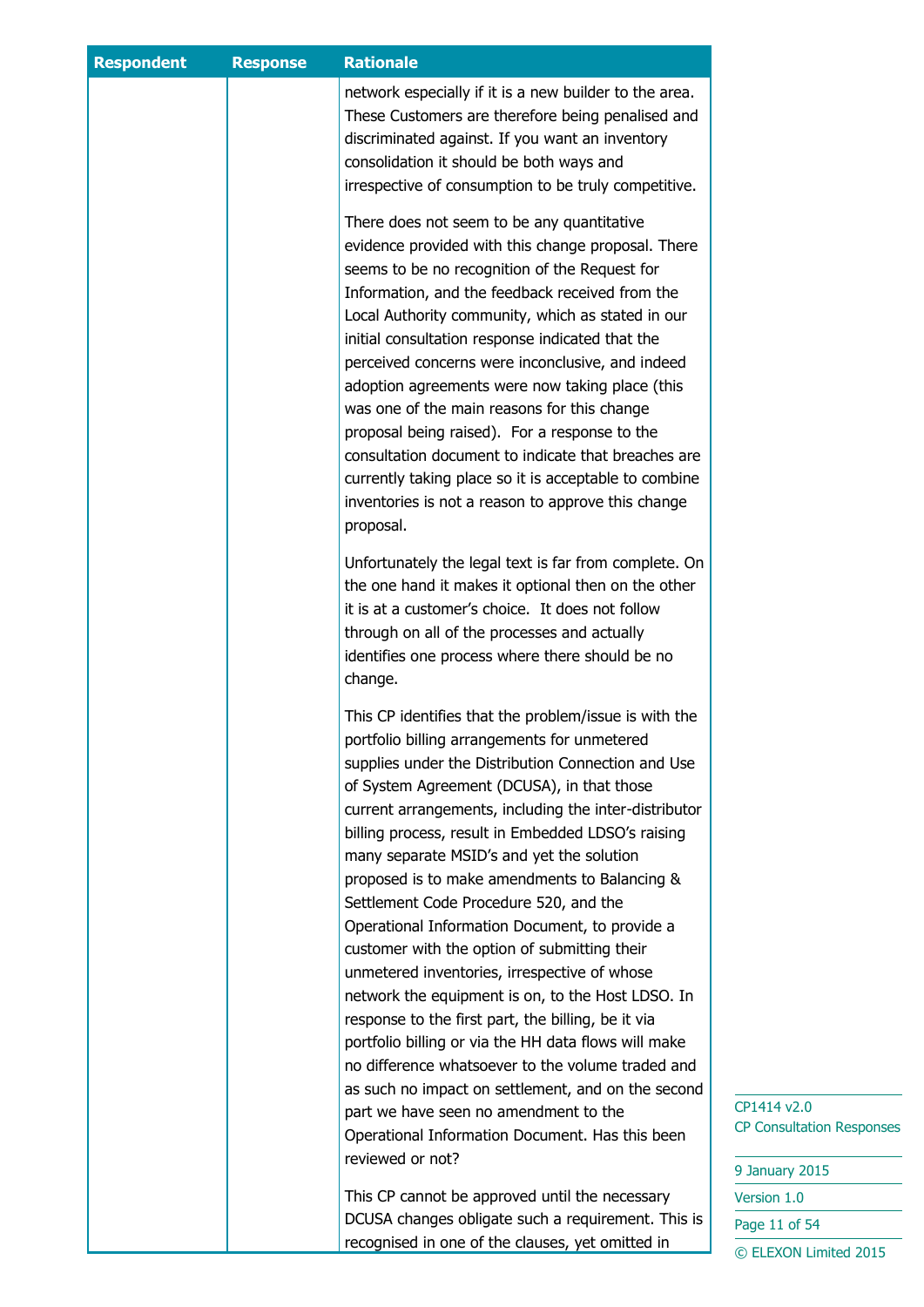| Respondent | Response | Rationale |
|---|---|---|
| | | network especially if it is a new builder to the area. These Customers are therefore being penalised and discriminated against. If you want an inventory consolidation it should be both ways and irrespective of consumption to be truly competitive.<br><br>There does not seem to be any quantitative evidence provided with this change proposal. There seems to be no recognition of the Request for Information, and the feedback received from the Local Authority community, which as stated in our initial consultation response indicated that the perceived concerns were inconclusive, and indeed adoption agreements were now taking place (this was one of the main reasons for this change proposal being raised).  For a response to the consultation document to indicate that breaches are currently taking place so it is acceptable to combine inventories is not a reason to approve this change proposal.<br><br>Unfortunately the legal text is far from complete. On the one hand it makes it optional then on the other it is at a customer's choice.  It does not follow through on all of the processes and actually identifies one process where there should be no change.<br><br>This CP identifies that the problem/issue is with the portfolio billing arrangements for unmetered supplies under the Distribution Connection and Use of System Agreement (DCUSA), in that those current arrangements, including the inter-distributor billing process, result in Embedded LDSO's raising many separate MSID's and yet the solution proposed is to make amendments to Balancing & Settlement Code Procedure 520, and the Operational Information Document, to provide a customer with the option of submitting their unmetered inventories, irrespective of whose network the equipment is on, to the Host LDSO. In response to the first part, the billing, be it via portfolio billing or via the HH data flows will make no difference whatsoever to the volume traded and as such no impact on settlement, and on the second part we have seen no amendment to the Operational Information Document. Has this been reviewed or not?<br><br>This CP cannot be approved until the necessary DCUSA changes obligate such a requirement. This is recognised in one of the clauses, yet omitted in |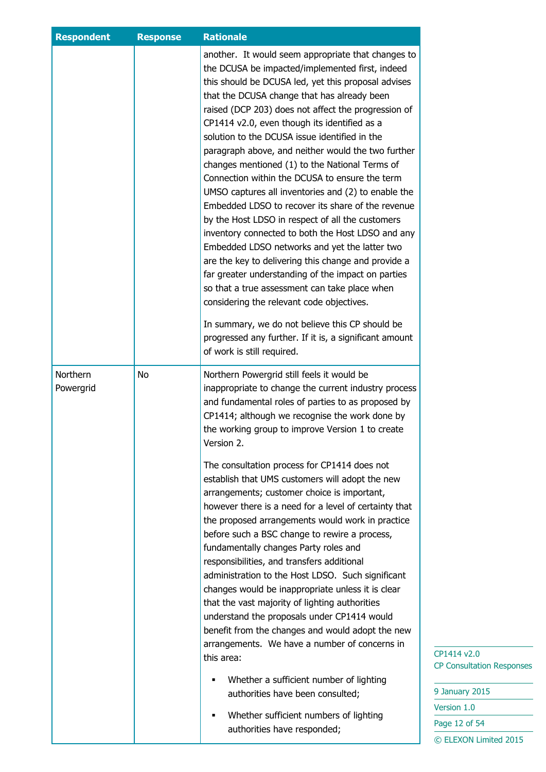| Respondent | Response | Rationale |
|---|---|---|
| | | another. It would seem appropriate that changes to the DCUSA be impacted/implemented first, indeed this should be DCUSA led, yet this proposal advises that the DCUSA change that has already been raised (DCP 203) does not affect the progression of CP1414 v2.0, even though its identified as a solution to the DCUSA issue identified in the paragraph above, and neither would the two further changes mentioned (1) to the National Terms of Connection within the DCUSA to ensure the term UMSO captures all inventories and (2) to enable the Embedded LDSO to recover its share of the revenue by the Host LDSO in respect of all the customers inventory connected to both the Host LDSO and any Embedded LDSO networks and yet the latter two are the key to delivering this change and provide a far greater understanding of the impact on parties so that a true assessment can take place when considering the relevant code objectives.<br><br>In summary, we do not believe this CP should be progressed any further. If it is, a significant amount of work is still required. |
| Northern Powergrid | No | Northern Powergrid still feels it would be inappropriate to change the current industry process and fundamental roles of parties to as proposed by CP1414; although we recognise the work done by the working group to improve Version 1 to create Version 2.<br><br>The consultation process for CP1414 does not establish that UMS customers will adopt the new arrangements; customer choice is important, however there is a need for a level of certainty that the proposed arrangements would work in practice before such a BSC change to rewire a process, fundamentally changes Party roles and responsibilities, and transfers additional administration to the Host LDSO. Such significant changes would be inappropriate unless it is clear that the vast majority of lighting authorities understand the proposals under CP1414 would benefit from the changes and would adopt the new arrangements. We have a number of concerns in this area:<br><br>▪ Whether a sufficient number of lighting authorities have been consulted;<br><br>▪ Whether sufficient numbers of lighting authorities have responded; |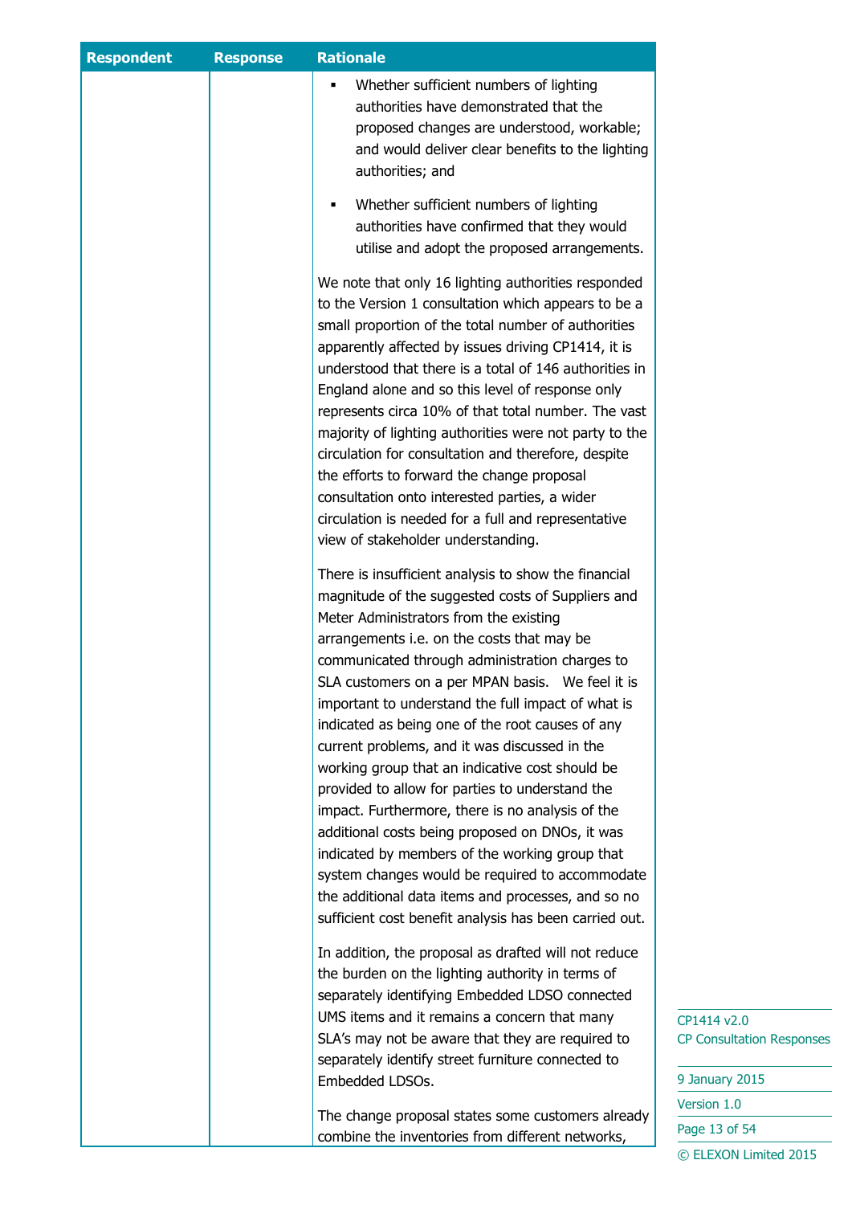| Respondent | Response | Rationale |
|---|---|---|
| | | ▪ Whether sufficient numbers of lighting authorities have demonstrated that the proposed changes are understood, workable; and would deliver clear benefits to the lighting authorities; and<br><br>▪ Whether sufficient numbers of lighting authorities have confirmed that they would utilise and adopt the proposed arrangements.<br><br>We note that only 16 lighting authorities responded to the Version 1 consultation which appears to be a small proportion of the total number of authorities apparently affected by issues driving CP1414, it is understood that there is a total of 146 authorities in England alone and so this level of response only represents circa 10% of that total number. The vast majority of lighting authorities were not party to the circulation for consultation and therefore, despite the efforts to forward the change proposal consultation onto interested parties, a wider circulation is needed for a full and representative view of stakeholder understanding.<br><br>There is insufficient analysis to show the financial magnitude of the suggested costs of Suppliers and Meter Administrators from the existing arrangements i.e. on the costs that may be communicated through administration charges to SLA customers on a per MPAN basis. We feel it is important to understand the full impact of what is indicated as being one of the root causes of any current problems, and it was discussed in the working group that an indicative cost should be provided to allow for parties to understand the impact. Furthermore, there is no analysis of the additional costs being proposed on DNOs, it was indicated by members of the working group that system changes would be required to accommodate the additional data items and processes, and so no sufficient cost benefit analysis has been carried out.<br><br>In addition, the proposal as drafted will not reduce the burden on the lighting authority in terms of separately identifying Embedded LDSO connected UMS items and it remains a concern that many SLA's may not be aware that they are required to separately identify street furniture connected to Embedded LDSOs.<br><br>The change proposal states some customers already combine the inventories from different networks, |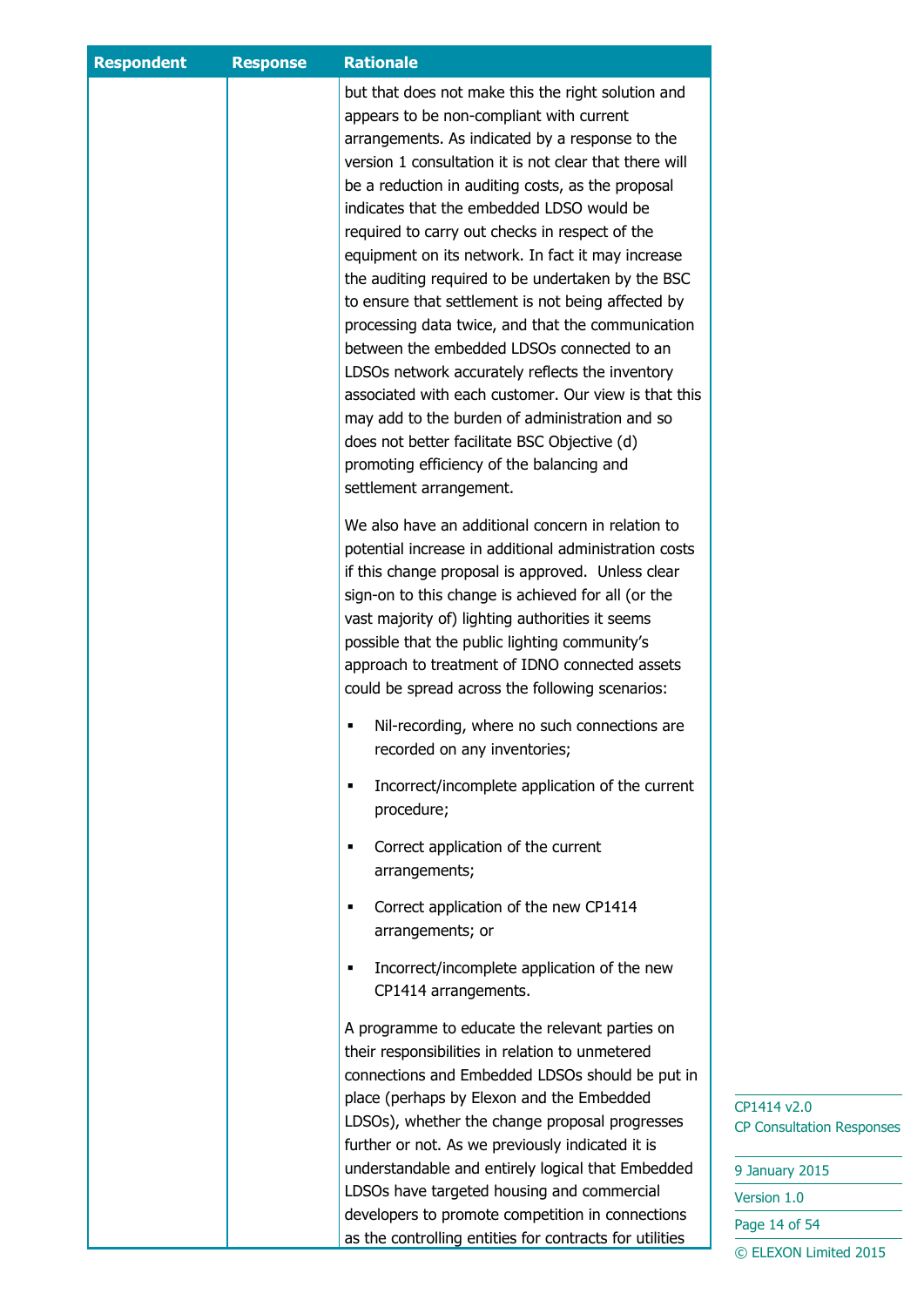| Respondent | Response | Rationale |
|---|---|---|
| | | but that does not make this the right solution and appears to be non-compliant with current arrangements. As indicated by a response to the version 1 consultation it is not clear that there will be a reduction in auditing costs, as the proposal indicates that the embedded LDSO would be required to carry out checks in respect of the equipment on its network. In fact it may increase the auditing required to be undertaken by the BSC to ensure that settlement is not being affected by processing data twice, and that the communication between the embedded LDSOs connected to an LDSOs network accurately reflects the inventory associated with each customer. Our view is that this may add to the burden of administration and so does not better facilitate BSC Objective (d) promoting efficiency of the balancing and settlement arrangement.<br><br>We also have an additional concern in relation to potential increase in additional administration costs if this change proposal is approved. Unless clear sign-on to this change is achieved for all (or the vast majority of) lighting authorities it seems possible that the public lighting community's approach to treatment of IDNO connected assets could be spread across the following scenarios:<br><br>▪ Nil-recording, where no such connections are recorded on any inventories;<br>▪ Incorrect/incomplete application of the current procedure;<br>▪ Correct application of the current arrangements;<br>▪ Correct application of the new CP1414 arrangements; or<br>▪ Incorrect/incomplete application of the new CP1414 arrangements.<br><br>A programme to educate the relevant parties on their responsibilities in relation to unmetered connections and Embedded LDSOs should be put in place (perhaps by Elexon and the Embedded LDSOs), whether the change proposal progresses further or not. As we previously indicated it is understandable and entirely logical that Embedded LDSOs have targeted housing and commercial developers to promote competition in connections as the controlling entities for contracts for utilities |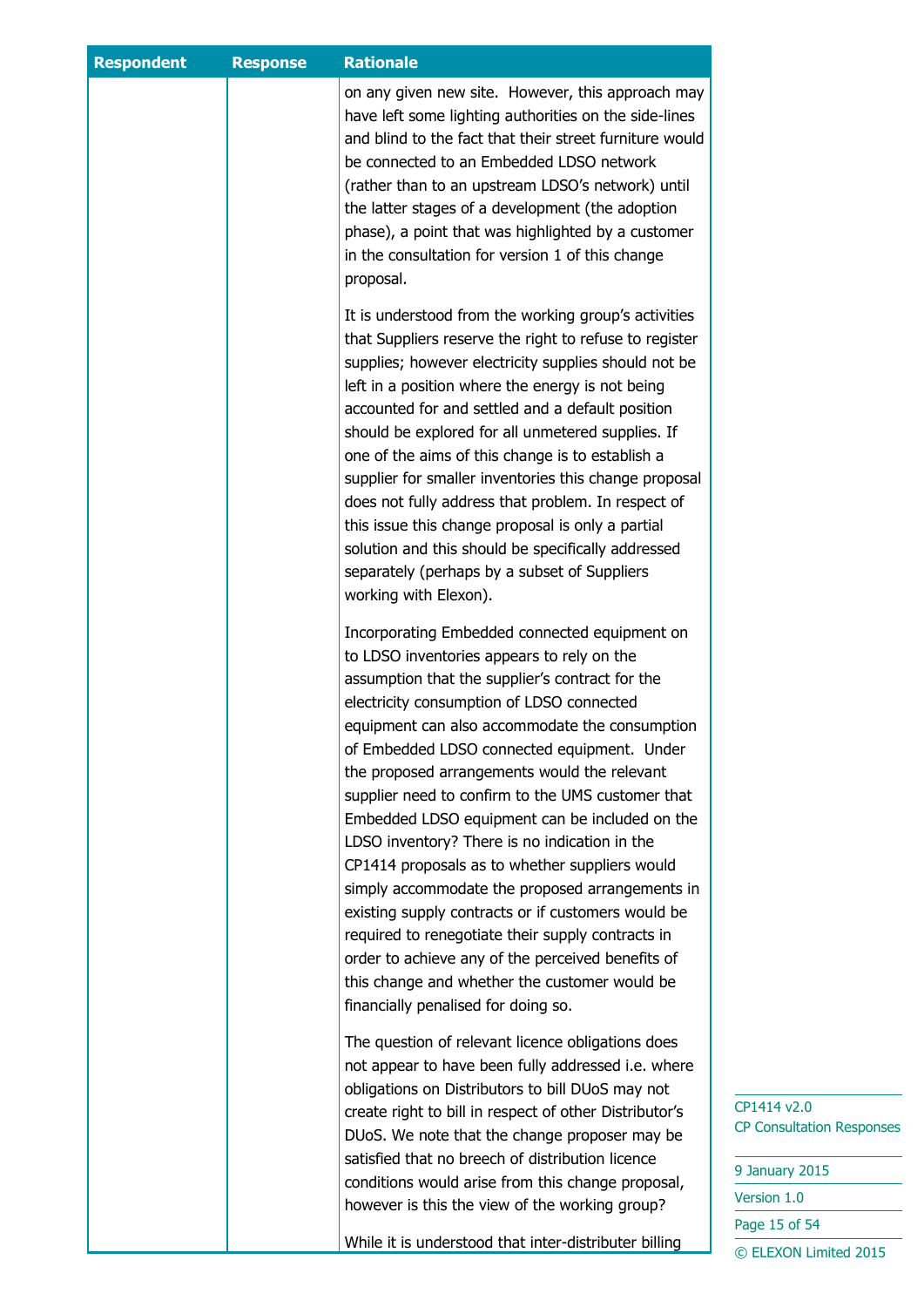| Respondent | Response | Rationale |
| --- | --- | --- |
| | | on any given new site. However, this approach may have left some lighting authorities on the side-lines and blind to the fact that their street furniture would be connected to an Embedded LDSO network (rather than to an upstream LDSO's network) until the latter stages of a development (the adoption phase), a point that was highlighted by a customer in the consultation for version 1 of this change proposal.<br><br>It is understood from the working group's activities that Suppliers reserve the right to refuse to register supplies; however electricity supplies should not be left in a position where the energy is not being accounted for and settled and a default position should be explored for all unmetered supplies. If one of the aims of this change is to establish a supplier for smaller inventories this change proposal does not fully address that problem. In respect of this issue this change proposal is only a partial solution and this should be specifically addressed separately (perhaps by a subset of Suppliers working with Elexon).<br><br>Incorporating Embedded connected equipment on to LDSO inventories appears to rely on the assumption that the supplier's contract for the electricity consumption of LDSO connected equipment can also accommodate the consumption of Embedded LDSO connected equipment. Under the proposed arrangements would the relevant supplier need to confirm to the UMS customer that Embedded LDSO equipment can be included on the LDSO inventory? There is no indication in the CP1414 proposals as to whether suppliers would simply accommodate the proposed arrangements in existing supply contracts or if customers would be required to renegotiate their supply contracts in order to achieve any of the perceived benefits of this change and whether the customer would be financially penalised for doing so.<br><br>The question of relevant licence obligations does not appear to have been fully addressed i.e. where obligations on Distributors to bill DUoS may not create right to bill in respect of other Distributor's DUoS. We note that the change proposer may be satisfied that no breech of distribution licence conditions would arise from this change proposal, however is this the view of the working group?<br><br>While it is understood that inter-distributer billing |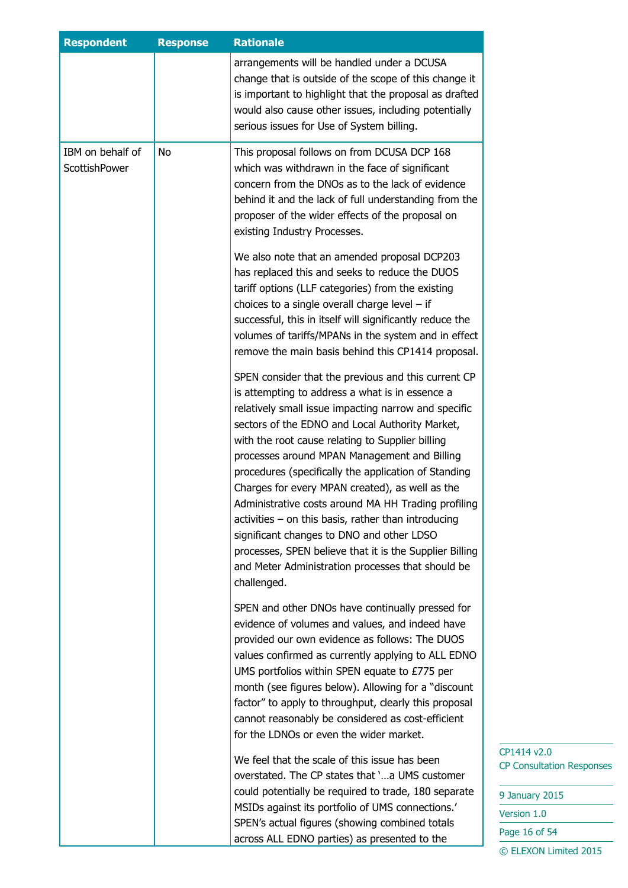| Respondent | Response | Rationale |
|---|---|---|
| | | arrangements will be handled under a DCUSA change that is outside of the scope of this change it is important to highlight that the proposal as drafted would also cause other issues, including potentially serious issues for Use of System billing. |
| IBM on behalf of ScottishPower | No | This proposal follows on from DCUSA DCP 168 which was withdrawn in the face of significant concern from the DNOs as to the lack of evidence behind it and the lack of full understanding from the proposer of the wider effects of the proposal on existing Industry Processes.<br><br>We also note that an amended proposal DCP203 has replaced this and seeks to reduce the DUOS tariff options (LLF categories) from the existing choices to a single overall charge level – if successful, this in itself will significantly reduce the volumes of tariffs/MPANs in the system and in effect remove the main basis behind this CP1414 proposal.<br><br>SPEN consider that the previous and this current CP is attempting to address a what is in essence a relatively small issue impacting narrow and specific sectors of the EDNO and Local Authority Market, with the root cause relating to Supplier billing processes around MPAN Management and Billing procedures (specifically the application of Standing Charges for every MPAN created), as well as the Administrative costs around MA HH Trading profiling activities – on this basis, rather than introducing significant changes to DNO and other LDSO processes, SPEN believe that it is the Supplier Billing and Meter Administration processes that should be challenged.<br><br>SPEN and other DNOs have continually pressed for evidence of volumes and values, and indeed have provided our own evidence as follows: The DUOS values confirmed as currently applying to ALL EDNO UMS portfolios within SPEN equate to £775 per month (see figures below). Allowing for a "discount factor" to apply to throughput, clearly this proposal cannot reasonably be considered as cost-efficient for the LDNOs or even the wider market.<br><br>We feel that the scale of this issue has been overstated. The CP states that '…a UMS customer could potentially be required to trade, 180 separate MSIDs against its portfolio of UMS connections.' SPEN's actual figures (showing combined totals across ALL EDNO parties) as presented to the |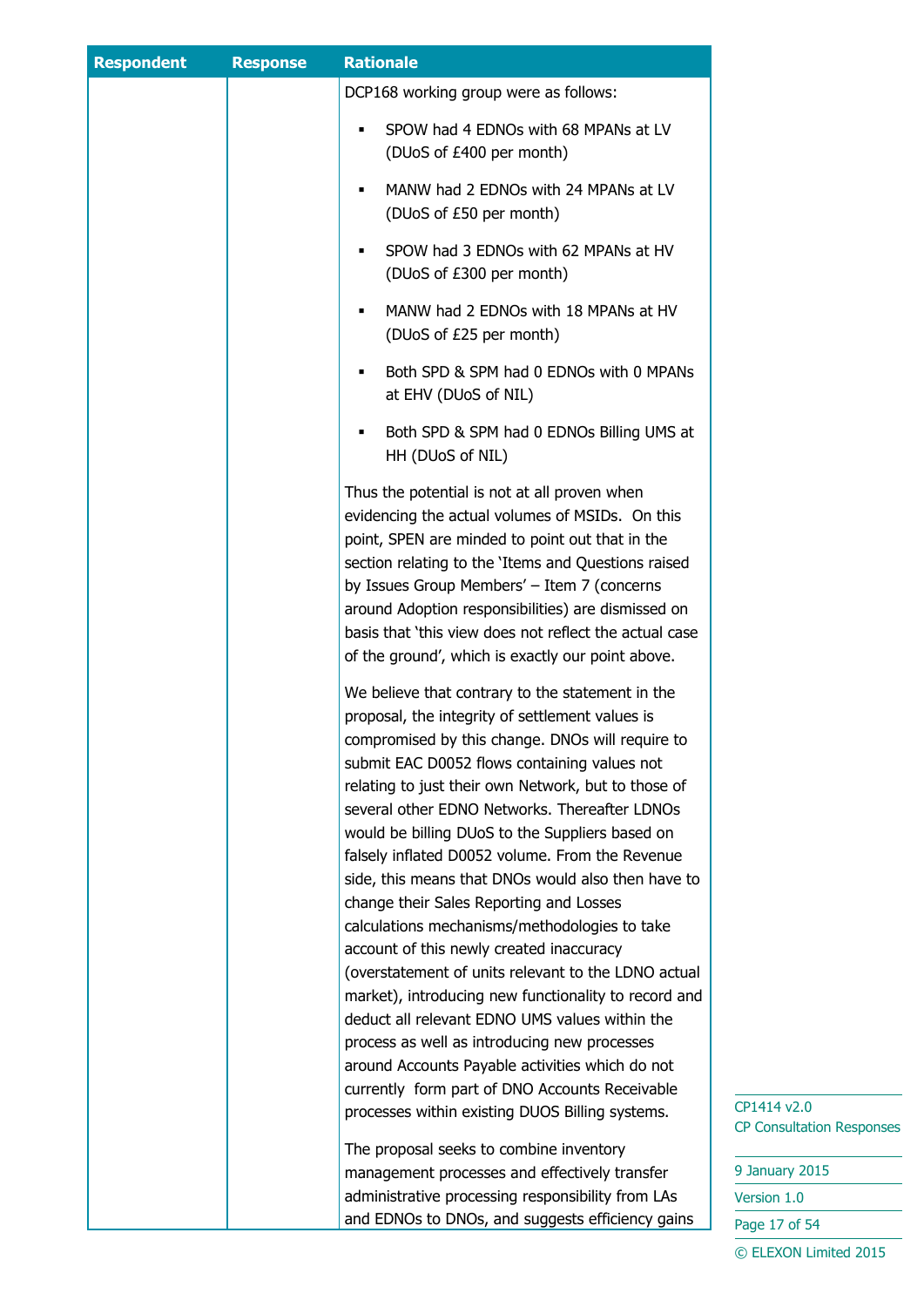| Respondent | Response | Rationale |
|---|---|---|
| | | DCP168 working group were as follows:<br><br>▪ SPOW had 4 EDNOs with 68 MPANs at LV (DUoS of £400 per month)<br><br>▪ MANW had 2 EDNOs with 24 MPANs at LV (DUoS of £50 per month)<br><br>▪ SPOW had 3 EDNOs with 62 MPANs at HV (DUoS of £300 per month)<br><br>▪ MANW had 2 EDNOs with 18 MPANs at HV (DUoS of £25 per month)<br><br>▪ Both SPD & SPM had 0 EDNOs with 0 MPANs at EHV (DUoS of NIL)<br><br>▪ Both SPD & SPM had 0 EDNOs Billing UMS at HH (DUoS of NIL)<br><br>Thus the potential is not at all proven when evidencing the actual volumes of MSIDs. On this point, SPEN are minded to point out that in the section relating to the 'Items and Questions raised by Issues Group Members' – Item 7 (concerns around Adoption responsibilities) are dismissed on basis that 'this view does not reflect the actual case of the ground', which is exactly our point above.<br><br>We believe that contrary to the statement in the proposal, the integrity of settlement values is compromised by this change. DNOs will require to submit EAC D0052 flows containing values not relating to just their own Network, but to those of several other EDNO Networks. Thereafter LDNOs would be billing DUoS to the Suppliers based on falsely inflated D0052 volume. From the Revenue side, this means that DNOs would also then have to change their Sales Reporting and Losses calculations mechanisms/methodologies to take account of this newly created inaccuracy (overstatement of units relevant to the LDNO actual market), introducing new functionality to record and deduct all relevant EDNO UMS values within the process as well as introducing new processes around Accounts Payable activities which do not currently form part of DNO Accounts Receivable processes within existing DUOS Billing systems.<br><br>The proposal seeks to combine inventory management processes and effectively transfer administrative processing responsibility from LAs and EDNOs to DNOs, and suggests efficiency gains |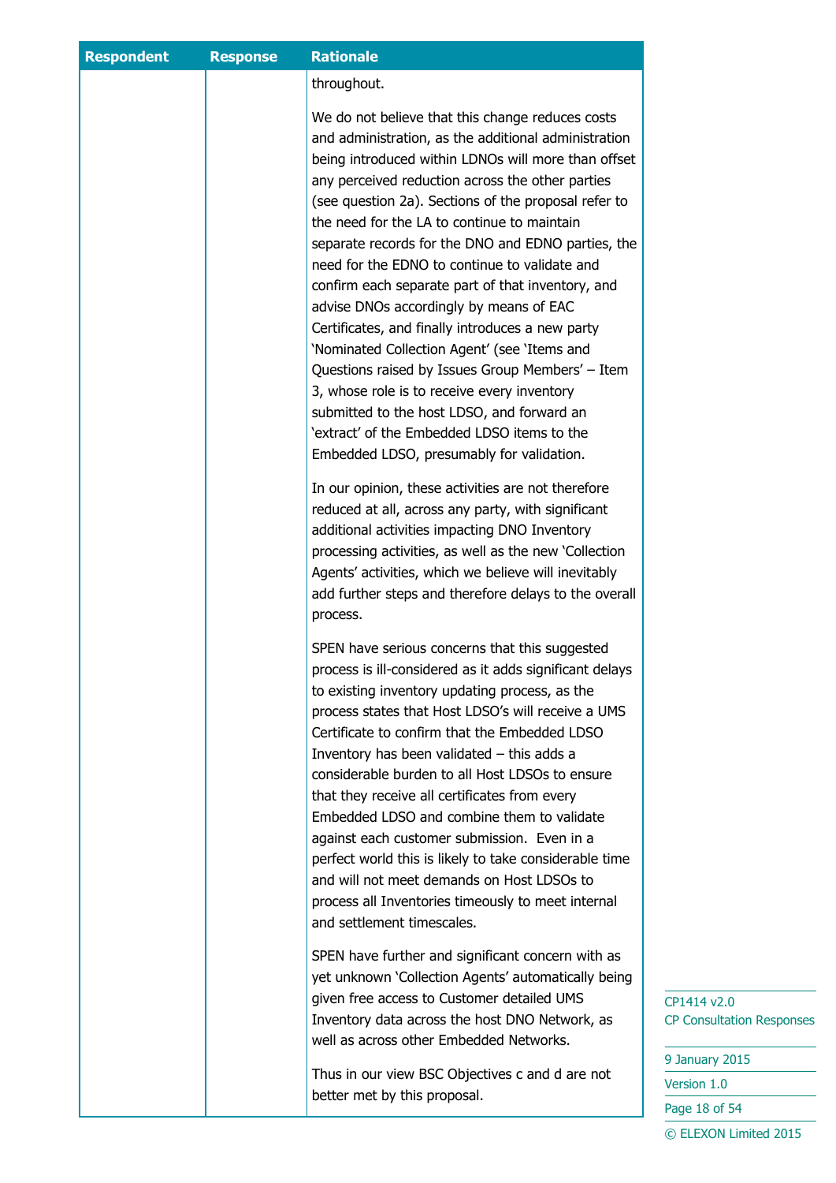| Respondent | Response | Rationale |
| --- | --- | --- |
| | | throughout.<br><br>We do not believe that this change reduces costs and administration, as the additional administration being introduced within LDNOs will more than offset any perceived reduction across the other parties (see question 2a). Sections of the proposal refer to the need for the LA to continue to maintain separate records for the DNO and EDNO parties, the need for the EDNO to continue to validate and confirm each separate part of that inventory, and advise DNOs accordingly by means of EAC Certificates, and finally introduces a new party 'Nominated Collection Agent' (see 'Items and Questions raised by Issues Group Members' – Item 3, whose role is to receive every inventory submitted to the host LDSO, and forward an 'extract' of the Embedded LDSO items to the Embedded LDSO, presumably for validation.<br><br>In our opinion, these activities are not therefore reduced at all, across any party, with significant additional activities impacting DNO Inventory processing activities, as well as the new 'Collection Agents' activities, which we believe will inevitably add further steps and therefore delays to the overall process.<br><br>SPEN have serious concerns that this suggested process is ill-considered as it adds significant delays to existing inventory updating process, as the process states that Host LDSO's will receive a UMS Certificate to confirm that the Embedded LDSO Inventory has been validated – this adds a considerable burden to all Host LDSOs to ensure that they receive all certificates from every Embedded LDSO and combine them to validate against each customer submission. Even in a perfect world this is likely to take considerable time and will not meet demands on Host LDSOs to process all Inventories timeously to meet internal and settlement timescales.<br><br>SPEN have further and significant concern with as yet unknown 'Collection Agents' automatically being given free access to Customer detailed UMS Inventory data across the host DNO Network, as well as across other Embedded Networks.<br><br>Thus in our view BSC Objectives c and d are not better met by this proposal. |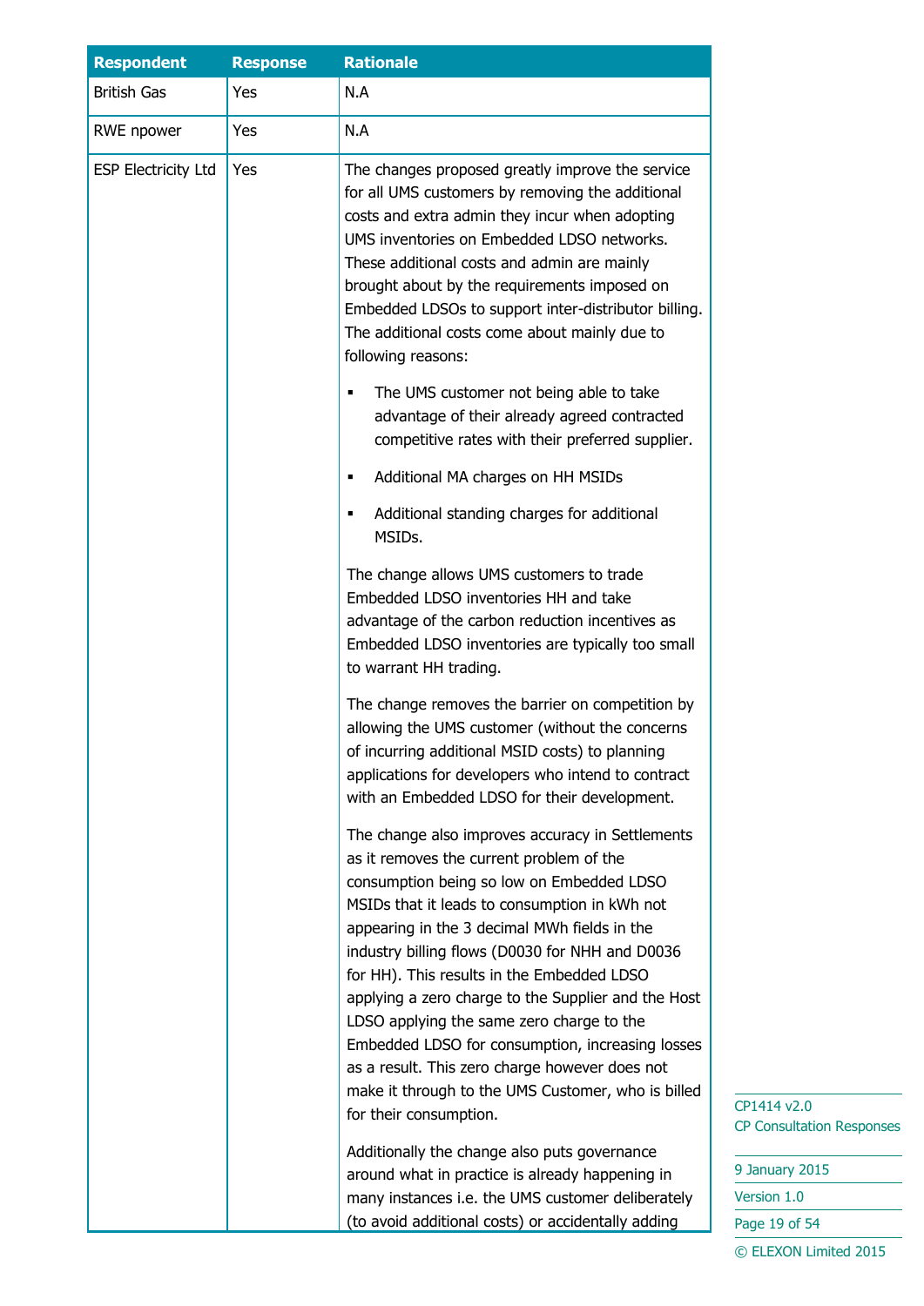| Respondent | Response | Rationale |
|---|---|---|
| British Gas | Yes | N.A |
| RWE npower | Yes | N.A |
| ESP Electricity Ltd | Yes | The changes proposed greatly improve the service for all UMS customers by removing the additional costs and extra admin they incur when adopting UMS inventories on Embedded LDSO networks. These additional costs and admin are mainly brought about by the requirements imposed on Embedded LDSOs to support inter-distributor billing. The additional costs come about mainly due to following reasons:<br><br>▪ The UMS customer not being able to take advantage of their already agreed contracted competitive rates with their preferred supplier.<br>▪ Additional MA charges on HH MSIDs<br>▪ Additional standing charges for additional MSIDs.<br><br>The change allows UMS customers to trade Embedded LDSO inventories HH and take advantage of the carbon reduction incentives as Embedded LDSO inventories are typically too small to warrant HH trading.<br><br>The change removes the barrier on competition by allowing the UMS customer (without the concerns of incurring additional MSID costs) to planning applications for developers who intend to contract with an Embedded LDSO for their development.<br><br>The change also improves accuracy in Settlements as it removes the current problem of the consumption being so low on Embedded LDSO MSIDs that it leads to consumption in kWh not appearing in the 3 decimal MWh fields in the industry billing flows (D0030 for NHH and D0036 for HH). This results in the Embedded LDSO applying a zero charge to the Supplier and the Host LDSO applying the same zero charge to the Embedded LDSO for consumption, increasing losses as a result. This zero charge however does not make it through to the UMS Customer, who is billed for their consumption.<br><br>Additionally the change also puts governance around what in practice is already happening in many instances i.e. the UMS customer deliberately (to avoid additional costs) or accidentally adding |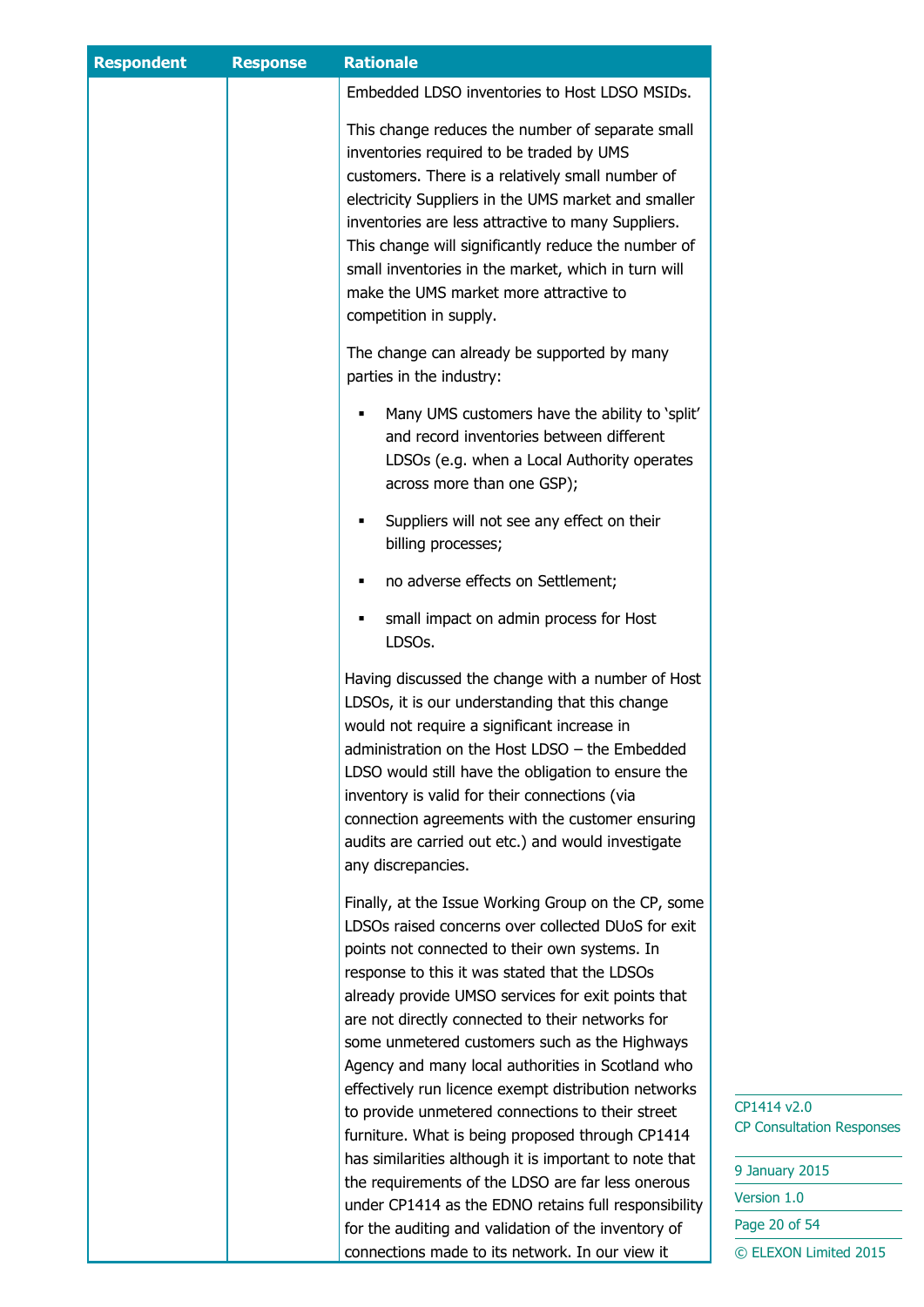| Respondent | Response | Rationale |
|---|---|---|
| | | Embedded LDSO inventories to Host LDSO MSIDs.<br><br>This change reduces the number of separate small inventories required to be traded by UMS customers. There is a relatively small number of electricity Suppliers in the UMS market and smaller inventories are less attractive to many Suppliers. This change will significantly reduce the number of small inventories in the market, which in turn will make the UMS market more attractive to competition in supply.<br><br>The change can already be supported by many parties in the industry:<br><br>▪ Many UMS customers have the ability to 'split' and record inventories between different LDSOs (e.g. when a Local Authority operates across more than one GSP);<br><br>▪ Suppliers will not see any effect on their billing processes;<br><br>▪ no adverse effects on Settlement;<br><br>▪ small impact on admin process for Host LDSOs.<br><br>Having discussed the change with a number of Host LDSOs, it is our understanding that this change would not require a significant increase in administration on the Host LDSO – the Embedded LDSO would still have the obligation to ensure the inventory is valid for their connections (via connection agreements with the customer ensuring audits are carried out etc.) and would investigate any discrepancies.<br><br>Finally, at the Issue Working Group on the CP, some LDSOs raised concerns over collected DUoS for exit points not connected to their own systems. In response to this it was stated that the LDSOs already provide UMSO services for exit points that are not directly connected to their networks for some unmetered customers such as the Highways Agency and many local authorities in Scotland who effectively run licence exempt distribution networks to provide unmetered connections to their street furniture. What is being proposed through CP1414 has similarities although it is important to note that the requirements of the LDSO are far less onerous under CP1414 as the EDNO retains full responsibility for the auditing and validation of the inventory of connections made to its network. In our view it |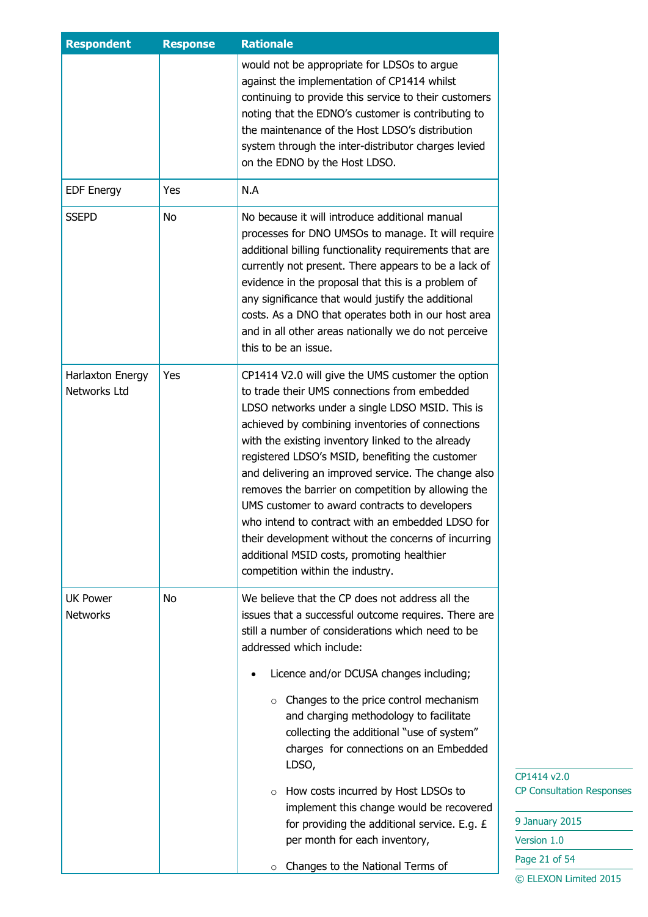| Respondent | Response | Rationale |
|---|---|---|
| | | would not be appropriate for LDSOs to argue against the implementation of CP1414 whilst continuing to provide this service to their customers noting that the EDNO's customer is contributing to the maintenance of the Host LDSO's distribution system through the inter-distributor charges levied on the EDNO by the Host LDSO. |
| EDF Energy | Yes | N.A |
| SSEPD | No | No because it will introduce additional manual processes for DNO UMSOs to manage. It will require additional billing functionality requirements that are currently not present. There appears to be a lack of evidence in the proposal that this is a problem of any significance that would justify the additional costs. As a DNO that operates both in our host area and in all other areas nationally we do not perceive this to be an issue. |
| Harlaxton Energy Networks Ltd | Yes | CP1414 V2.0 will give the UMS customer the option to trade their UMS connections from embedded LDSO networks under a single LDSO MSID. This is achieved by combining inventories of connections with the existing inventory linked to the already registered LDSO's MSID, benefiting the customer and delivering an improved service. The change also removes the barrier on competition by allowing the UMS customer to award contracts to developers who intend to contract with an embedded LDSO for their development without the concerns of incurring additional MSID costs, promoting healthier competition within the industry. |
| UK Power Networks | No | We believe that the CP does not address all the issues that a successful outcome requires. There are still a number of considerations which need to be addressed which include:<br><br>• Licence and/or DCUSA changes including;<br>&nbsp;&nbsp;&nbsp;&nbsp;○ Changes to the price control mechanism and charging methodology to facilitate collecting the additional "use of system" charges for connections on an Embedded LDSO,<br>&nbsp;&nbsp;&nbsp;&nbsp;○ How costs incurred by Host LDSOs to implement this change would be recovered for providing the additional service. E.g. £ per month for each inventory,<br>&nbsp;&nbsp;&nbsp;&nbsp;○ Changes to the National Terms of |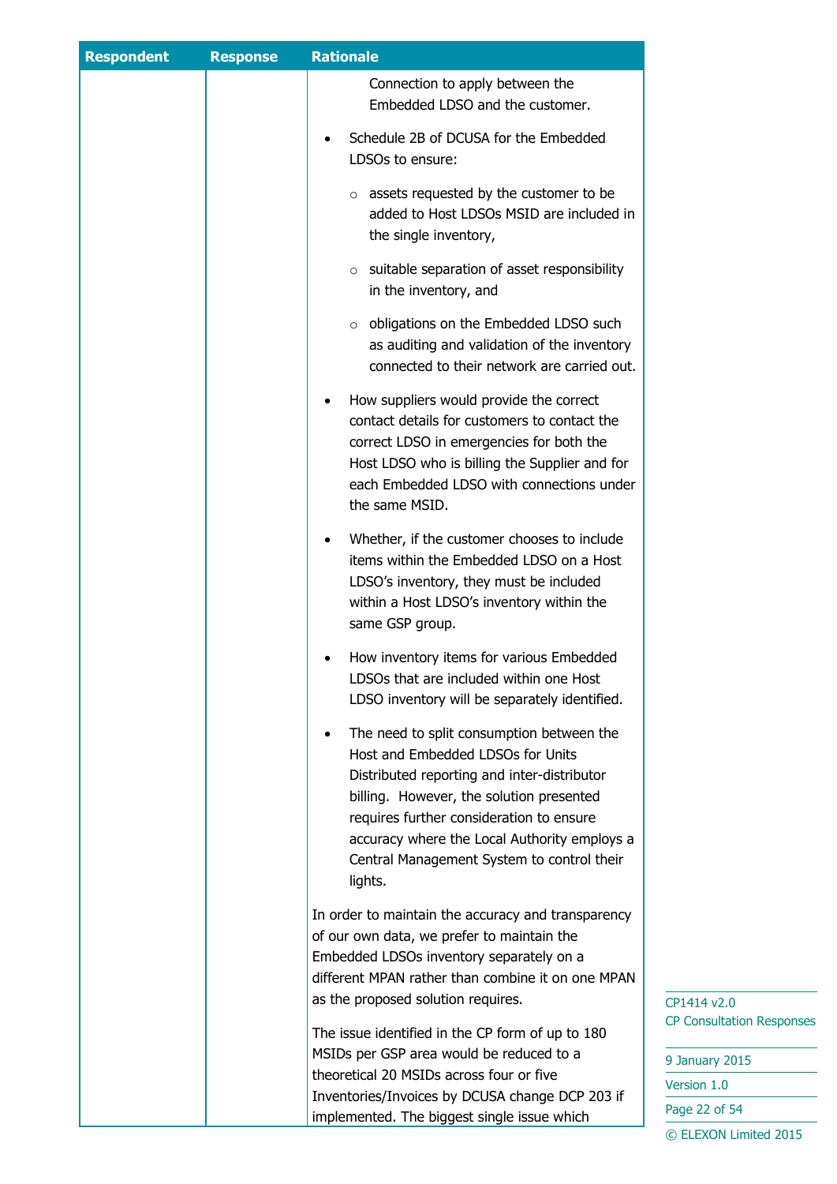| Respondent | Response | Rationale |
|---|---|---|
| | | Connection to apply between the Embedded LDSO and the customer.<br><br>• Schedule 2B of DCUSA for the Embedded LDSOs to ensure:<br>  ○ assets requested by the customer to be added to Host LDSOs MSID are included in the single inventory,<br>  ○ suitable separation of asset responsibility in the inventory, and<br>  ○ obligations on the Embedded LDSO such as auditing and validation of the inventory connected to their network are carried out.<br><br>• How suppliers would provide the correct contact details for customers to contact the correct LDSO in emergencies for both the Host LDSO who is billing the Supplier and for each Embedded LDSO with connections under the same MSID.<br><br>• Whether, if the customer chooses to include items within the Embedded LDSO on a Host LDSO's inventory, they must be included within a Host LDSO's inventory within the same GSP group.<br><br>• How inventory items for various Embedded LDSOs that are included within one Host LDSO inventory will be separately identified.<br><br>• The need to split consumption between the Host and Embedded LDSOs for Units Distributed reporting and inter-distributor billing. However, the solution presented requires further consideration to ensure accuracy where the Local Authority employs a Central Management System to control their lights.<br><br>In order to maintain the accuracy and transparency of our own data, we prefer to maintain the Embedded LDSOs inventory separately on a different MPAN rather than combine it on one MPAN as the proposed solution requires.<br><br>The issue identified in the CP form of up to 180 MSIDs per GSP area would be reduced to a theoretical 20 MSIDs across four or five Inventories/Invoices by DCUSA change DCP 203 if implemented. The biggest single issue which |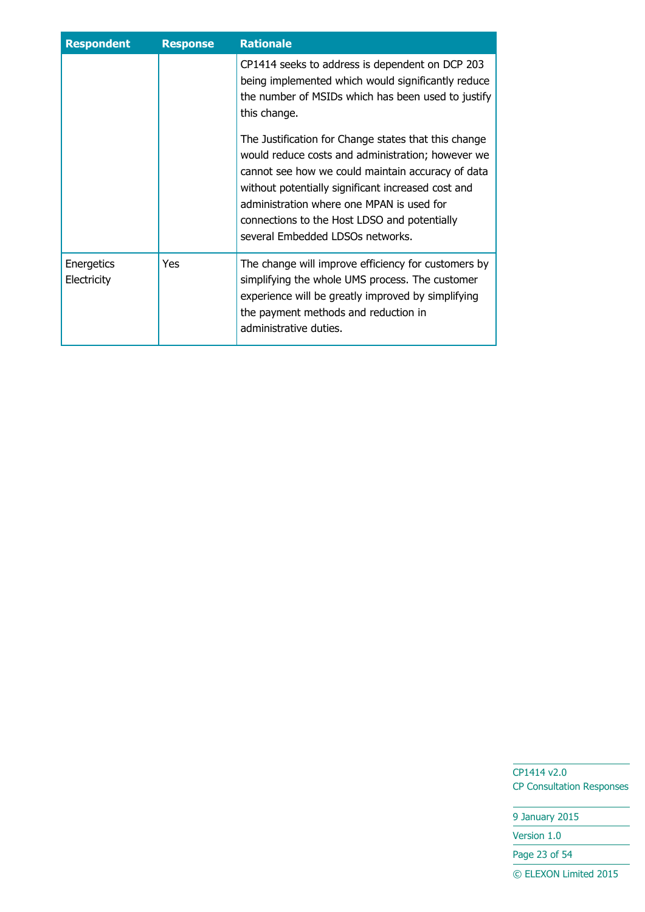| Respondent | Response | Rationale |
| --- | --- | --- |
| | | CP1414 seeks to address is dependent on DCP 203 being implemented which would significantly reduce the number of MSIDs which has been used to justify this change.<br><br>The Justification for Change states that this change would reduce costs and administration; however we cannot see how we could maintain accuracy of data without potentially significant increased cost and administration where one MPAN is used for connections to the Host LDSO and potentially several Embedded LDSOs networks. |
| Energetics Electricity | Yes | The change will improve efficiency for customers by simplifying the whole UMS process. The customer experience will be greatly improved by simplifying the payment methods and reduction in administrative duties. |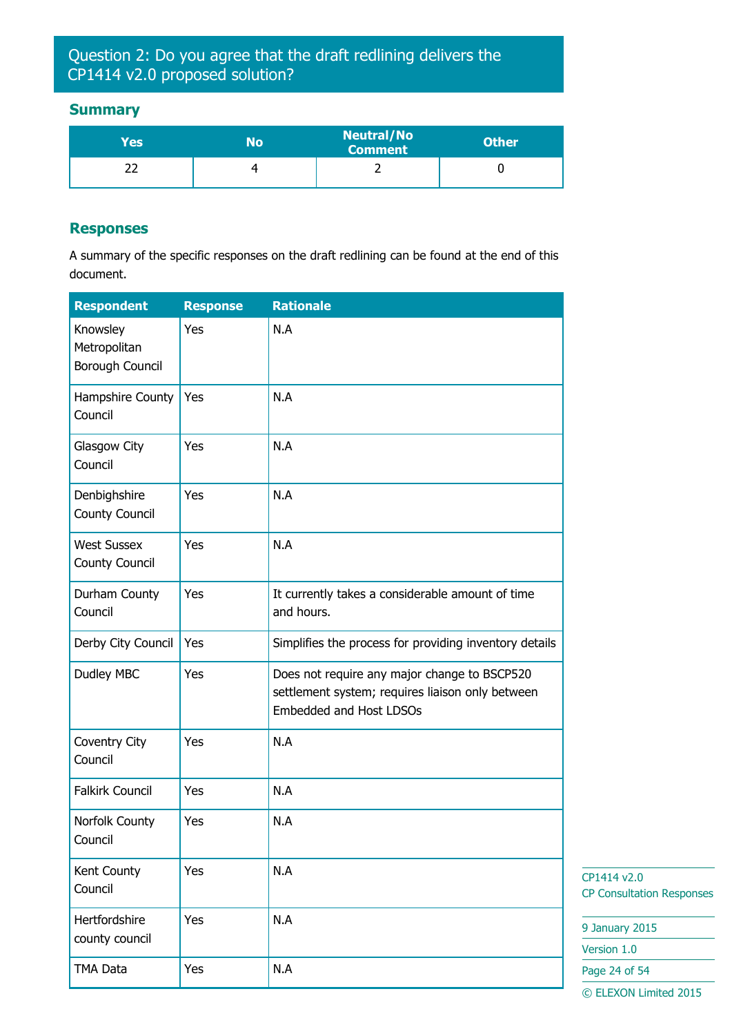## Question 2: Do you agree that the draft redlining delivers the CP1414 v2.0 proposed solution?

### Summary

| Yes | No | Neutral/No Comment | Other |
|---|---|---|---|
| 22 | 4 | 2 | 0 |

### Responses

A summary of the specific responses on the draft redlining can be found at the end of this document.

| Respondent | Response | Rationale |
|---|---|---|
| Knowsley Metropolitan Borough Council | Yes | N.A |
| Hampshire County Council | Yes | N.A |
| Glasgow City Council | Yes | N.A |
| Denbighshire County Council | Yes | N.A |
| West Sussex County Council | Yes | N.A |
| Durham County Council | Yes | It currently takes a considerable amount of time and hours. |
| Derby City Council | Yes | Simplifies the process for providing inventory details |
| Dudley MBC | Yes | Does not require any major change to BSCP520 settlement system; requires liaison only between Embedded and Host LDSOs |
| Coventry City Council | Yes | N.A |
| Falkirk Council | Yes | N.A |
| Norfolk County Council | Yes | N.A |
| Kent County Council | Yes | N.A |
| Hertfordshire county council | Yes | N.A |
| TMA Data | Yes | N.A |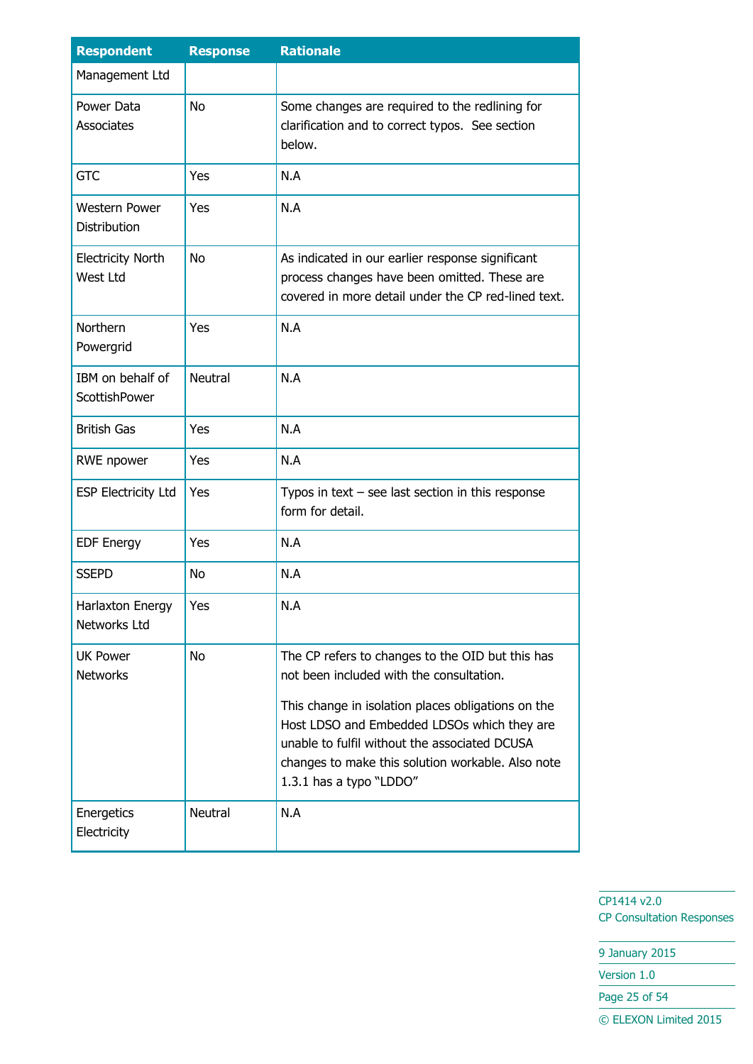| Respondent | Response | Rationale |
|---|---|---|
| Management Ltd | | |
| Power Data Associates | No | Some changes are required to the redlining for clarification and to correct typos.  See section below. |
| GTC | Yes | N.A |
| Western Power Distribution | Yes | N.A |
| Electricity North West Ltd | No | As indicated in our earlier response significant process changes have been omitted. These are covered in more detail under the CP red-lined text. |
| Northern Powergrid | Yes | N.A |
| IBM on behalf of ScottishPower | Neutral | N.A |
| British Gas | Yes | N.A |
| RWE npower | Yes | N.A |
| ESP Electricity Ltd | Yes | Typos in text – see last section in this response form for detail. |
| EDF Energy | Yes | N.A |
| SSEPD | No | N.A |
| Harlaxton Energy Networks Ltd | Yes | N.A |
| UK Power Networks | No | The CP refers to changes to the OID but this has not been included with the consultation.<br><br>This change in isolation places obligations on the Host LDSO and Embedded LDSOs which they are unable to fulfil without the associated DCUSA changes to make this solution workable. Also note 1.3.1 has a typo "LDDO" |
| Energetics Electricity | Neutral | N.A |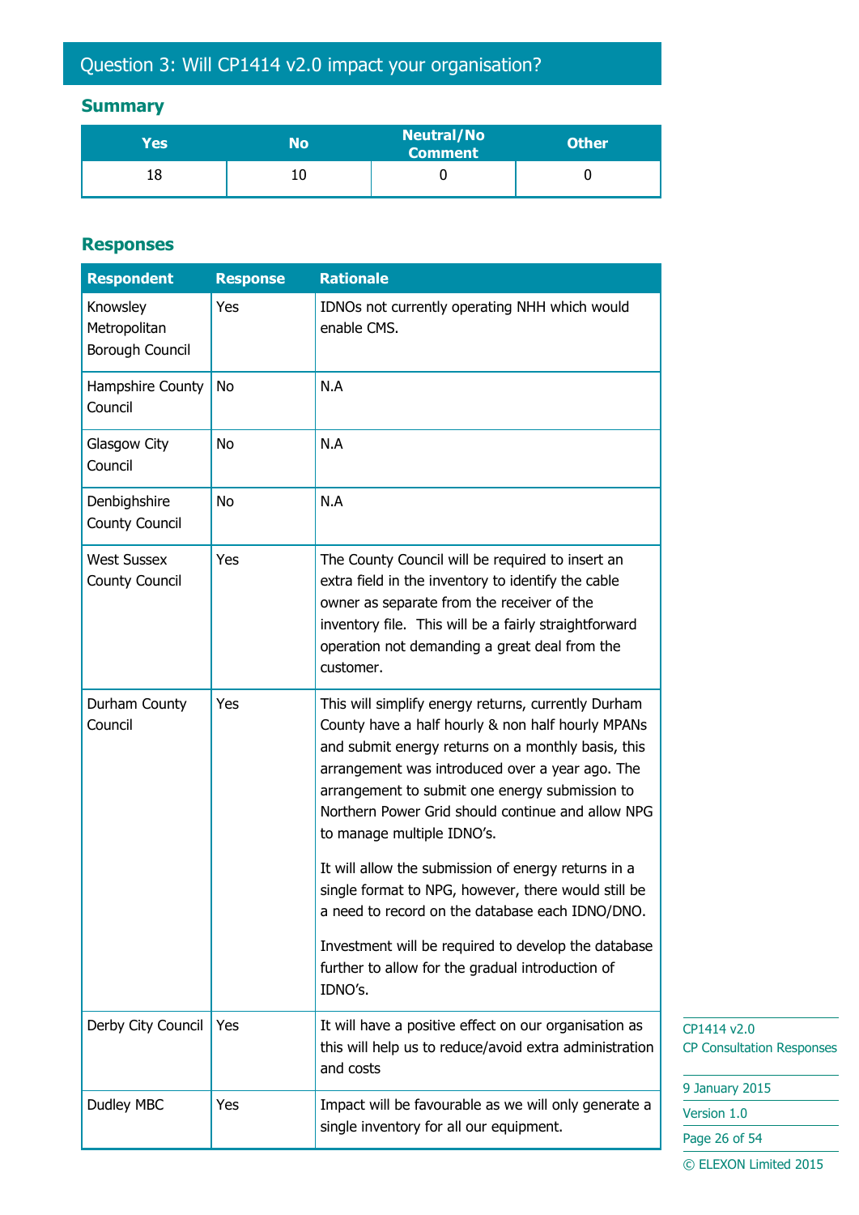## Question 3: Will CP1414 v2.0 impact your organisation?

### Summary

| Yes | No | Neutral/No Comment | Other |
|---|---|---|---|
| 18 | 10 | 0 | 0 |

### Responses

| Respondent | Response | Rationale |
|---|---|---|
| Knowsley Metropolitan Borough Council | Yes | IDNOs not currently operating NHH which would enable CMS. |
| Hampshire County Council | No | N.A |
| Glasgow City Council | No | N.A |
| Denbighshire County Council | No | N.A |
| West Sussex County Council | Yes | The County Council will be required to insert an extra field in the inventory to identify the cable owner as separate from the receiver of the inventory file.  This will be a fairly straightforward operation not demanding a great deal from the customer. |
| Durham County Council | Yes | This will simplify energy returns, currently Durham County have a half hourly & non half hourly MPANs and submit energy returns on a monthly basis, this arrangement was introduced over a year ago. The arrangement to submit one energy submission to Northern Power Grid should continue and allow NPG to manage multiple IDNO's.<br><br>It will allow the submission of energy returns in a single format to NPG, however, there would still be a need to record on the database each IDNO/DNO.<br><br>Investment will be required to develop the database further to allow for the gradual introduction of IDNO's. |
| Derby City Council | Yes | It will have a positive effect on our organisation as this will help us to reduce/avoid extra administration and costs |
| Dudley MBC | Yes | Impact will be favourable as we will only generate a single inventory for all our equipment. |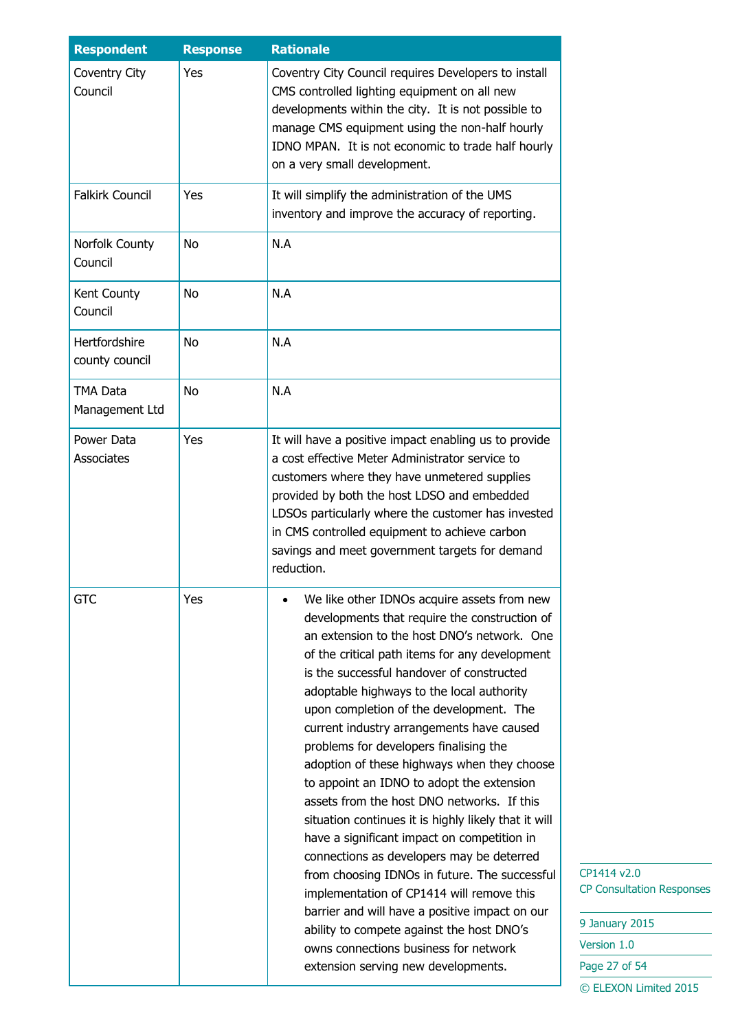| Respondent | Response | Rationale |
| --- | --- | --- |
| Coventry City Council | Yes | Coventry City Council requires Developers to install CMS controlled lighting equipment on all new developments within the city. It is not possible to manage CMS equipment using the non-half hourly IDNO MPAN. It is not economic to trade half hourly on a very small development. |
| Falkirk Council | Yes | It will simplify the administration of the UMS inventory and improve the accuracy of reporting. |
| Norfolk County Council | No | N.A |
| Kent County Council | No | N.A |
| Hertfordshire county council | No | N.A |
| TMA Data Management Ltd | No | N.A |
| Power Data Associates | Yes | It will have a positive impact enabling us to provide a cost effective Meter Administrator service to customers where they have unmetered supplies provided by both the host LDSO and embedded LDSOs particularly where the customer has invested in CMS controlled equipment to achieve carbon savings and meet government targets for demand reduction. |
| GTC | Yes | • We like other IDNOs acquire assets from new developments that require the construction of an extension to the host DNO's network. One of the critical path items for any development is the successful handover of constructed adoptable highways to the local authority upon completion of the development. The current industry arrangements have caused problems for developers finalising the adoption of these highways when they choose to appoint an IDNO to adopt the extension assets from the host DNO networks. If this situation continues it is highly likely that it will have a significant impact on competition in connections as developers may be deterred from choosing IDNOs in future. The successful implementation of CP1414 will remove this barrier and will have a positive impact on our ability to compete against the host DNO's owns connections business for network extension serving new developments. |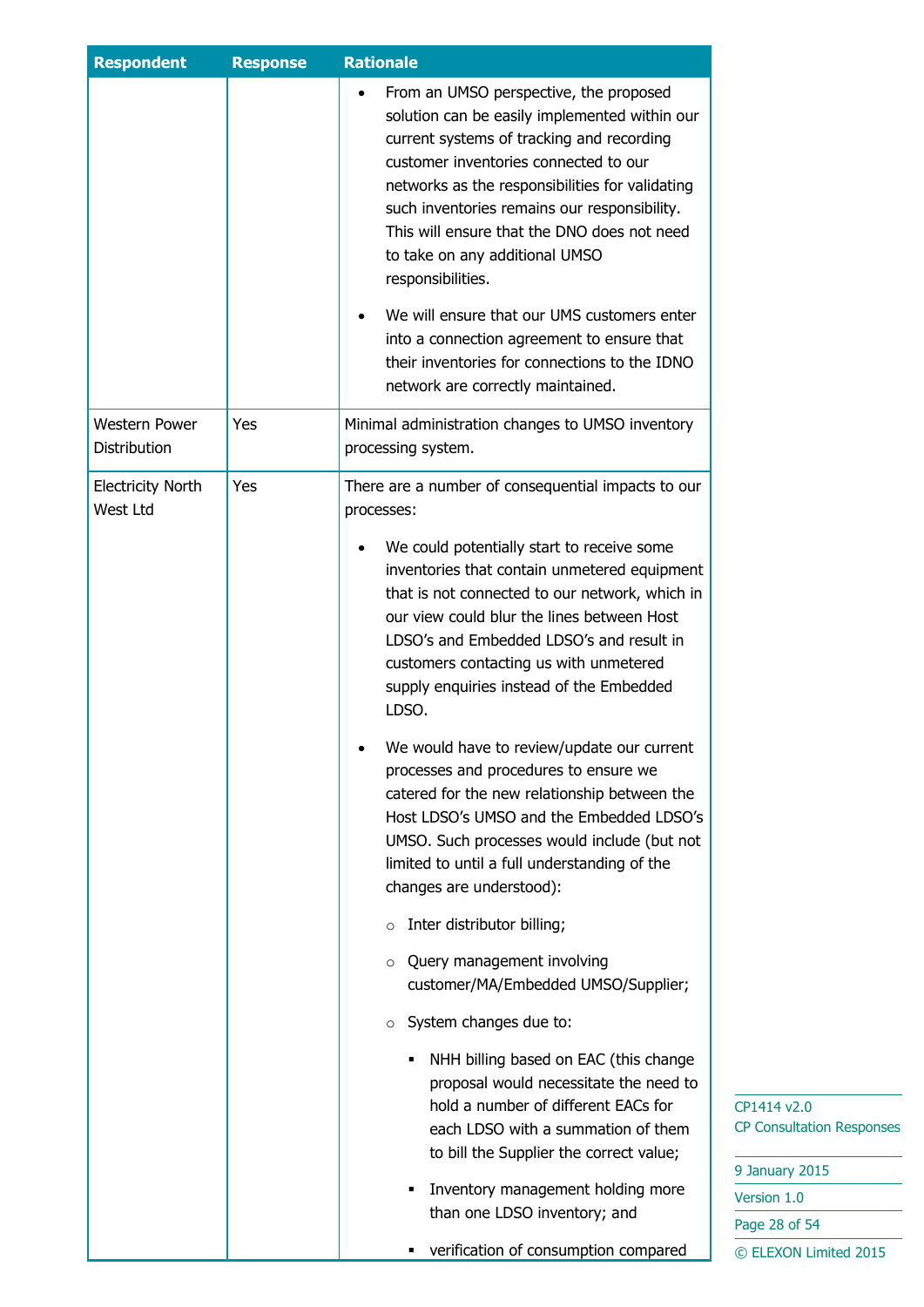| Respondent | Response | Rationale |
|---|---|---|
| | | <ul><li>From an UMSO perspective, the proposed solution can be easily implemented within our current systems of tracking and recording customer inventories connected to our networks as the responsibilities for validating such inventories remains our responsibility. This will ensure that the DNO does not need to take on any additional UMSO responsibilities.</li><li>We will ensure that our UMS customers enter into a connection agreement to ensure that their inventories for connections to the IDNO network are correctly maintained.</li></ul> |
| Western Power Distribution | Yes | Minimal administration changes to UMSO inventory processing system. |
| Electricity North West Ltd | Yes | There are a number of consequential impacts to our processes:<ul><li>We could potentially start to receive some inventories that contain unmetered equipment that is not connected to our network, which in our view could blur the lines between Host LDSO's and Embedded LDSO's and result in customers contacting us with unmetered supply enquiries instead of the Embedded LDSO.</li><li>We would have to review/update our current processes and procedures to ensure we catered for the new relationship between the Host LDSO's UMSO and the Embedded LDSO's UMSO. Such processes would include (but not limited to until a full understanding of the changes are understood):<ul><li>Inter distributor billing;</li><li>Query management involving customer/MA/Embedded UMSO/Supplier;</li><li>System changes due to:<ul><li>NHH billing based on EAC (this change proposal would necessitate the need to hold a number of different EACs for each LDSO with a summation of them to bill the Supplier the correct value;</li><li>Inventory management holding more than one LDSO inventory; and</li><li>verification of consumption compared</li></ul></li></ul></li></ul> |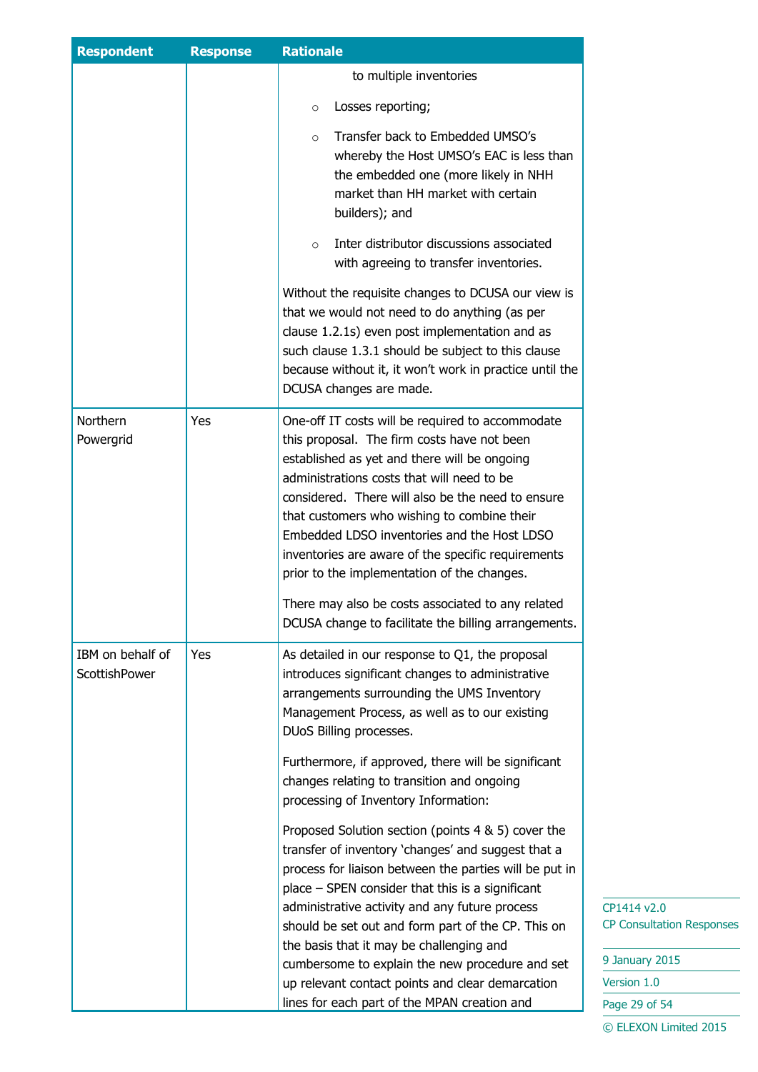| Respondent | Response | Rationale |
|---|---|---|
| | | to multiple inventories<br>◦ Losses reporting;<br>◦ Transfer back to Embedded UMSO's whereby the Host UMSO's EAC is less than the embedded one (more likely in NHH market than HH market with certain builders); and<br>◦ Inter distributor discussions associated with agreeing to transfer inventories.<br><br>Without the requisite changes to DCUSA our view is that we would not need to do anything (as per clause 1.2.1s) even post implementation and as such clause 1.3.1 should be subject to this clause because without it, it won't work in practice until the DCUSA changes are made. |
| Northern Powergrid | Yes | One-off IT costs will be required to accommodate this proposal. The firm costs have not been established as yet and there will be ongoing administrations costs that will need to be considered. There will also be the need to ensure that customers who wishing to combine their Embedded LDSO inventories and the Host LDSO inventories are aware of the specific requirements prior to the implementation of the changes.<br><br>There may also be costs associated to any related DCUSA change to facilitate the billing arrangements. |
| IBM on behalf of ScottishPower | Yes | As detailed in our response to Q1, the proposal introduces significant changes to administrative arrangements surrounding the UMS Inventory Management Process, as well as to our existing DUoS Billing processes.<br><br>Furthermore, if approved, there will be significant changes relating to transition and ongoing processing of Inventory Information:<br><br>Proposed Solution section (points 4 & 5) cover the transfer of inventory 'changes' and suggest that a process for liaison between the parties will be put in place – SPEN consider that this is a significant administrative activity and any future process should be set out and form part of the CP. This on the basis that it may be challenging and cumbersome to explain the new procedure and set up relevant contact points and clear demarcation lines for each part of the MPAN creation and |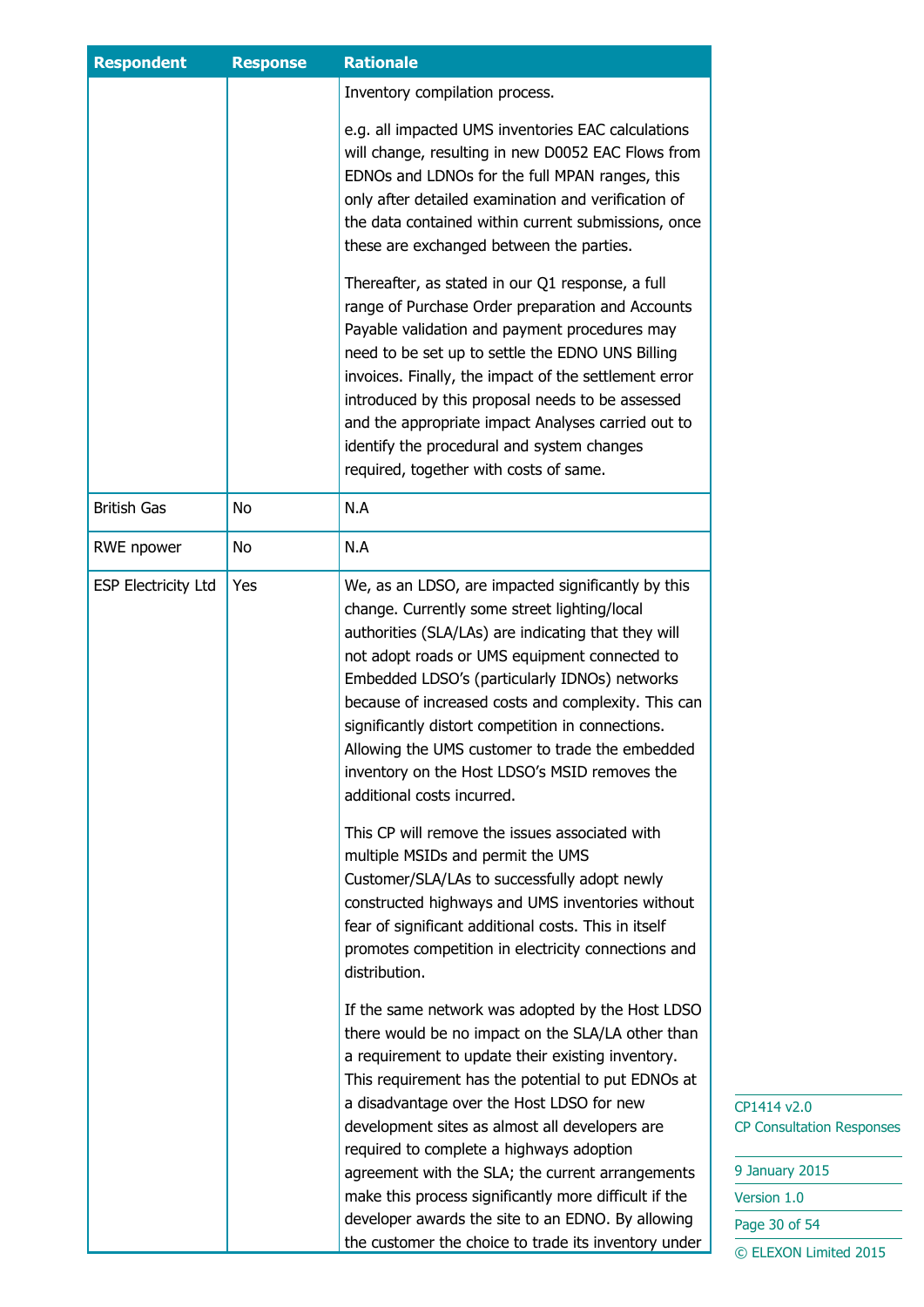| Respondent | Response | Rationale |
|---|---|---|
| | | Inventory compilation process.<br><br>e.g. all impacted UMS inventories EAC calculations will change, resulting in new D0052 EAC Flows from EDNOs and LDNOs for the full MPAN ranges, this only after detailed examination and verification of the data contained within current submissions, once these are exchanged between the parties.<br><br>Thereafter, as stated in our Q1 response, a full range of Purchase Order preparation and Accounts Payable validation and payment procedures may need to be set up to settle the EDNO UNS Billing invoices. Finally, the impact of the settlement error introduced by this proposal needs to be assessed and the appropriate impact Analyses carried out to identify the procedural and system changes required, together with costs of same. |
| British Gas | No | N.A |
| RWE npower | No | N.A |
| ESP Electricity Ltd | Yes | We, as an LDSO, are impacted significantly by this change. Currently some street lighting/local authorities (SLA/LAs) are indicating that they will not adopt roads or UMS equipment connected to Embedded LDSO's (particularly IDNOs) networks because of increased costs and complexity. This can significantly distort competition in connections. Allowing the UMS customer to trade the embedded inventory on the Host LDSO's MSID removes the additional costs incurred.<br><br>This CP will remove the issues associated with multiple MSIDs and permit the UMS Customer/SLA/LAs to successfully adopt newly constructed highways and UMS inventories without fear of significant additional costs. This in itself promotes competition in electricity connections and distribution.<br><br>If the same network was adopted by the Host LDSO there would be no impact on the SLA/LA other than a requirement to update their existing inventory. This requirement has the potential to put EDNOs at a disadvantage over the Host LDSO for new development sites as almost all developers are required to complete a highways adoption agreement with the SLA; the current arrangements make this process significantly more difficult if the developer awards the site to an EDNO. By allowing the customer the choice to trade its inventory under |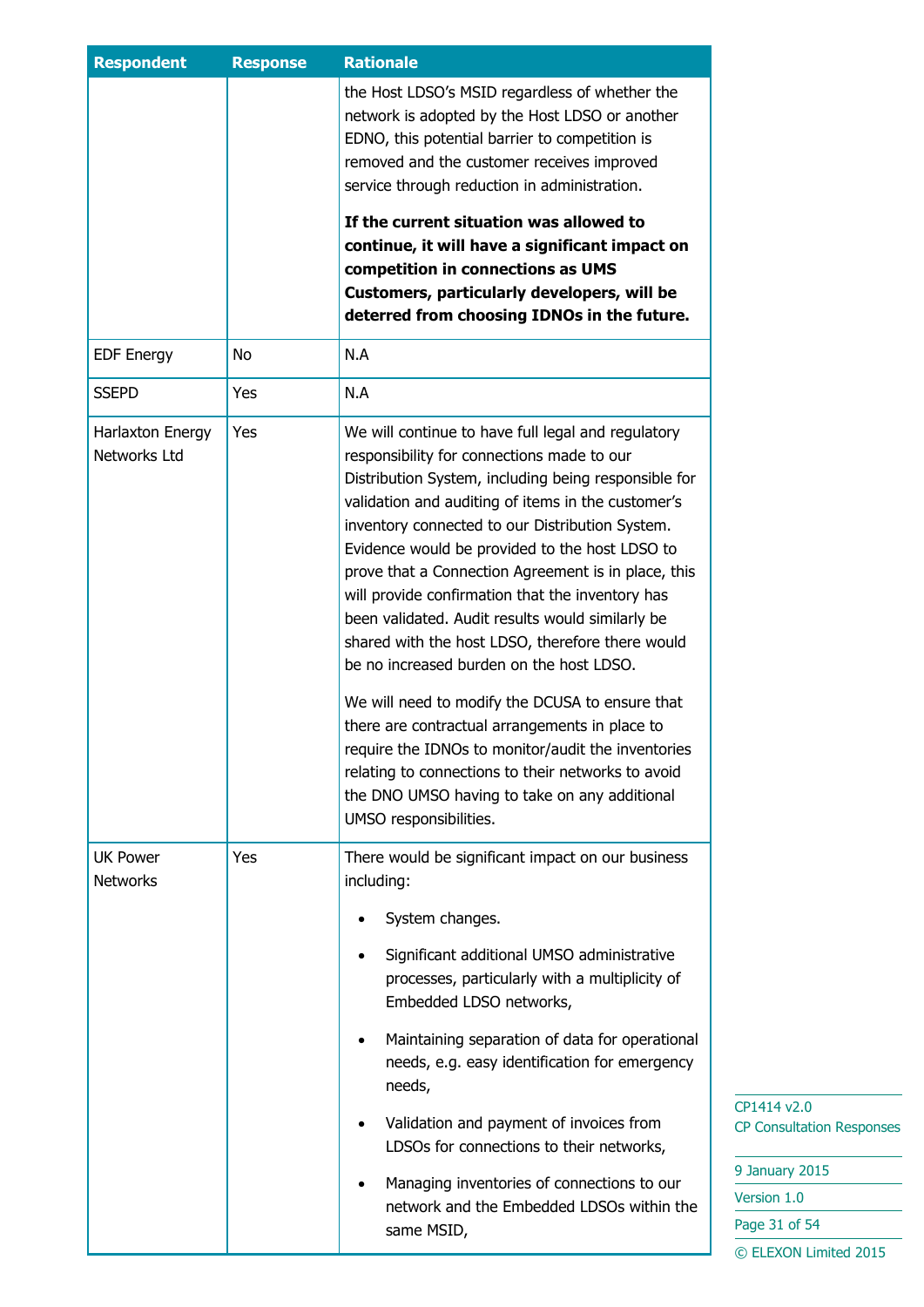| Respondent | Response | Rationale |
|---|---|---|
| | | the Host LDSO's MSID regardless of whether the network is adopted by the Host LDSO or another EDNO, this potential barrier to competition is removed and the customer receives improved service through reduction in administration.<br><br>**If the current situation was allowed to continue, it will have a significant impact on competition in connections as UMS Customers, particularly developers, will be deterred from choosing IDNOs in the future.** |
| EDF Energy | No | N.A |
| SSEPD | Yes | N.A |
| Harlaxton Energy Networks Ltd | Yes | We will continue to have full legal and regulatory responsibility for connections made to our Distribution System, including being responsible for validation and auditing of items in the customer's inventory connected to our Distribution System. Evidence would be provided to the host LDSO to prove that a Connection Agreement is in place, this will provide confirmation that the inventory has been validated. Audit results would similarly be shared with the host LDSO, therefore there would be no increased burden on the host LDSO.<br><br>We will need to modify the DCUSA to ensure that there are contractual arrangements in place to require the IDNOs to monitor/audit the inventories relating to connections to their networks to avoid the DNO UMSO having to take on any additional UMSO responsibilities. |
| UK Power Networks | Yes | There would be significant impact on our business including:<br><br>• System changes.<br><br>• Significant additional UMSO administrative processes, particularly with a multiplicity of Embedded LDSO networks,<br><br>• Maintaining separation of data for operational needs, e.g. easy identification for emergency needs,<br><br>• Validation and payment of invoices from LDSOs for connections to their networks,<br><br>• Managing inventories of connections to our network and the Embedded LDSOs within the same MSID, |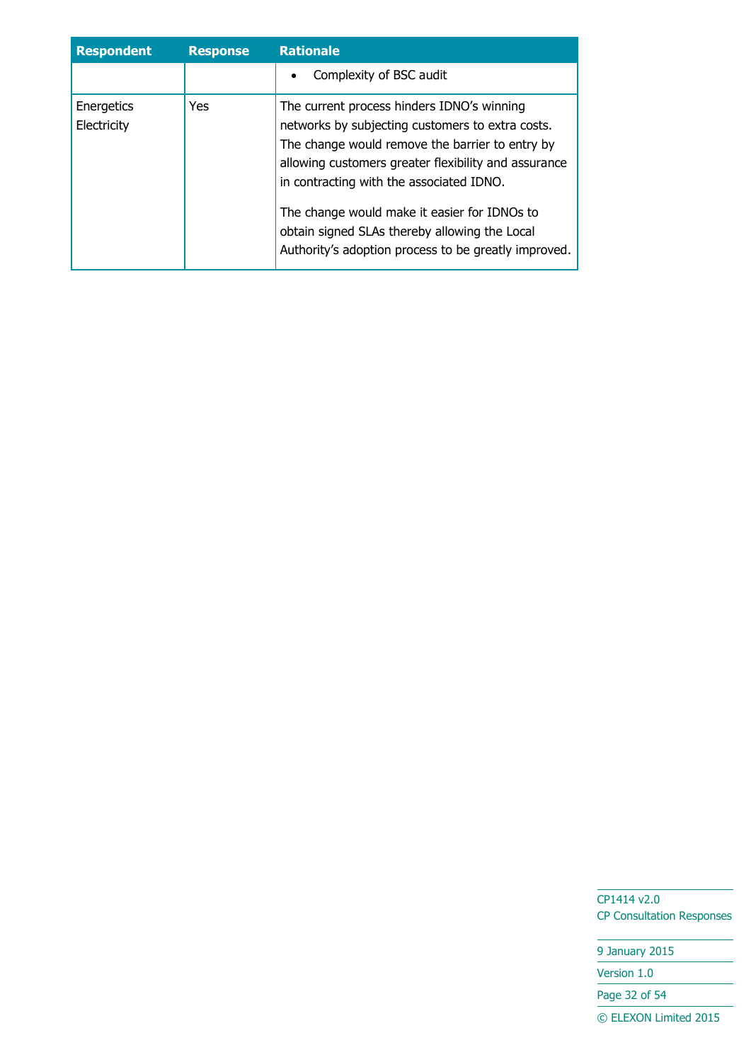| Respondent | Response | Rationale |
|---|---|---|
| | | • Complexity of BSC audit |
| Energetics Electricity | Yes | The current process hinders IDNO's winning networks by subjecting customers to extra costs. The change would remove the barrier to entry by allowing customers greater flexibility and assurance in contracting with the associated IDNO.<br><br>The change would make it easier for IDNOs to obtain signed SLAs thereby allowing the Local Authority's adoption process to be greatly improved. |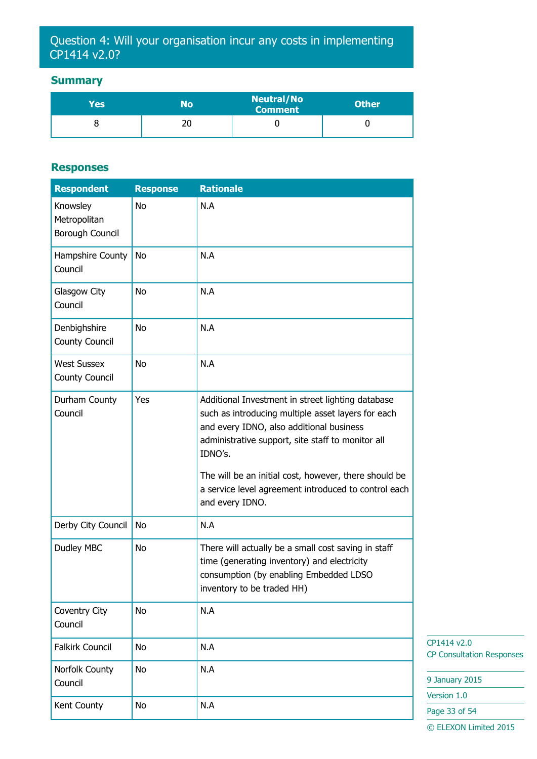## Question 4: Will your organisation incur any costs in implementing CP1414 v2.0?

### Summary

| Yes | No | Neutral/No Comment | Other |
|---|---|---|---|
| 8 | 20 | 0 | 0 |

### Responses

| Respondent | Response | Rationale |
|---|---|---|
| Knowsley Metropolitan Borough Council | No | N.A |
| Hampshire County Council | No | N.A |
| Glasgow City Council | No | N.A |
| Denbighshire County Council | No | N.A |
| West Sussex County Council | No | N.A |
| Durham County Council | Yes | Additional Investment in street lighting database such as introducing multiple asset layers for each and every IDNO, also additional business administrative support, site staff to monitor all IDNO's.<br><br>The will be an initial cost, however, there should be a service level agreement introduced to control each and every IDNO. |
| Derby City Council | No | N.A |
| Dudley MBC | No | There will actually be a small cost saving in staff time (generating inventory) and electricity consumption (by enabling Embedded LDSO inventory to be traded HH) |
| Coventry City Council | No | N.A |
| Falkirk Council | No | N.A |
| Norfolk County Council | No | N.A |
| Kent County | No | N.A |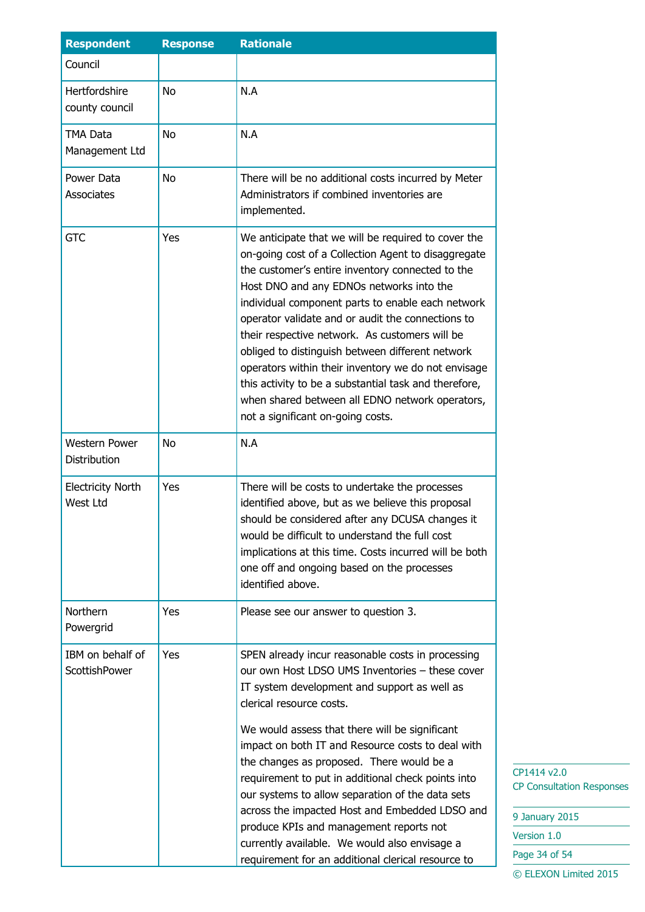| Respondent | Response | Rationale |
|---|---|---|
| Council | | |
| Hertfordshire county council | No | N.A |
| TMA Data Management Ltd | No | N.A |
| Power Data Associates | No | There will be no additional costs incurred by Meter Administrators if combined inventories are implemented. |
| GTC | Yes | We anticipate that we will be required to cover the on-going cost of a Collection Agent to disaggregate the customer's entire inventory connected to the Host DNO and any EDNOs networks into the individual component parts to enable each network operator validate and or audit the connections to their respective network. As customers will be obliged to distinguish between different network operators within their inventory we do not envisage this activity to be a substantial task and therefore, when shared between all EDNO network operators, not a significant on-going costs. |
| Western Power Distribution | No | N.A |
| Electricity North West Ltd | Yes | There will be costs to undertake the processes identified above, but as we believe this proposal should be considered after any DCUSA changes it would be difficult to understand the full cost implications at this time. Costs incurred will be both one off and ongoing based on the processes identified above. |
| Northern Powergrid | Yes | Please see our answer to question 3. |
| IBM on behalf of ScottishPower | Yes | SPEN already incur reasonable costs in processing our own Host LDSO UMS Inventories – these cover IT system development and support as well as clerical resource costs.<br><br>We would assess that there will be significant impact on both IT and Resource costs to deal with the changes as proposed. There would be a requirement to put in additional check points into our systems to allow separation of the data sets across the impacted Host and Embedded LDSO and produce KPIs and management reports not currently available. We would also envisage a requirement for an additional clerical resource to |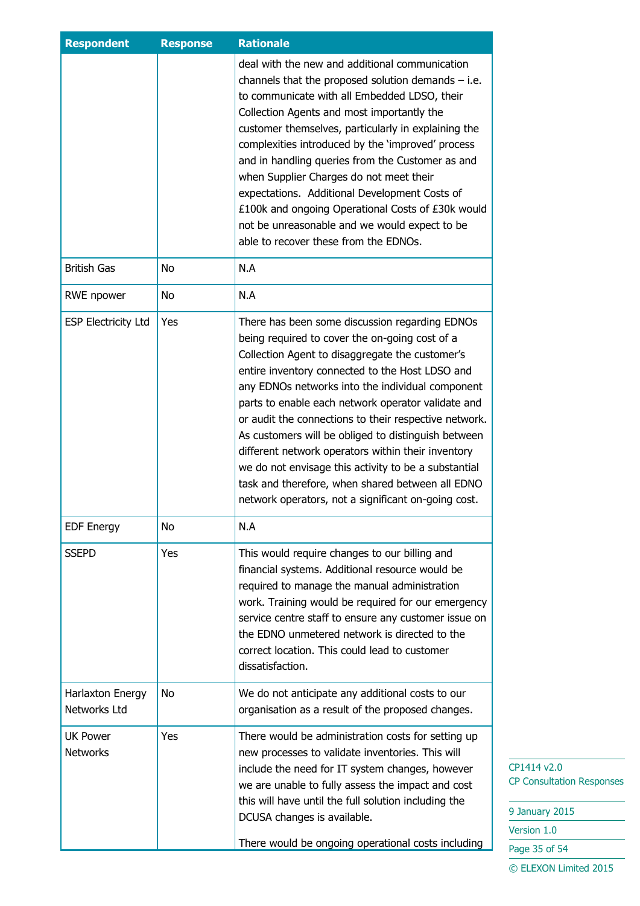| Respondent | Response | Rationale |
|---|---|---|
| | | deal with the new and additional communication channels that the proposed solution demands – i.e. to communicate with all Embedded LDSO, their Collection Agents and most importantly the customer themselves, particularly in explaining the complexities introduced by the 'improved' process and in handling queries from the Customer as and when Supplier Charges do not meet their expectations. Additional Development Costs of £100k and ongoing Operational Costs of £30k would not be unreasonable and we would expect to be able to recover these from the EDNOs. |
| British Gas | No | N.A |
| RWE npower | No | N.A |
| ESP Electricity Ltd | Yes | There has been some discussion regarding EDNOs being required to cover the on-going cost of a Collection Agent to disaggregate the customer's entire inventory connected to the Host LDSO and any EDNOs networks into the individual component parts to enable each network operator validate and or audit the connections to their respective network. As customers will be obliged to distinguish between different network operators within their inventory we do not envisage this activity to be a substantial task and therefore, when shared between all EDNO network operators, not a significant on-going cost. |
| EDF Energy | No | N.A |
| SSEPD | Yes | This would require changes to our billing and financial systems. Additional resource would be required to manage the manual administration work. Training would be required for our emergency service centre staff to ensure any customer issue on the EDNO unmetered network is directed to the correct location. This could lead to customer dissatisfaction. |
| Harlaxton Energy Networks Ltd | No | We do not anticipate any additional costs to our organisation as a result of the proposed changes. |
| UK Power Networks | Yes | There would be administration costs for setting up new processes to validate inventories. This will include the need for IT system changes, however we are unable to fully assess the impact and cost this will have until the full solution including the DCUSA changes is available.<br><br>There would be ongoing operational costs including |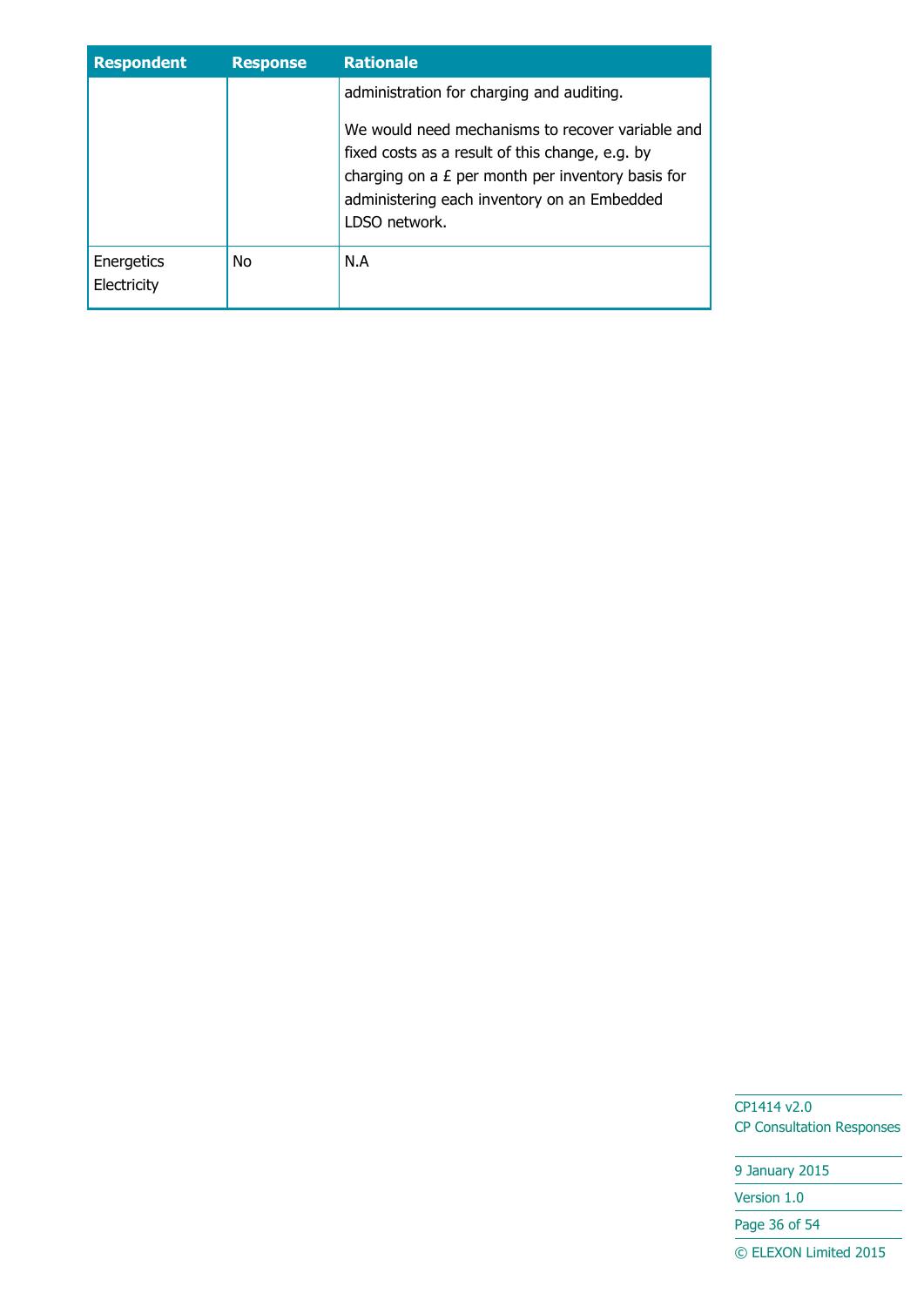| Respondent | Response | Rationale |
| --- | --- | --- |
| | | administration for charging and auditing.<br><br>We would need mechanisms to recover variable and fixed costs as a result of this change, e.g. by charging on a £ per month per inventory basis for administering each inventory on an Embedded LDSO network. |
| Energetics Electricity | No | N.A |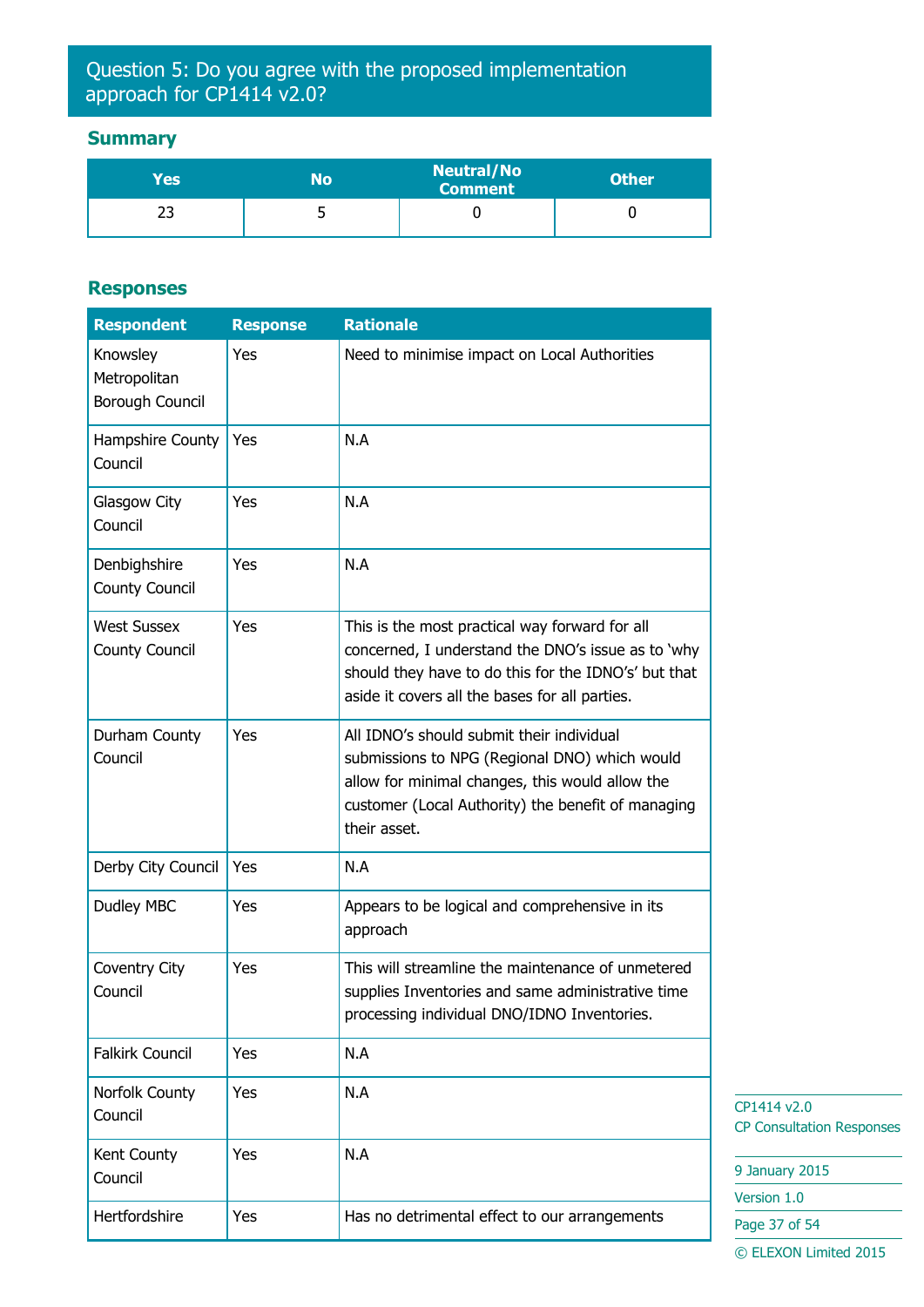## Question 5: Do you agree with the proposed implementation approach for CP1414 v2.0?

### Summary

| Yes | No | Neutral/No Comment | Other |
|---|---|---|---|
| 23 | 5 | 0 | 0 |

### Responses

| Respondent | Response | Rationale |
|---|---|---|
| Knowsley Metropolitan Borough Council | Yes | Need to minimise impact on Local Authorities |
| Hampshire County Council | Yes | N.A |
| Glasgow City Council | Yes | N.A |
| Denbighshire County Council | Yes | N.A |
| West Sussex County Council | Yes | This is the most practical way forward for all concerned, I understand the DNO's issue as to 'why should they have to do this for the IDNO's' but that aside it covers all the bases for all parties. |
| Durham County Council | Yes | All IDNO's should submit their individual submissions to NPG (Regional DNO) which would allow for minimal changes, this would allow the customer (Local Authority) the benefit of managing their asset. |
| Derby City Council | Yes | N.A |
| Dudley MBC | Yes | Appears to be logical and comprehensive in its approach |
| Coventry City Council | Yes | This will streamline the maintenance of unmetered supplies Inventories and same administrative time processing individual DNO/IDNO Inventories. |
| Falkirk Council | Yes | N.A |
| Norfolk County Council | Yes | N.A |
| Kent County Council | Yes | N.A |
| Hertfordshire | Yes | Has no detrimental effect to our arrangements |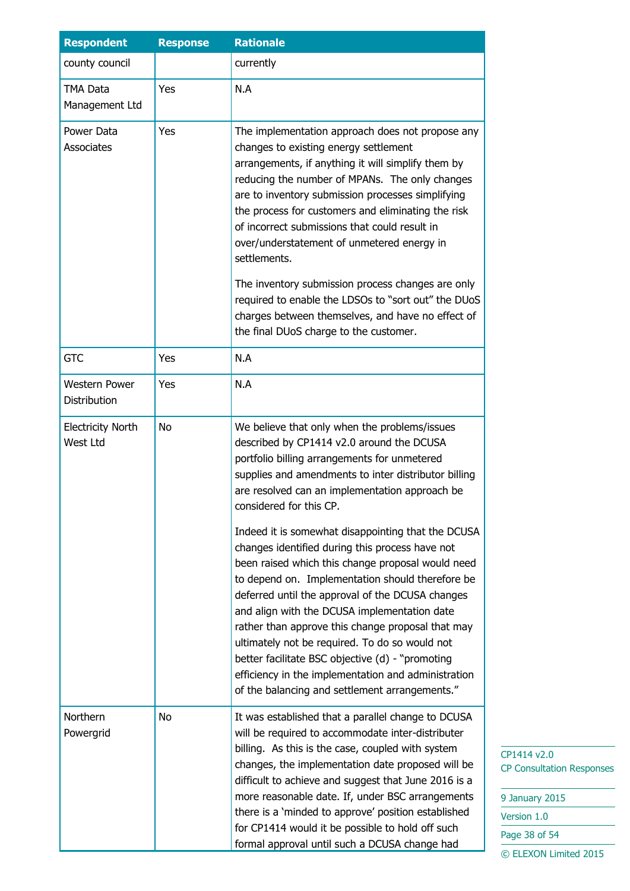| Respondent | Response | Rationale |
|---|---|---|
| county council | | currently |
| TMA Data Management Ltd | Yes | N.A |
| Power Data Associates | Yes | The implementation approach does not propose any changes to existing energy settlement arrangements, if anything it will simplify them by reducing the number of MPANs. The only changes are to inventory submission processes simplifying the process for customers and eliminating the risk of incorrect submissions that could result in over/understatement of unmetered energy in settlements.<br><br>The inventory submission process changes are only required to enable the LDSOs to "sort out" the DUoS charges between themselves, and have no effect of the final DUoS charge to the customer. |
| GTC | Yes | N.A |
| Western Power Distribution | Yes | N.A |
| Electricity North West Ltd | No | We believe that only when the problems/issues described by CP1414 v2.0 around the DCUSA portfolio billing arrangements for unmetered supplies and amendments to inter distributor billing are resolved can an implementation approach be considered for this CP.<br><br>Indeed it is somewhat disappointing that the DCUSA changes identified during this process have not been raised which this change proposal would need to depend on. Implementation should therefore be deferred until the approval of the DCUSA changes and align with the DCUSA implementation date rather than approve this change proposal that may ultimately not be required. To do so would not better facilitate BSC objective (d) - "promoting efficiency in the implementation and administration of the balancing and settlement arrangements." |
| Northern Powergrid | No | It was established that a parallel change to DCUSA will be required to accommodate inter-distributer billing. As this is the case, coupled with system changes, the implementation date proposed will be difficult to achieve and suggest that June 2016 is a more reasonable date. If, under BSC arrangements there is a 'minded to approve' position established for CP1414 would it be possible to hold off such formal approval until such a DCUSA change had |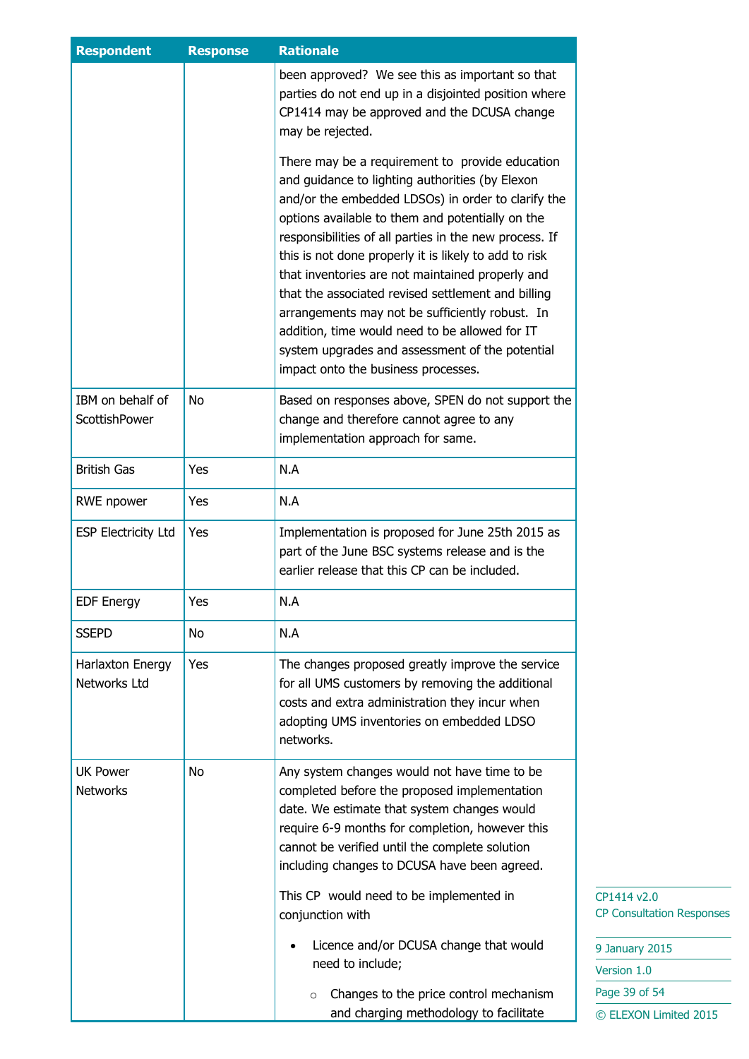| Respondent | Response | Rationale |
|---|---|---|
| | | been approved? We see this as important so that parties do not end up in a disjointed position where CP1414 may be approved and the DCUSA change may be rejected.<br><br>There may be a requirement to provide education and guidance to lighting authorities (by Elexon and/or the embedded LDSOs) in order to clarify the options available to them and potentially on the responsibilities of all parties in the new process. If this is not done properly it is likely to add to risk that inventories are not maintained properly and that the associated revised settlement and billing arrangements may not be sufficiently robust. In addition, time would need to be allowed for IT system upgrades and assessment of the potential impact onto the business processes. |
| IBM on behalf of ScottishPower | No | Based on responses above, SPEN do not support the change and therefore cannot agree to any implementation approach for same. |
| British Gas | Yes | N.A |
| RWE npower | Yes | N.A |
| ESP Electricity Ltd | Yes | Implementation is proposed for June 25th 2015 as part of the June BSC systems release and is the earlier release that this CP can be included. |
| EDF Energy | Yes | N.A |
| SSEPD | No | N.A |
| Harlaxton Energy Networks Ltd | Yes | The changes proposed greatly improve the service for all UMS customers by removing the additional costs and extra administration they incur when adopting UMS inventories on embedded LDSO networks. |
| UK Power Networks | No | Any system changes would not have time to be completed before the proposed implementation date. We estimate that system changes would require 6-9 months for completion, however this cannot be verified until the complete solution including changes to DCUSA have been agreed.<br><br>This CP would need to be implemented in conjunction with<br><br>• Licence and/or DCUSA change that would need to include;<br><br>  ○ Changes to the price control mechanism and charging methodology to facilitate |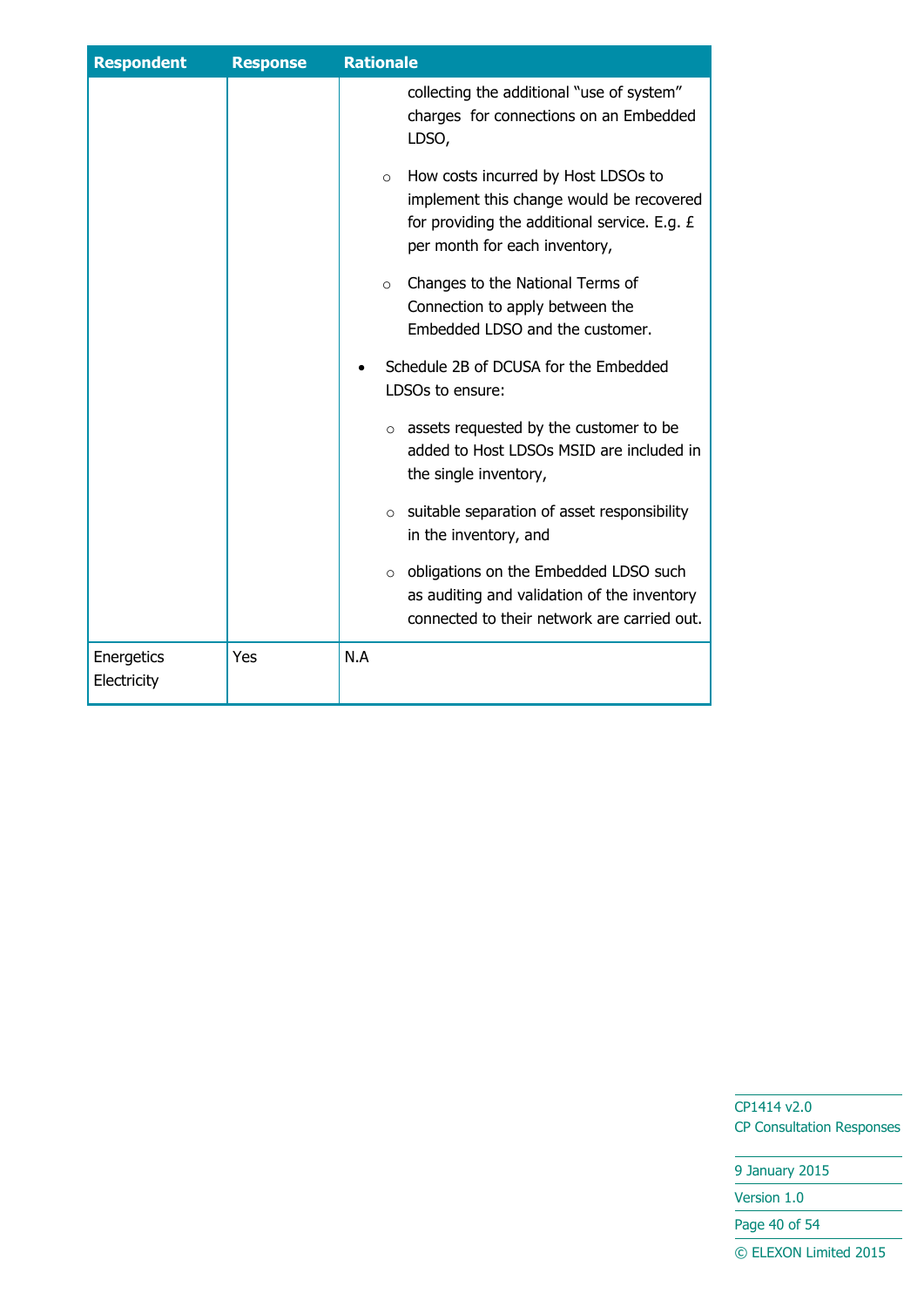| Respondent | Response | Rationale |
|---|---|---|
| | | collecting the additional "use of system" charges for connections on an Embedded LDSO,<br><br>○ How costs incurred by Host LDSOs to implement this change would be recovered for providing the additional service. E.g. £ per month for each inventory,<br><br>○ Changes to the National Terms of Connection to apply between the Embedded LDSO and the customer.<br><br>• Schedule 2B of DCUSA for the Embedded LDSOs to ensure:<br><br>○ assets requested by the customer to be added to Host LDSOs MSID are included in the single inventory,<br><br>○ suitable separation of asset responsibility in the inventory, and<br><br>○ obligations on the Embedded LDSO such as auditing and validation of the inventory connected to their network are carried out. |
| Energetics Electricity | Yes | N.A |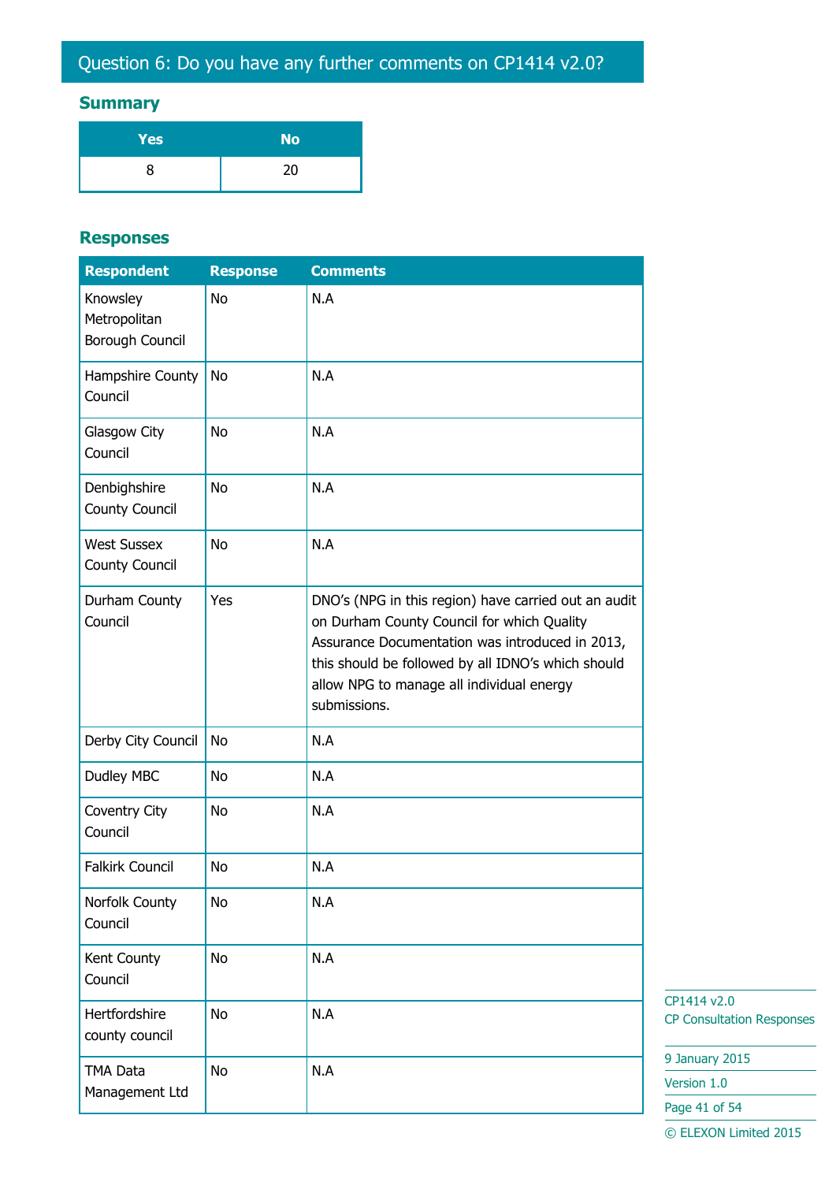## Question 6: Do you have any further comments on CP1414 v2.0?

### Summary

| Yes | No |
|---|---|
| 8 | 20 |

### Responses

| Respondent | Response | Comments |
|---|---|---|
| Knowsley Metropolitan Borough Council | No | N.A |
| Hampshire County Council | No | N.A |
| Glasgow City Council | No | N.A |
| Denbighshire County Council | No | N.A |
| West Sussex County Council | No | N.A |
| Durham County Council | Yes | DNO's (NPG in this region) have carried out an audit on Durham County Council for which Quality Assurance Documentation was introduced in 2013, this should be followed by all IDNO's which should allow NPG to manage all individual energy submissions. |
| Derby City Council | No | N.A |
| Dudley MBC | No | N.A |
| Coventry City Council | No | N.A |
| Falkirk Council | No | N.A |
| Norfolk County Council | No | N.A |
| Kent County Council | No | N.A |
| Hertfordshire county council | No | N.A |
| TMA Data Management Ltd | No | N.A |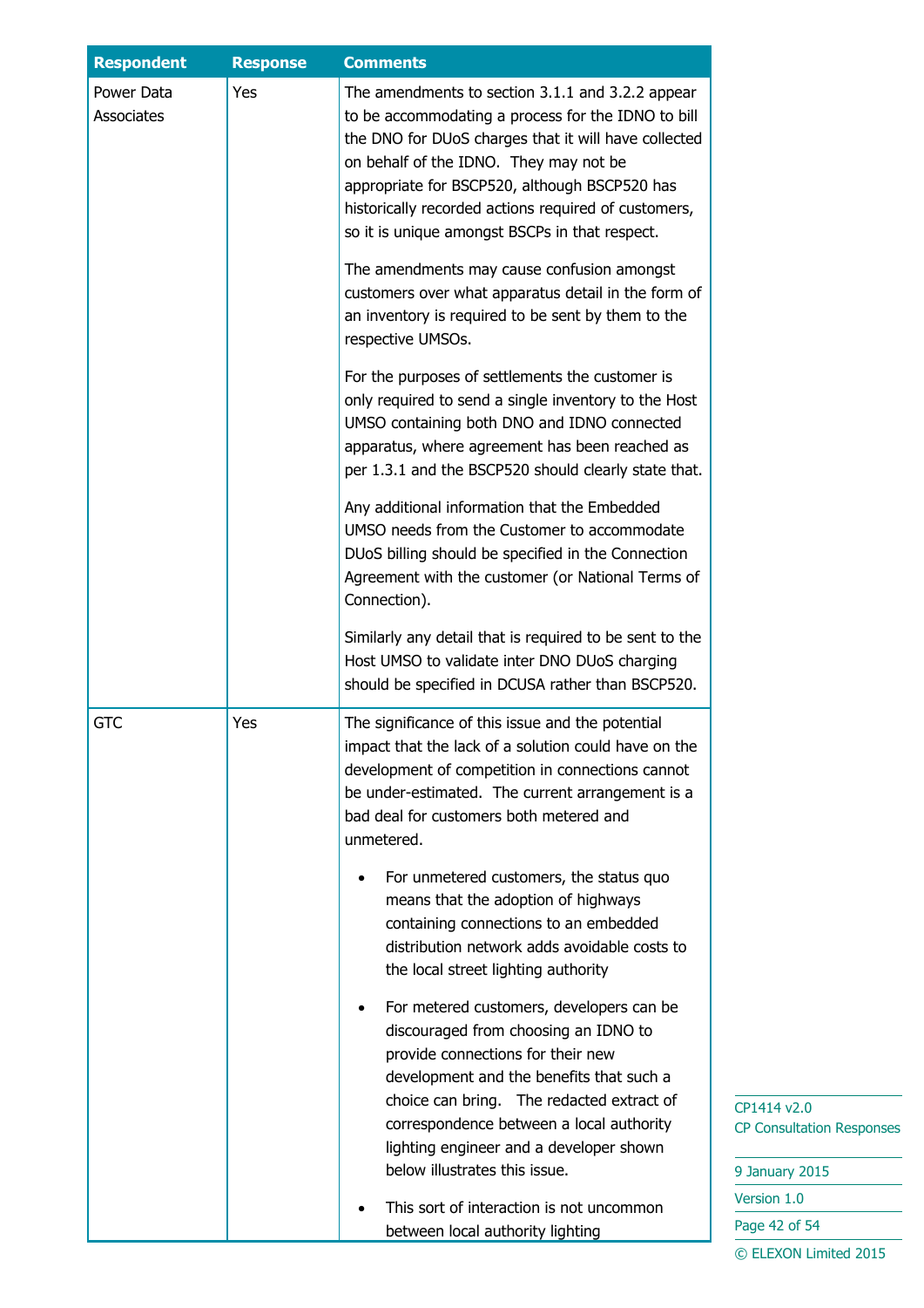| Respondent | Response | Comments |
| --- | --- | --- |
| Power Data Associates | Yes | The amendments to section 3.1.1 and 3.2.2 appear to be accommodating a process for the IDNO to bill the DNO for DUoS charges that it will have collected on behalf of the IDNO. They may not be appropriate for BSCP520, although BSCP520 has historically recorded actions required of customers, so it is unique amongst BSCPs in that respect.<br><br>The amendments may cause confusion amongst customers over what apparatus detail in the form of an inventory is required to be sent by them to the respective UMSOs.<br><br>For the purposes of settlements the customer is only required to send a single inventory to the Host UMSO containing both DNO and IDNO connected apparatus, where agreement has been reached as per 1.3.1 and the BSCP520 should clearly state that.<br><br>Any additional information that the Embedded UMSO needs from the Customer to accommodate DUoS billing should be specified in the Connection Agreement with the customer (or National Terms of Connection).<br><br>Similarly any detail that is required to be sent to the Host UMSO to validate inter DNO DUoS charging should be specified in DCUSA rather than BSCP520. |
| GTC | Yes | The significance of this issue and the potential impact that the lack of a solution could have on the development of competition in connections cannot be under-estimated. The current arrangement is a bad deal for customers both metered and unmetered.<br><br>• For unmetered customers, the status quo means that the adoption of highways containing connections to an embedded distribution network adds avoidable costs to the local street lighting authority<br><br>• For metered customers, developers can be discouraged from choosing an IDNO to provide connections for their new development and the benefits that such a choice can bring. The redacted extract of correspondence between a local authority lighting engineer and a developer shown below illustrates this issue.<br><br>• This sort of interaction is not uncommon between local authority lighting |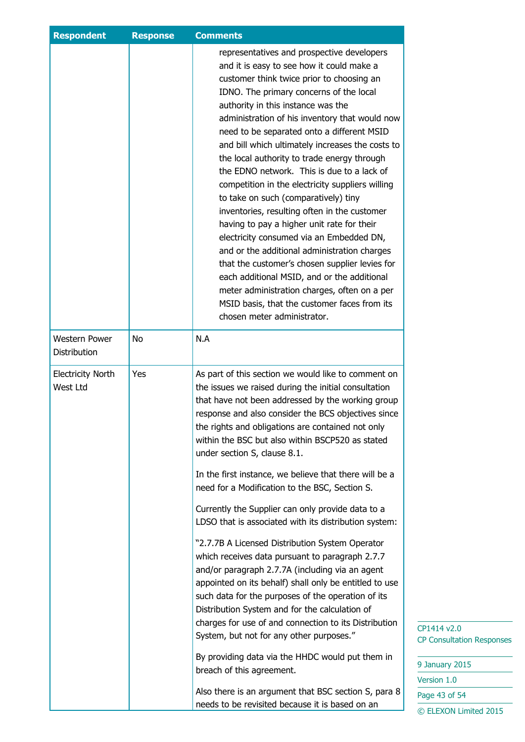| Respondent | Response | Comments |
|---|---|---|
| | | representatives and prospective developers and it is easy to see how it could make a customer think twice prior to choosing an IDNO. The primary concerns of the local authority in this instance was the administration of his inventory that would now need to be separated onto a different MSID and bill which ultimately increases the costs to the local authority to trade energy through the EDNO network. This is due to a lack of competition in the electricity suppliers willing to take on such (comparatively) tiny inventories, resulting often in the customer having to pay a higher unit rate for their electricity consumed via an Embedded DN, and or the additional administration charges that the customer's chosen supplier levies for each additional MSID, and or the additional meter administration charges, often on a per MSID basis, that the customer faces from its chosen meter administrator. |
| Western Power Distribution | No | N.A |
| Electricity North West Ltd | Yes | As part of this section we would like to comment on the issues we raised during the initial consultation that have not been addressed by the working group response and also consider the BCS objectives since the rights and obligations are contained not only within the BSC but also within BSCP520 as stated under section S, clause 8.1.<br><br>In the first instance, we believe that there will be a need for a Modification to the BSC, Section S.<br><br>Currently the Supplier can only provide data to a LDSO that is associated with its distribution system:<br><br>"2.7.7B A Licensed Distribution System Operator which receives data pursuant to paragraph 2.7.7 and/or paragraph 2.7.7A (including via an agent appointed on its behalf) shall only be entitled to use such data for the purposes of the operation of its Distribution System and for the calculation of charges for use of and connection to its Distribution System, but not for any other purposes."<br><br>By providing data via the HHDC would put them in breach of this agreement.<br><br>Also there is an argument that BSC section S, para 8 needs to be revisited because it is based on an |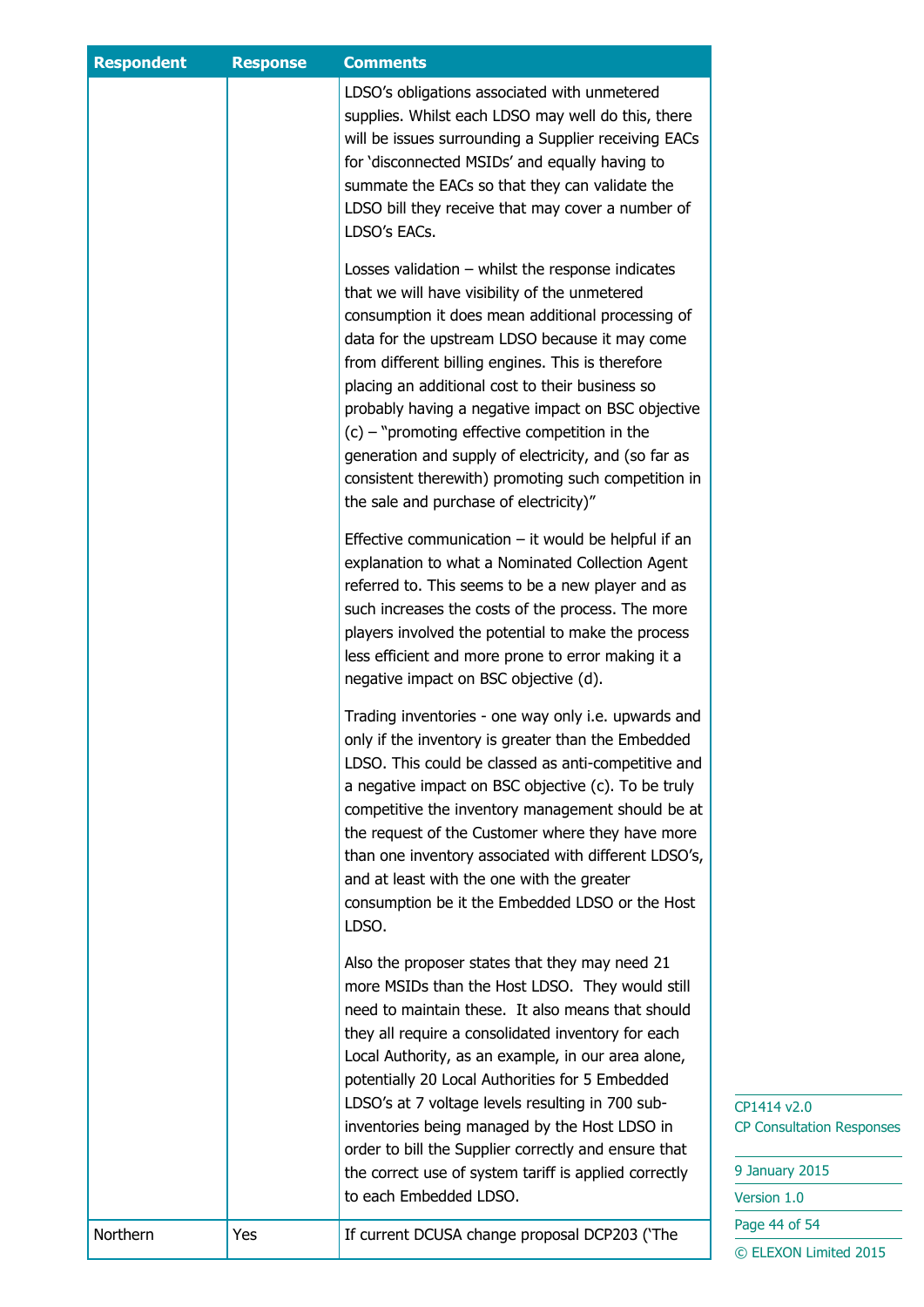| Respondent | Response | Comments |
|---|---|---|
| | | LDSO's obligations associated with unmetered supplies. Whilst each LDSO may well do this, there will be issues surrounding a Supplier receiving EACs for 'disconnected MSIDs' and equally having to summate the EACs so that they can validate the LDSO bill they receive that may cover a number of LDSO's EACs.<br><br>Losses validation – whilst the response indicates that we will have visibility of the unmetered consumption it does mean additional processing of data for the upstream LDSO because it may come from different billing engines. This is therefore placing an additional cost to their business so probably having a negative impact on BSC objective (c) – "promoting effective competition in the generation and supply of electricity, and (so far as consistent therewith) promoting such competition in the sale and purchase of electricity)"<br><br>Effective communication – it would be helpful if an explanation to what a Nominated Collection Agent referred to. This seems to be a new player and as such increases the costs of the process. The more players involved the potential to make the process less efficient and more prone to error making it a negative impact on BSC objective (d).<br><br>Trading inventories - one way only i.e. upwards and only if the inventory is greater than the Embedded LDSO. This could be classed as anti-competitive and a negative impact on BSC objective (c). To be truly competitive the inventory management should be at the request of the Customer where they have more than one inventory associated with different LDSO's, and at least with the one with the greater consumption be it the Embedded LDSO or the Host LDSO.<br><br>Also the proposer states that they may need 21 more MSIDs than the Host LDSO. They would still need to maintain these. It also means that should they all require a consolidated inventory for each Local Authority, as an example, in our area alone, potentially 20 Local Authorities for 5 Embedded LDSO's at 7 voltage levels resulting in 700 sub-inventories being managed by the Host LDSO in order to bill the Supplier correctly and ensure that the correct use of system tariff is applied correctly to each Embedded LDSO. |
| Northern | Yes | If current DCUSA change proposal DCP203 ('The |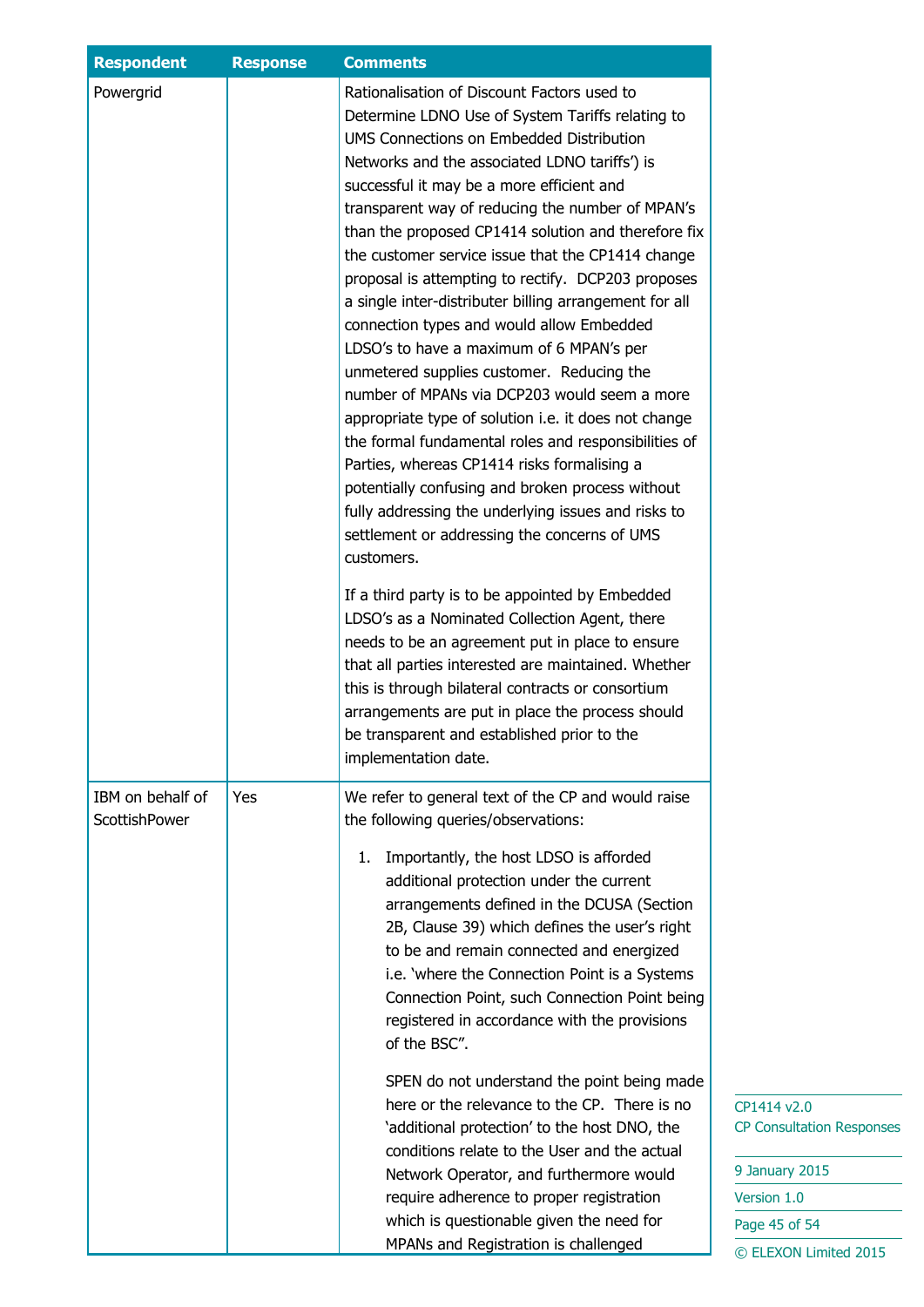| Respondent | Response | Comments |
|---|---|---|
| Powergrid | | Rationalisation of Discount Factors used to Determine LDNO Use of System Tariffs relating to UMS Connections on Embedded Distribution Networks and the associated LDNO tariffs') is successful it may be a more efficient and transparent way of reducing the number of MPAN's than the proposed CP1414 solution and therefore fix the customer service issue that the CP1414 change proposal is attempting to rectify. DCP203 proposes a single inter-distributer billing arrangement for all connection types and would allow Embedded LDSO's to have a maximum of 6 MPAN's per unmetered supplies customer. Reducing the number of MPANs via DCP203 would seem a more appropriate type of solution i.e. it does not change the formal fundamental roles and responsibilities of Parties, whereas CP1414 risks formalising a potentially confusing and broken process without fully addressing the underlying issues and risks to settlement or addressing the concerns of UMS customers.<br><br>If a third party is to be appointed by Embedded LDSO's as a Nominated Collection Agent, there needs to be an agreement put in place to ensure that all parties interested are maintained. Whether this is through bilateral contracts or consortium arrangements are put in place the process should be transparent and established prior to the implementation date. |
| IBM on behalf of ScottishPower | Yes | We refer to general text of the CP and would raise the following queries/observations:<br><br>1. Importantly, the host LDSO is afforded additional protection under the current arrangements defined in the DCUSA (Section 2B, Clause 39) which defines the user's right to be and remain connected and energized i.e. 'where the Connection Point is a Systems Connection Point, such Connection Point being registered in accordance with the provisions of the BSC".<br><br>SPEN do not understand the point being made here or the relevance to the CP. There is no 'additional protection' to the host DNO, the conditions relate to the User and the actual Network Operator, and furthermore would require adherence to proper registration which is questionable given the need for MPANs and Registration is challenged |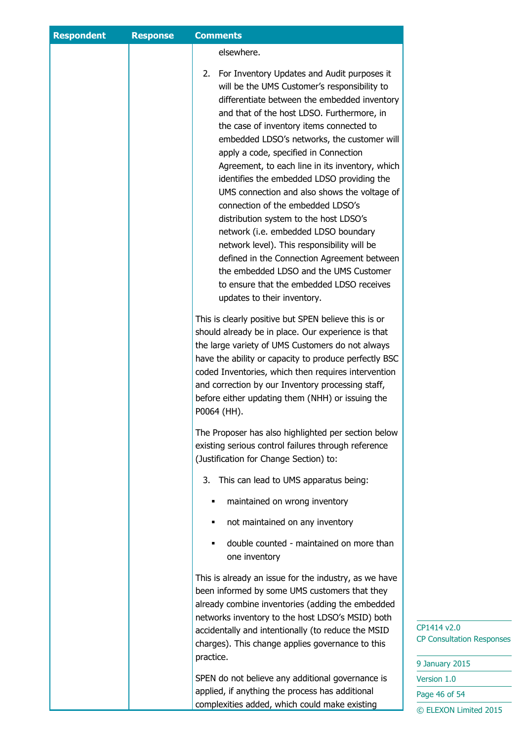| Respondent | Response | Comments |
|---|---|---|
| | | elsewhere.<br><br>2. For Inventory Updates and Audit purposes it will be the UMS Customer's responsibility to differentiate between the embedded inventory and that of the host LDSO. Furthermore, in the case of inventory items connected to embedded LDSO's networks, the customer will apply a code, specified in Connection Agreement, to each line in its inventory, which identifies the embedded LDSO providing the UMS connection and also shows the voltage of connection of the embedded LDSO's distribution system to the host LDSO's network (i.e. embedded LDSO boundary network level). This responsibility will be defined in the Connection Agreement between the embedded LDSO and the UMS Customer to ensure that the embedded LDSO receives updates to their inventory.<br><br>This is clearly positive but SPEN believe this is or should already be in place. Our experience is that the large variety of UMS Customers do not always have the ability or capacity to produce perfectly BSC coded Inventories, which then requires intervention and correction by our Inventory processing staff, before either updating them (NHH) or issuing the P0064 (HH).<br><br>The Proposer has also highlighted per section below existing serious control failures through reference (Justification for Change Section) to:<br><br>3. This can lead to UMS apparatus being:<br>▪ maintained on wrong inventory<br>▪ not maintained on any inventory<br>▪ double counted - maintained on more than one inventory<br><br>This is already an issue for the industry, as we have been informed by some UMS customers that they already combine inventories (adding the embedded networks inventory to the host LDSO's MSID) both accidentally and intentionally (to reduce the MSID charges). This change applies governance to this practice.<br><br>SPEN do not believe any additional governance is applied, if anything the process has additional complexities added, which could make existing |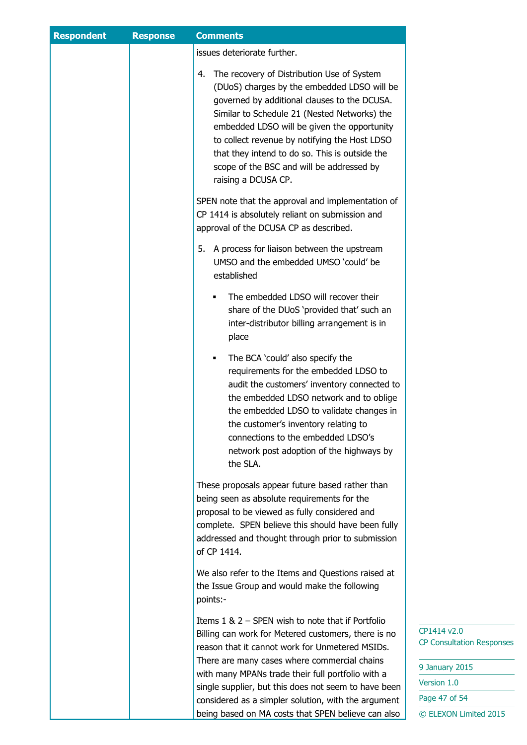| Respondent | Response | Comments |
|---|---|---|
| | | issues deteriorate further.<br><br>4. The recovery of Distribution Use of System (DUoS) charges by the embedded LDSO will be governed by additional clauses to the DCUSA. Similar to Schedule 21 (Nested Networks) the embedded LDSO will be given the opportunity to collect revenue by notifying the Host LDSO that they intend to do so. This is outside the scope of the BSC and will be addressed by raising a DCUSA CP.<br><br>SPEN note that the approval and implementation of CP 1414 is absolutely reliant on submission and approval of the DCUSA CP as described.<br><br>5. A process for liaison between the upstream UMSO and the embedded UMSO 'could' be established<br><br>▪ The embedded LDSO will recover their share of the DUoS 'provided that' such an inter-distributor billing arrangement is in place<br><br>▪ The BCA 'could' also specify the requirements for the embedded LDSO to audit the customers' inventory connected to the embedded LDSO network and to oblige the embedded LDSO to validate changes in the customer's inventory relating to connections to the embedded LDSO's network post adoption of the highways by the SLA.<br><br>These proposals appear future based rather than being seen as absolute requirements for the proposal to be viewed as fully considered and complete. SPEN believe this should have been fully addressed and thought through prior to submission of CP 1414.<br><br>We also refer to the Items and Questions raised at the Issue Group and would make the following points:-<br><br>Items 1 & 2 – SPEN wish to note that if Portfolio Billing can work for Metered customers, there is no reason that it cannot work for Unmetered MSIDs. There are many cases where commercial chains with many MPANs trade their full portfolio with a single supplier, but this does not seem to have been considered as a simpler solution, with the argument being based on MA costs that SPEN believe can also |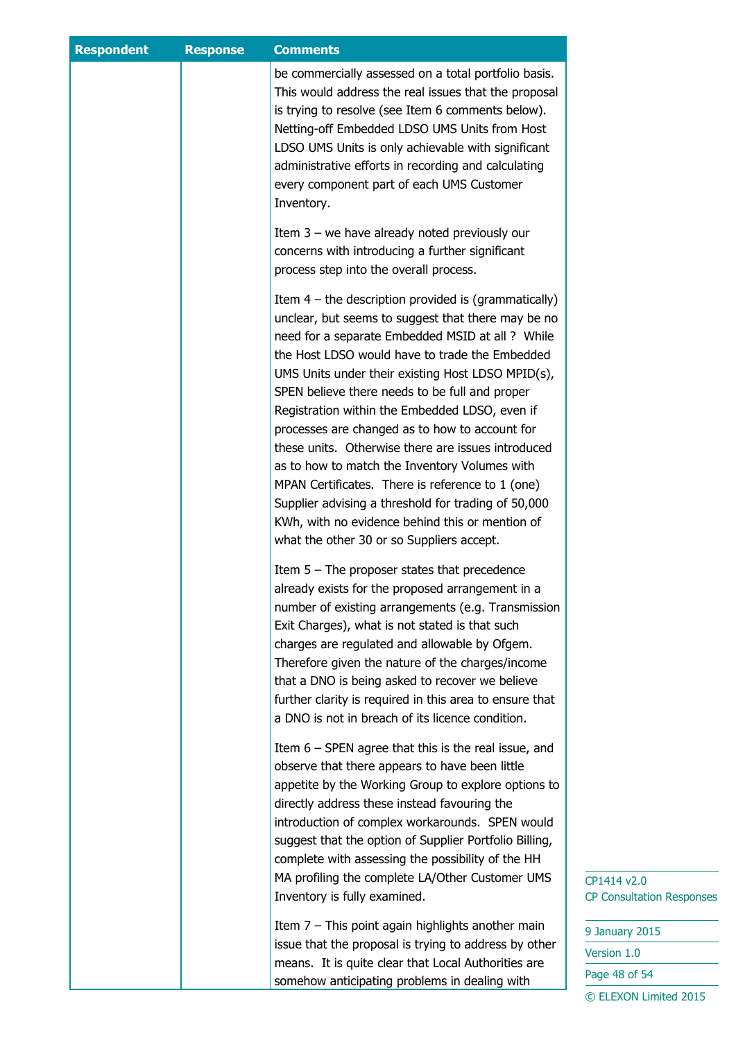| Respondent | Response | Comments |
|---|---|---|
| | | be commercially assessed on a total portfolio basis. This would address the real issues that the proposal is trying to resolve (see Item 6 comments below). Netting-off Embedded LDSO UMS Units from Host LDSO UMS Units is only achievable with significant administrative efforts in recording and calculating every component part of each UMS Customer Inventory.<br><br>Item 3 – we have already noted previously our concerns with introducing a further significant process step into the overall process.<br><br>Item 4 – the description provided is (grammatically) unclear, but seems to suggest that there may be no need for a separate Embedded MSID at all ? While the Host LDSO would have to trade the Embedded UMS Units under their existing Host LDSO MPID(s), SPEN believe there needs to be full and proper Registration within the Embedded LDSO, even if processes are changed as to how to account for these units. Otherwise there are issues introduced as to how to match the Inventory Volumes with MPAN Certificates. There is reference to 1 (one) Supplier advising a threshold for trading of 50,000 KWh, with no evidence behind this or mention of what the other 30 or so Suppliers accept.<br><br>Item 5 – The proposer states that precedence already exists for the proposed arrangement in a number of existing arrangements (e.g. Transmission Exit Charges), what is not stated is that such charges are regulated and allowable by Ofgem. Therefore given the nature of the charges/income that a DNO is being asked to recover we believe further clarity is required in this area to ensure that a DNO is not in breach of its licence condition.<br><br>Item 6 – SPEN agree that this is the real issue, and observe that there appears to have been little appetite by the Working Group to explore options to directly address these instead favouring the introduction of complex workarounds. SPEN would suggest that the option of Supplier Portfolio Billing, complete with assessing the possibility of the HH MA profiling the complete LA/Other Customer UMS Inventory is fully examined.<br><br>Item 7 – This point again highlights another main issue that the proposal is trying to address by other means. It is quite clear that Local Authorities are somehow anticipating problems in dealing with |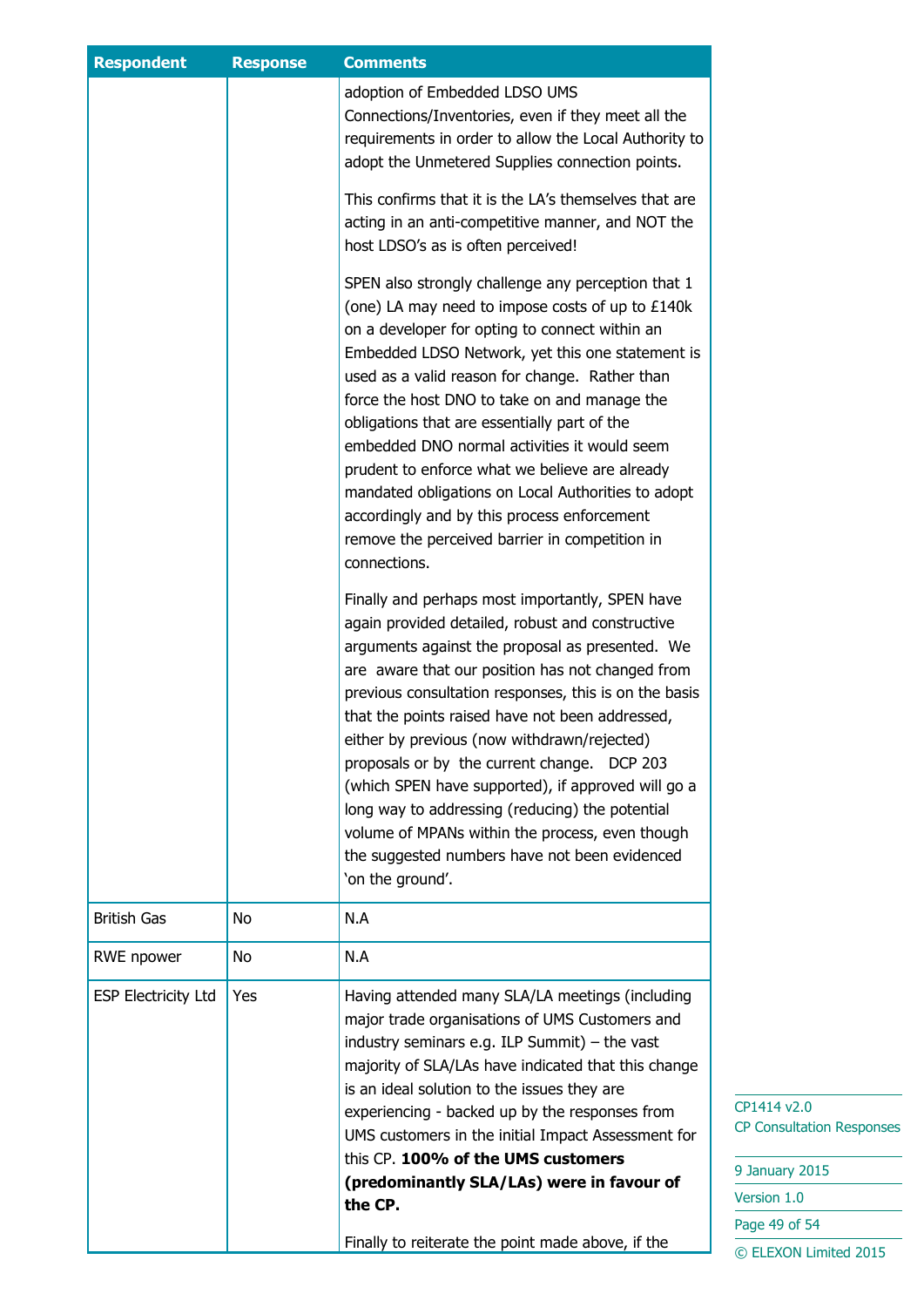| Respondent | Response | Comments |
|---|---|---|
| | | adoption of Embedded LDSO UMS Connections/Inventories, even if they meet all the requirements in order to allow the Local Authority to adopt the Unmetered Supplies connection points.<br><br>This confirms that it is the LA's themselves that are acting in an anti-competitive manner, and NOT the host LDSO's as is often perceived!<br><br>SPEN also strongly challenge any perception that 1 (one) LA may need to impose costs of up to £140k on a developer for opting to connect within an Embedded LDSO Network, yet this one statement is used as a valid reason for change. Rather than force the host DNO to take on and manage the obligations that are essentially part of the embedded DNO normal activities it would seem prudent to enforce what we believe are already mandated obligations on Local Authorities to adopt accordingly and by this process enforcement remove the perceived barrier in competition in connections.<br><br>Finally and perhaps most importantly, SPEN have again provided detailed, robust and constructive arguments against the proposal as presented. We are aware that our position has not changed from previous consultation responses, this is on the basis that the points raised have not been addressed, either by previous (now withdrawn/rejected) proposals or by the current change. DCP 203 (which SPEN have supported), if approved will go a long way to addressing (reducing) the potential volume of MPANs within the process, even though the suggested numbers have not been evidenced 'on the ground'. |
| British Gas | No | N.A |
| RWE npower | No | N.A |
| ESP Electricity Ltd | Yes | Having attended many SLA/LA meetings (including major trade organisations of UMS Customers and industry seminars e.g. ILP Summit) – the vast majority of SLA/LAs have indicated that this change is an ideal solution to the issues they are experiencing - backed up by the responses from UMS customers in the initial Impact Assessment for this CP. **100% of the UMS customers (predominantly SLA/LAs) were in favour of the CP.**<br><br>Finally to reiterate the point made above, if the |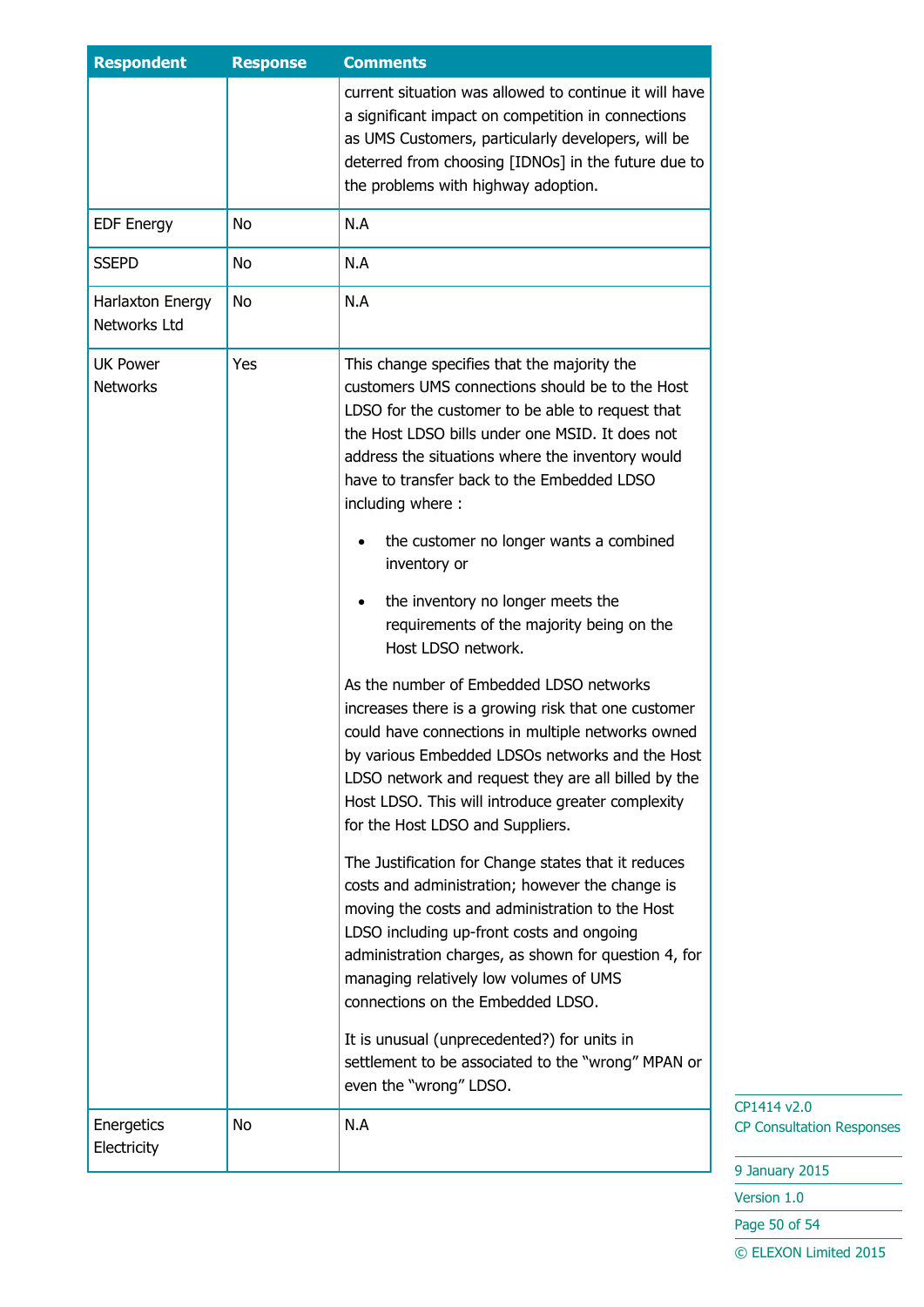| Respondent | Response | Comments |
|---|---|---|
| | | current situation was allowed to continue it will have a significant impact on competition in connections as UMS Customers, particularly developers, will be deterred from choosing [IDNOs] in the future due to the problems with highway adoption. |
| EDF Energy | No | N.A |
| SSEPD | No | N.A |
| Harlaxton Energy Networks Ltd | No | N.A |
| UK Power Networks | Yes | This change specifies that the majority the customers UMS connections should be to the Host LDSO for the customer to be able to request that the Host LDSO bills under one MSID. It does not address the situations where the inventory would have to transfer back to the Embedded LDSO including where :<br><br>• the customer no longer wants a combined inventory or<br>• the inventory no longer meets the requirements of the majority being on the Host LDSO network.<br><br>As the number of Embedded LDSO networks increases there is a growing risk that one customer could have connections in multiple networks owned by various Embedded LDSOs networks and the Host LDSO network and request they are all billed by the Host LDSO. This will introduce greater complexity for the Host LDSO and Suppliers.<br><br>The Justification for Change states that it reduces costs and administration; however the change is moving the costs and administration to the Host LDSO including up-front costs and ongoing administration charges, as shown for question 4, for managing relatively low volumes of UMS connections on the Embedded LDSO.<br><br>It is unusual (unprecedented?) for units in settlement to be associated to the "wrong" MPAN or even the "wrong" LDSO. |
| Energetics Electricity | No | N.A |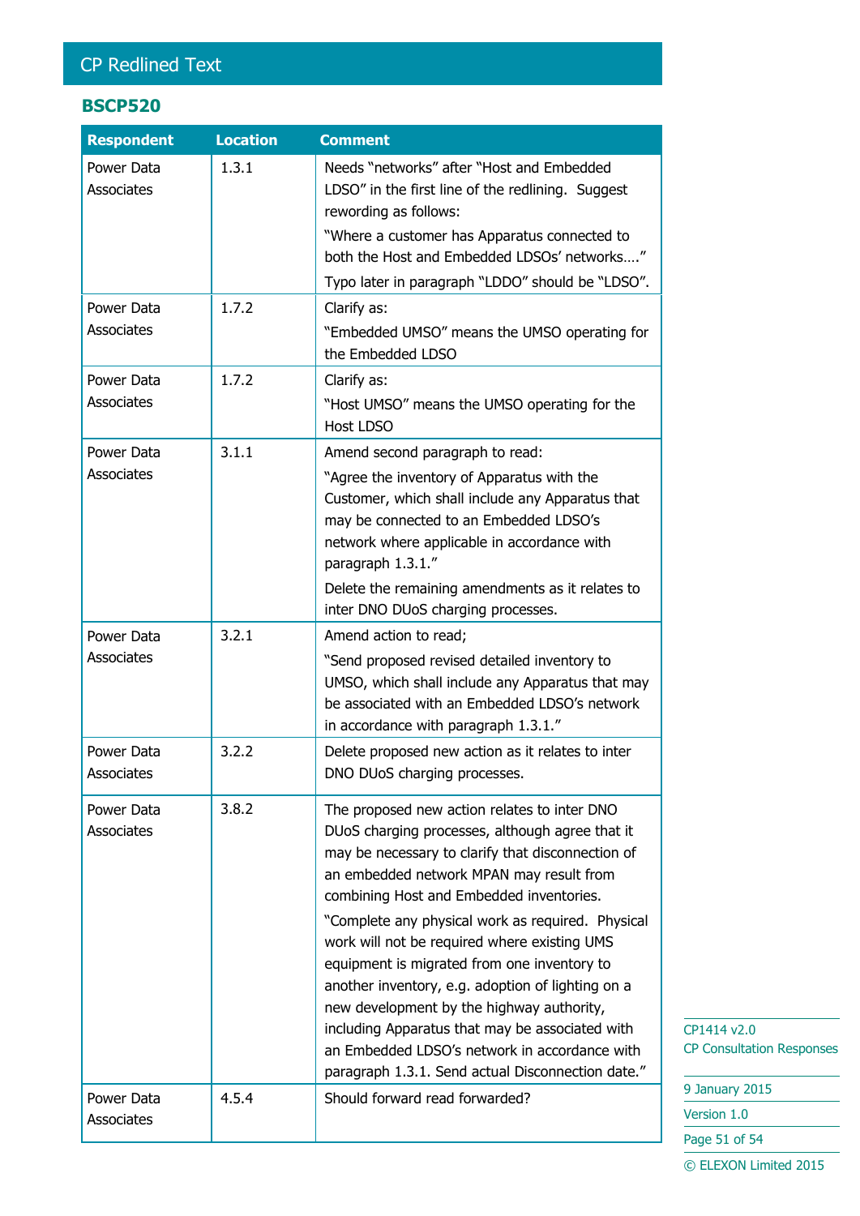# CP Redlined Text

## BSCP520

| Respondent | Location | Comment |
|---|---|---|
| Power Data Associates | 1.3.1 | Needs "networks" after "Host and Embedded LDSO" in the first line of the redlining. Suggest rewording as follows:<br>"Where a customer has Apparatus connected to both the Host and Embedded LDSOs' networks…."<br>Typo later in paragraph "LDDO" should be "LDSO". |
| Power Data Associates | 1.7.2 | Clarify as:<br>"Embedded UMSO" means the UMSO operating for the Embedded LDSO |
| Power Data Associates | 1.7.2 | Clarify as:<br>"Host UMSO" means the UMSO operating for the Host LDSO |
| Power Data Associates | 3.1.1 | Amend second paragraph to read:<br>"Agree the inventory of Apparatus with the Customer, which shall include any Apparatus that may be connected to an Embedded LDSO's network where applicable in accordance with paragraph 1.3.1."<br>Delete the remaining amendments as it relates to inter DNO DUoS charging processes. |
| Power Data Associates | 3.2.1 | Amend action to read;<br>"Send proposed revised detailed inventory to UMSO, which shall include any Apparatus that may be associated with an Embedded LDSO's network in accordance with paragraph 1.3.1." |
| Power Data Associates | 3.2.2 | Delete proposed new action as it relates to inter DNO DUoS charging processes. |
| Power Data Associates | 3.8.2 | The proposed new action relates to inter DNO DUoS charging processes, although agree that it may be necessary to clarify that disconnection of an embedded network MPAN may result from combining Host and Embedded inventories.<br>"Complete any physical work as required. Physical work will not be required where existing UMS equipment is migrated from one inventory to another inventory, e.g. adoption of lighting on a new development by the highway authority, including Apparatus that may be associated with an Embedded LDSO's network in accordance with paragraph 1.3.1. Send actual Disconnection date." |
| Power Data Associates | 4.5.4 | Should forward read forwarded? |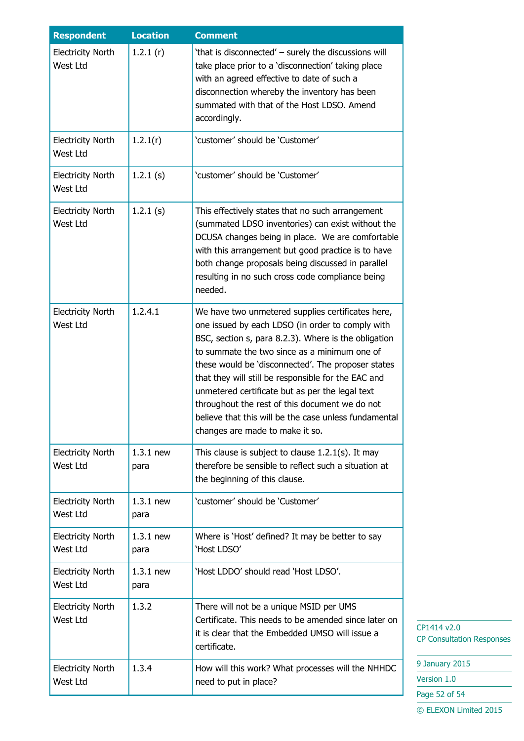| Respondent | Location | Comment |
|---|---|---|
| Electricity North West Ltd | 1.2.1 (r) | 'that is disconnected' – surely the discussions will take place prior to a 'disconnection' taking place with an agreed effective to date of such a disconnection whereby the inventory has been summated with that of the Host LDSO. Amend accordingly. |
| Electricity North West Ltd | 1.2.1(r) | 'customer' should be 'Customer' |
| Electricity North West Ltd | 1.2.1 (s) | 'customer' should be 'Customer' |
| Electricity North West Ltd | 1.2.1 (s) | This effectively states that no such arrangement (summated LDSO inventories) can exist without the DCUSA changes being in place. We are comfortable with this arrangement but good practice is to have both change proposals being discussed in parallel resulting in no such cross code compliance being needed. |
| Electricity North West Ltd | 1.2.4.1 | We have two unmetered supplies certificates here, one issued by each LDSO (in order to comply with BSC, section s, para 8.2.3). Where is the obligation to summate the two since as a minimum one of these would be 'disconnected'. The proposer states that they will still be responsible for the EAC and unmetered certificate but as per the legal text throughout the rest of this document we do not believe that this will be the case unless fundamental changes are made to make it so. |
| Electricity North West Ltd | 1.3.1 new para | This clause is subject to clause 1.2.1(s). It may therefore be sensible to reflect such a situation at the beginning of this clause. |
| Electricity North West Ltd | 1.3.1 new para | 'customer' should be 'Customer' |
| Electricity North West Ltd | 1.3.1 new para | Where is 'Host' defined? It may be better to say 'Host LDSO' |
| Electricity North West Ltd | 1.3.1 new para | 'Host LDDO' should read 'Host LDSO'. |
| Electricity North West Ltd | 1.3.2 | There will not be a unique MSID per UMS Certificate. This needs to be amended since later on it is clear that the Embedded UMSO will issue a certificate. |
| Electricity North West Ltd | 1.3.4 | How will this work? What processes will the NHHDC need to put in place? |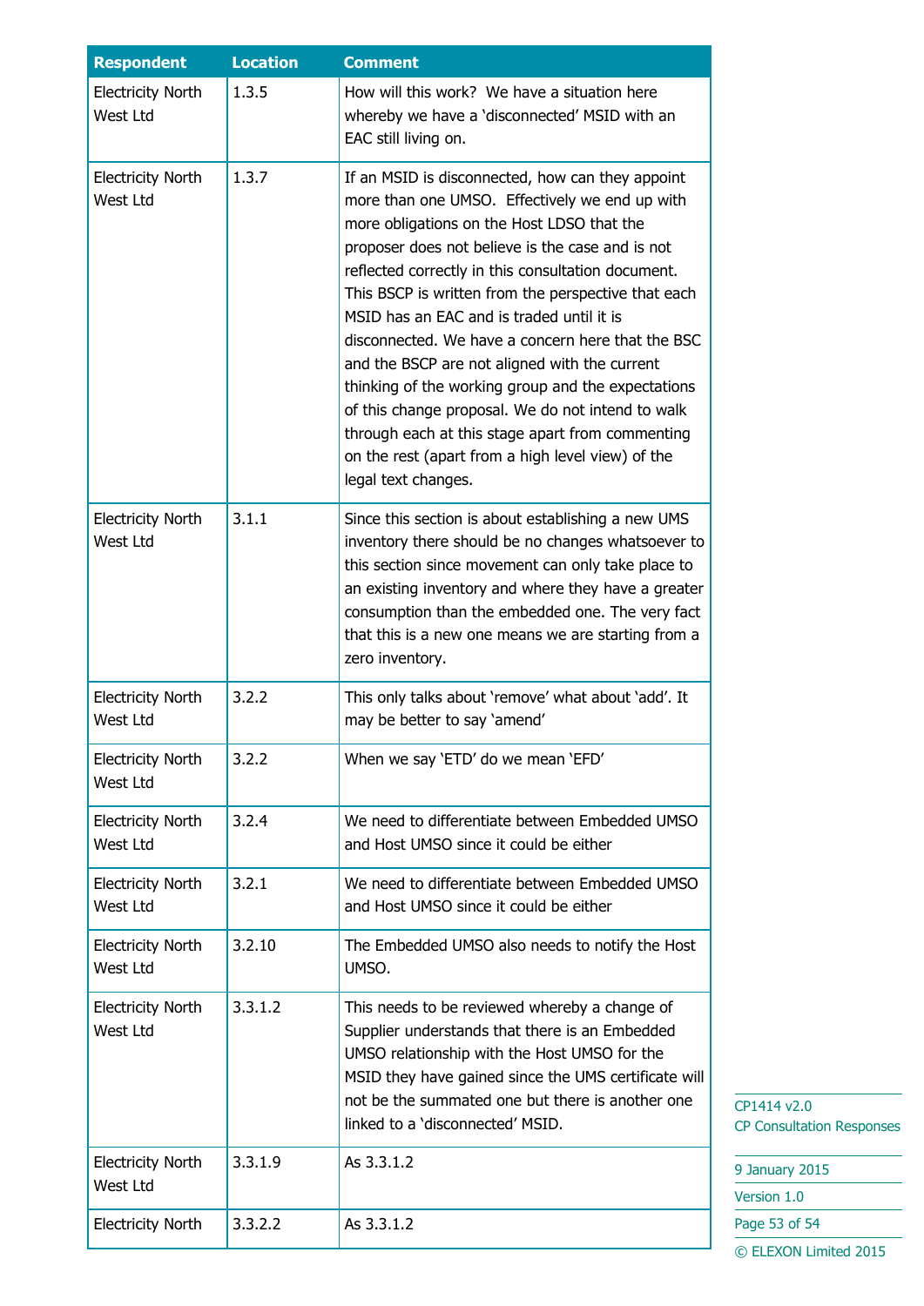| Respondent | Location | Comment |
| --- | --- | --- |
| Electricity North West Ltd | 1.3.5 | How will this work? We have a situation here whereby we have a 'disconnected' MSID with an EAC still living on. |
| Electricity North West Ltd | 1.3.7 | If an MSID is disconnected, how can they appoint more than one UMSO. Effectively we end up with more obligations on the Host LDSO that the proposer does not believe is the case and is not reflected correctly in this consultation document. This BSCP is written from the perspective that each MSID has an EAC and is traded until it is disconnected. We have a concern here that the BSC and the BSCP are not aligned with the current thinking of the working group and the expectations of this change proposal. We do not intend to walk through each at this stage apart from commenting on the rest (apart from a high level view) of the legal text changes. |
| Electricity North West Ltd | 3.1.1 | Since this section is about establishing a new UMS inventory there should be no changes whatsoever to this section since movement can only take place to an existing inventory and where they have a greater consumption than the embedded one. The very fact that this is a new one means we are starting from a zero inventory. |
| Electricity North West Ltd | 3.2.2 | This only talks about 'remove' what about 'add'. It may be better to say 'amend' |
| Electricity North West Ltd | 3.2.2 | When we say 'ETD' do we mean 'EFD' |
| Electricity North West Ltd | 3.2.4 | We need to differentiate between Embedded UMSO and Host UMSO since it could be either |
| Electricity North West Ltd | 3.2.1 | We need to differentiate between Embedded UMSO and Host UMSO since it could be either |
| Electricity North West Ltd | 3.2.10 | The Embedded UMSO also needs to notify the Host UMSO. |
| Electricity North West Ltd | 3.3.1.2 | This needs to be reviewed whereby a change of Supplier understands that there is an Embedded UMSO relationship with the Host UMSO for the MSID they have gained since the UMS certificate will not be the summated one but there is another one linked to a 'disconnected' MSID. |
| Electricity North West Ltd | 3.3.1.9 | As 3.3.1.2 |
| Electricity North | 3.3.2.2 | As 3.3.1.2 |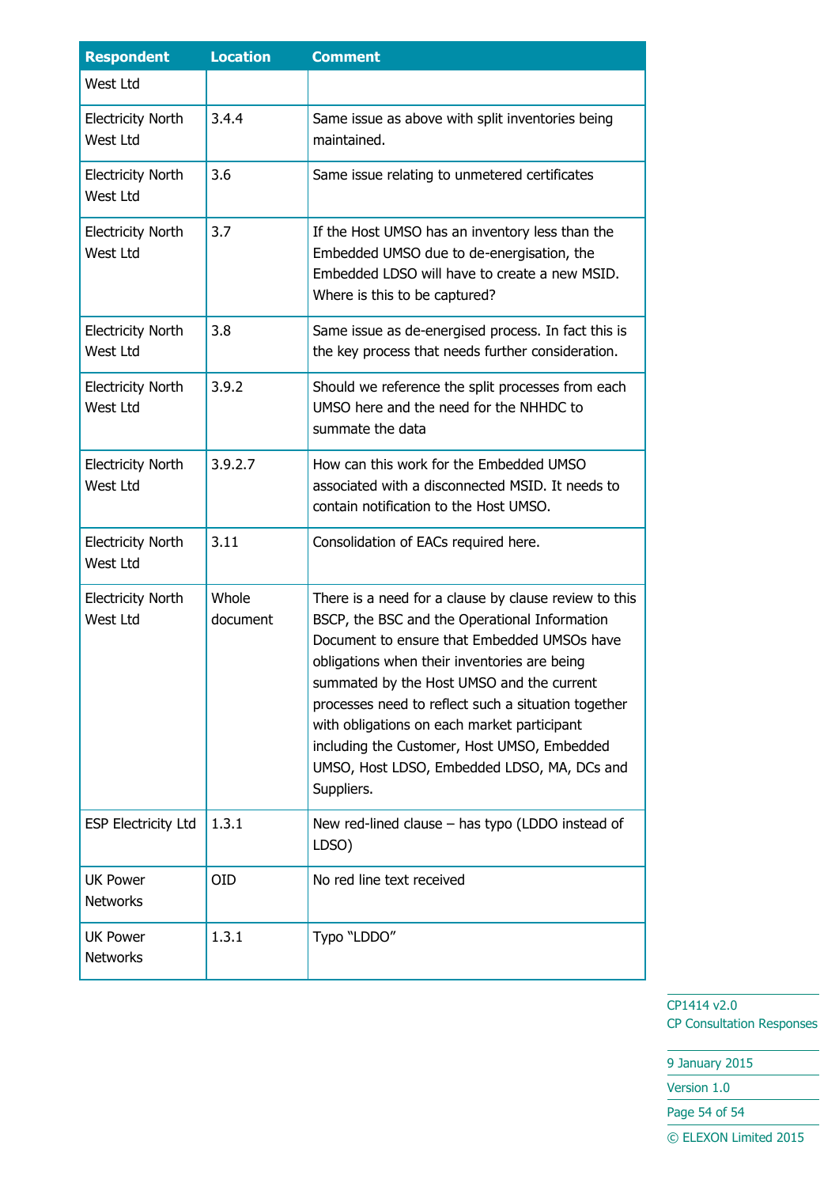| Respondent | Location | Comment |
|---|---|---|
| West Ltd | | |
| Electricity North West Ltd | 3.4.4 | Same issue as above with split inventories being maintained. |
| Electricity North West Ltd | 3.6 | Same issue relating to unmetered certificates |
| Electricity North West Ltd | 3.7 | If the Host UMSO has an inventory less than the Embedded UMSO due to de-energisation, the Embedded LDSO will have to create a new MSID. Where is this to be captured? |
| Electricity North West Ltd | 3.8 | Same issue as de-energised process. In fact this is the key process that needs further consideration. |
| Electricity North West Ltd | 3.9.2 | Should we reference the split processes from each UMSO here and the need for the NHHDC to summate the data |
| Electricity North West Ltd | 3.9.2.7 | How can this work for the Embedded UMSO associated with a disconnected MSID. It needs to contain notification to the Host UMSO. |
| Electricity North West Ltd | 3.11 | Consolidation of EACs required here. |
| Electricity North West Ltd | Whole document | There is a need for a clause by clause review to this BSCP, the BSC and the Operational Information Document to ensure that Embedded UMSOs have obligations when their inventories are being summated by the Host UMSO and the current processes need to reflect such a situation together with obligations on each market participant including the Customer, Host UMSO, Embedded UMSO, Host LDSO, Embedded LDSO, MA, DCs and Suppliers. |
| ESP Electricity Ltd | 1.3.1 | New red-lined clause – has typo (LDDO instead of LDSO) |
| UK Power Networks | OID | No red line text received |
| UK Power Networks | 1.3.1 | Typo "LDDO" |